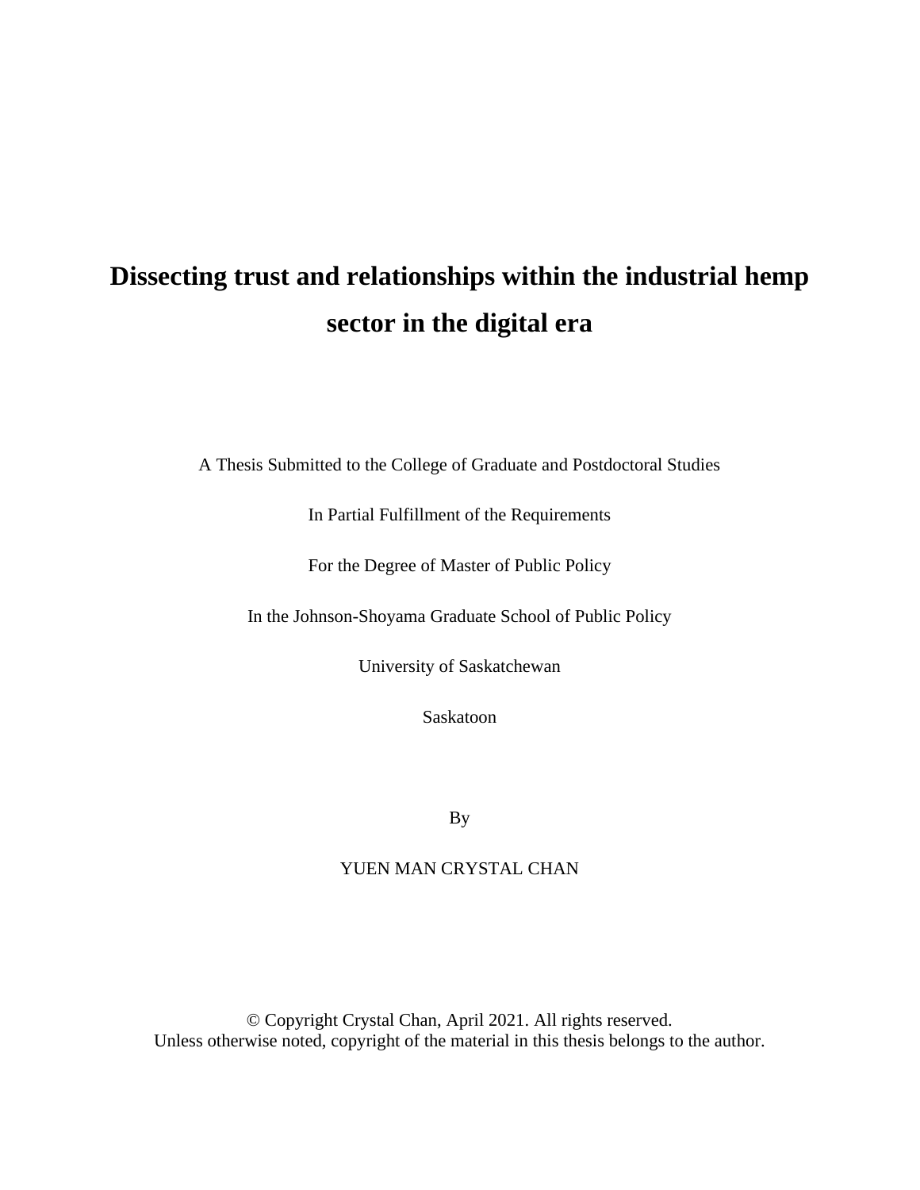# Dissecting trust and relationships within the industrial hemp sector in the digital era

A Thesis Submitted to the College of Graduate and Postdoctoral Studies

In Partial Fulfillment of the Requirements

For the Degree of Master of Public Policy

In the Johnson-Shoyama Graduate School of Public Policy

University of Saskatchewan

Saskatoon

By

YUEN MAN CRYSTAL CHAN

© Copyright Crystal Chan, April 2021. All rights reserved.
Unless otherwise noted, copyright of the material in this thesis belongs to the author.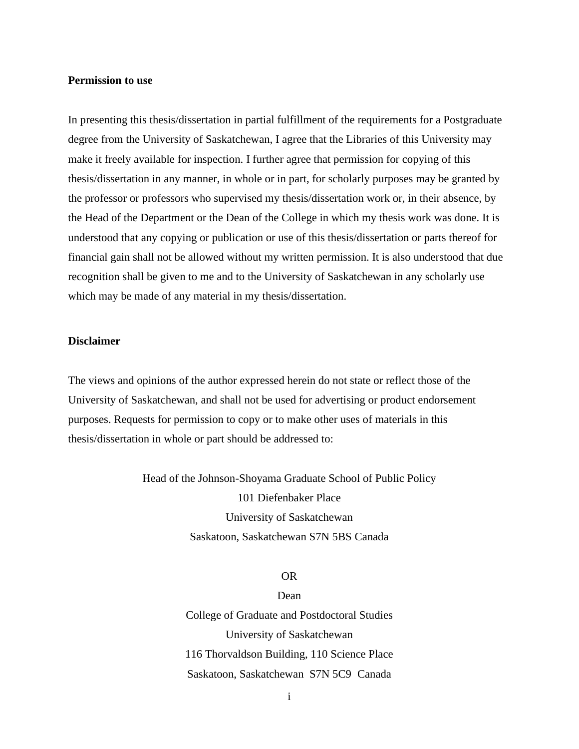**Permission to use**

In presenting this thesis/dissertation in partial fulfillment of the requirements for a Postgraduate degree from the University of Saskatchewan, I agree that the Libraries of this University may make it freely available for inspection. I further agree that permission for copying of this thesis/dissertation in any manner, in whole or in part, for scholarly purposes may be granted by the professor or professors who supervised my thesis/dissertation work or, in their absence, by the Head of the Department or the Dean of the College in which my thesis work was done. It is understood that any copying or publication or use of this thesis/dissertation or parts thereof for financial gain shall not be allowed without my written permission. It is also understood that due recognition shall be given to me and to the University of Saskatchewan in any scholarly use which may be made of any material in my thesis/dissertation.

**Disclaimer**

The views and opinions of the author expressed herein do not state or reflect those of the University of Saskatchewan, and shall not be used for advertising or product endorsement purposes. Requests for permission to copy or to make other uses of materials in this thesis/dissertation in whole or part should be addressed to:

Head of the Johnson-Shoyama Graduate School of Public Policy
101 Diefenbaker Place
University of Saskatchewan
Saskatoon, Saskatchewan S7N 5BS Canada

OR

Dean
College of Graduate and Postdoctoral Studies
University of Saskatchewan
116 Thorvaldson Building, 110 Science Place
Saskatoon, Saskatchewan S7N 5C9 Canada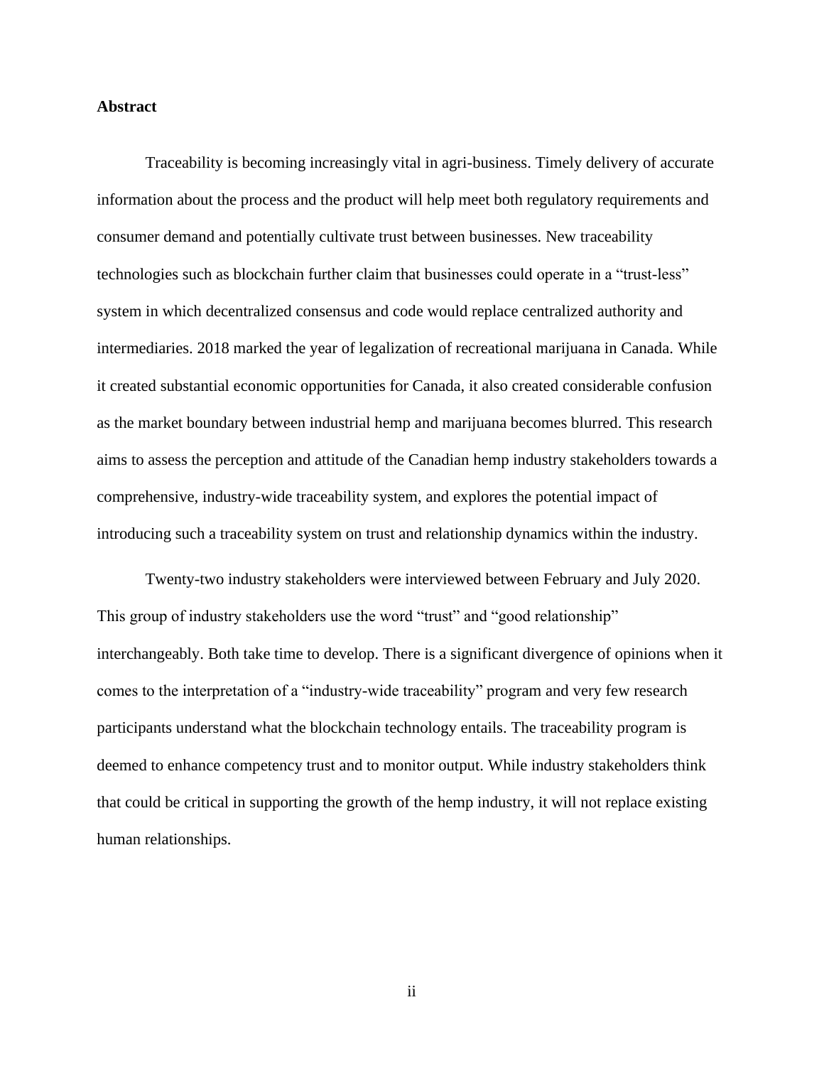**Abstract**

Traceability is becoming increasingly vital in agri-business. Timely delivery of accurate information about the process and the product will help meet both regulatory requirements and consumer demand and potentially cultivate trust between businesses. New traceability technologies such as blockchain further claim that businesses could operate in a "trust-less" system in which decentralized consensus and code would replace centralized authority and intermediaries. 2018 marked the year of legalization of recreational marijuana in Canada. While it created substantial economic opportunities for Canada, it also created considerable confusion as the market boundary between industrial hemp and marijuana becomes blurred. This research aims to assess the perception and attitude of the Canadian hemp industry stakeholders towards a comprehensive, industry-wide traceability system, and explores the potential impact of introducing such a traceability system on trust and relationship dynamics within the industry.

Twenty-two industry stakeholders were interviewed between February and July 2020. This group of industry stakeholders use the word "trust" and "good relationship" interchangeably. Both take time to develop. There is a significant divergence of opinions when it comes to the interpretation of a "industry-wide traceability" program and very few research participants understand what the blockchain technology entails. The traceability program is deemed to enhance competency trust and to monitor output. While industry stakeholders think that could be critical in supporting the growth of the hemp industry, it will not replace existing human relationships.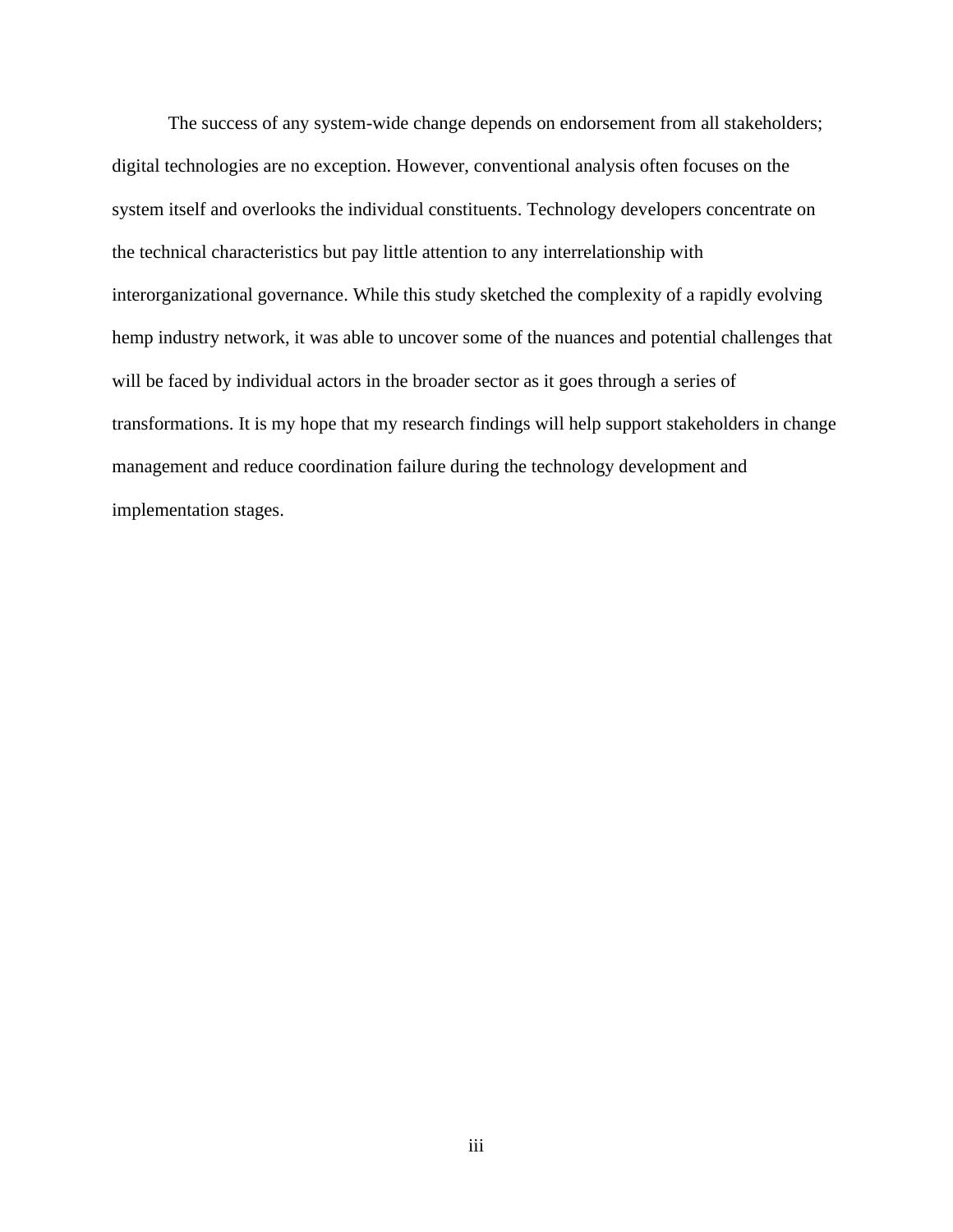The success of any system-wide change depends on endorsement from all stakeholders; digital technologies are no exception. However, conventional analysis often focuses on the system itself and overlooks the individual constituents. Technology developers concentrate on the technical characteristics but pay little attention to any interrelationship with interorganizational governance. While this study sketched the complexity of a rapidly evolving hemp industry network, it was able to uncover some of the nuances and potential challenges that will be faced by individual actors in the broader sector as it goes through a series of transformations. It is my hope that my research findings will help support stakeholders in change management and reduce coordination failure during the technology development and implementation stages.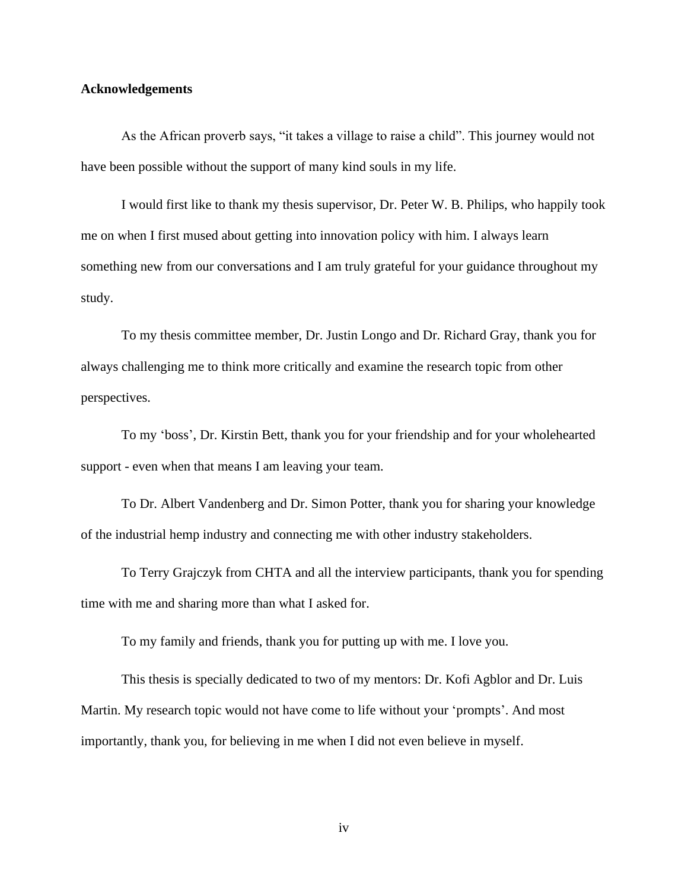## Acknowledgements

As the African proverb says, "it takes a village to raise a child". This journey would not have been possible without the support of many kind souls in my life.

I would first like to thank my thesis supervisor, Dr. Peter W. B. Philips, who happily took me on when I first mused about getting into innovation policy with him. I always learn something new from our conversations and I am truly grateful for your guidance throughout my study.

To my thesis committee member, Dr. Justin Longo and Dr. Richard Gray, thank you for always challenging me to think more critically and examine the research topic from other perspectives.

To my 'boss', Dr. Kirstin Bett, thank you for your friendship and for your wholehearted support - even when that means I am leaving your team.

To Dr. Albert Vandenberg and Dr. Simon Potter, thank you for sharing your knowledge of the industrial hemp industry and connecting me with other industry stakeholders.

To Terry Grajczyk from CHTA and all the interview participants, thank you for spending time with me and sharing more than what I asked for.

To my family and friends, thank you for putting up with me. I love you.

This thesis is specially dedicated to two of my mentors: Dr. Kofi Agblor and Dr. Luis Martin. My research topic would not have come to life without your 'prompts'. And most importantly, thank you, for believing in me when I did not even believe in myself.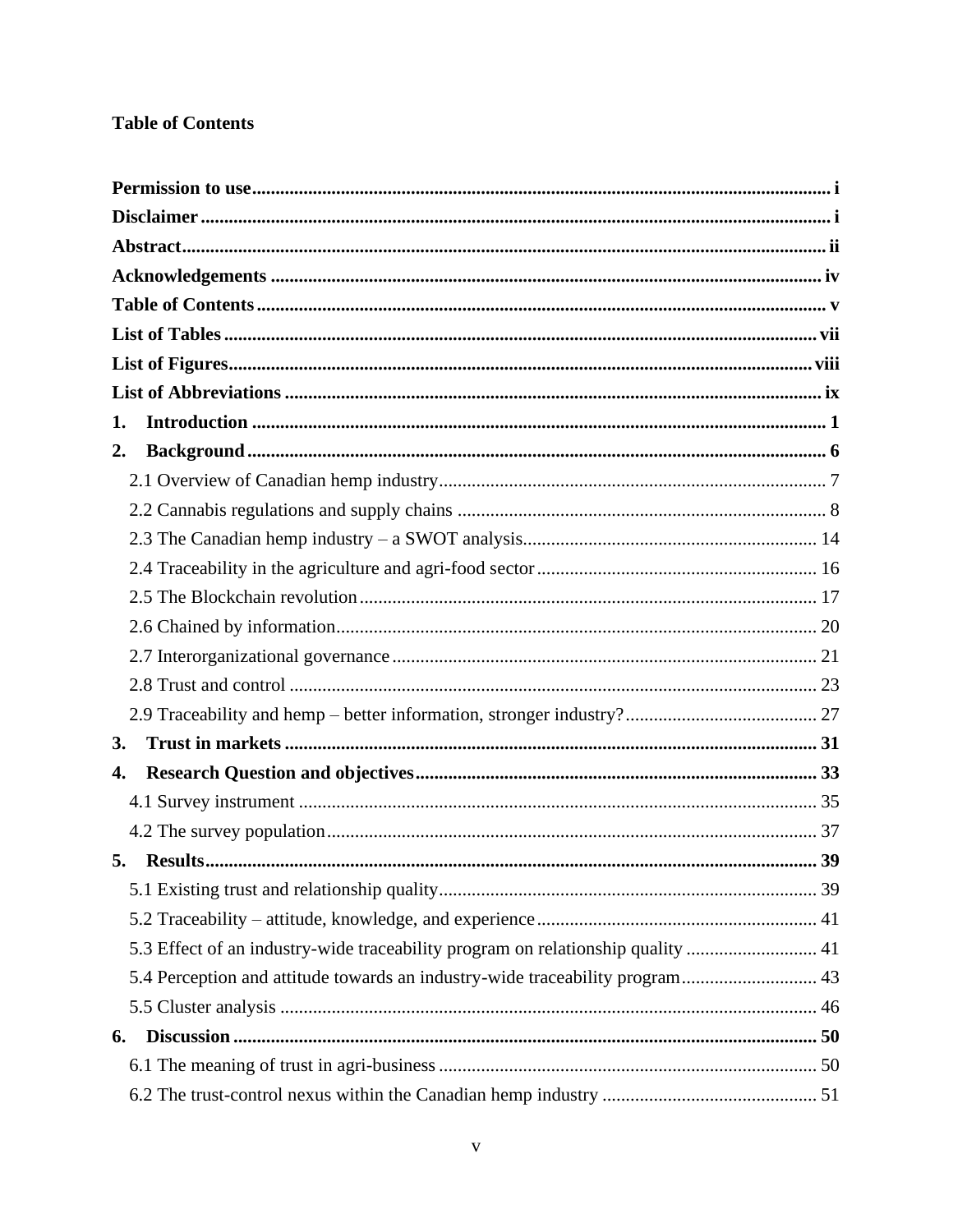## Table of Contents

**Permission to use** ........................................................................................................................ **i**
**Disclaimer** ........................................................................................................................ **i**
**Abstract** ........................................................................................................................ **ii**
**Acknowledgements** ........................................................................................................................ **iv**
**Table of Contents** ........................................................................................................................ **v**
**List of Tables** ........................................................................................................................ **vii**
**List of Figures** ........................................................................................................................ **viii**
**List of Abbreviations** ........................................................................................................................ **ix**
**1. Introduction** ........................................................................................................................ **1**
**2. Background** ........................................................................................................................ **6**
- 2.1 Overview of Canadian hemp industry ........................................................................................................................ 7
- 2.2 Cannabis regulations and supply chains ........................................................................................................................ 8
- 2.3 The Canadian hemp industry – a SWOT analysis ........................................................................................................................ 14
- 2.4 Traceability in the agriculture and agri-food sector ........................................................................................................................ 16
- 2.5 The Blockchain revolution ........................................................................................................................ 17
- 2.6 Chained by information ........................................................................................................................ 20
- 2.7 Interorganizational governance ........................................................................................................................ 21
- 2.8 Trust and control ........................................................................................................................ 23
- 2.9 Traceability and hemp – better information, stronger industry? ........................................................................................................................ 27

**3. Trust in markets** ........................................................................................................................ **31**
**4. Research Question and objectives** ........................................................................................................................ **33**
- 4.1 Survey instrument ........................................................................................................................ 35
- 4.2 The survey population ........................................................................................................................ 37

**5. Results** ........................................................................................................................ **39**
- 5.1 Existing trust and relationship quality ........................................................................................................................ 39
- 5.2 Traceability – attitude, knowledge, and experience ........................................................................................................................ 41
- 5.3 Effect of an industry-wide traceability program on relationship quality ........................................................................................................................ 41
- 5.4 Perception and attitude towards an industry-wide traceability program ........................................................................................................................ 43
- 5.5 Cluster analysis ........................................................................................................................ 46

**6. Discussion** ........................................................................................................................ **50**
- 6.1 The meaning of trust in agri-business ........................................................................................................................ 50
- 6.2 The trust-control nexus within the Canadian hemp industry ........................................................................................................................ 51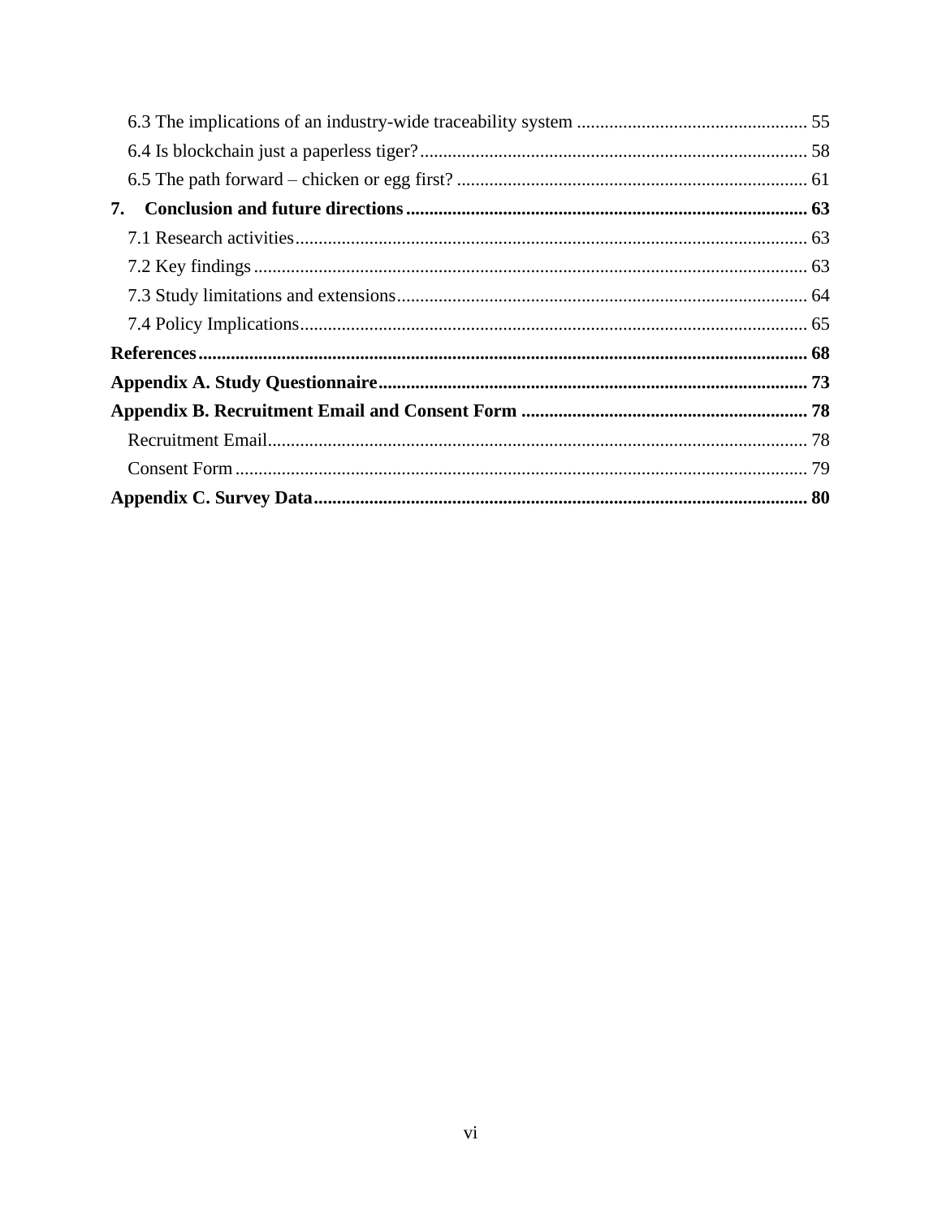6.3 The implications of an industry-wide traceability system ........ 55
6.4 Is blockchain just a paperless tiger? ........ 58
6.5 The path forward – chicken or egg first? ........ 61

**7. Conclusion and future directions ........ 63**

7.1 Research activities ........ 63
7.2 Key findings ........ 63
7.3 Study limitations and extensions ........ 64
7.4 Policy Implications ........ 65

**References ........ 68**

**Appendix A. Study Questionnaire ........ 73**

**Appendix B. Recruitment Email and Consent Form ........ 78**

Recruitment Email ........ 78
Consent Form ........ 79

**Appendix C. Survey Data ........ 80**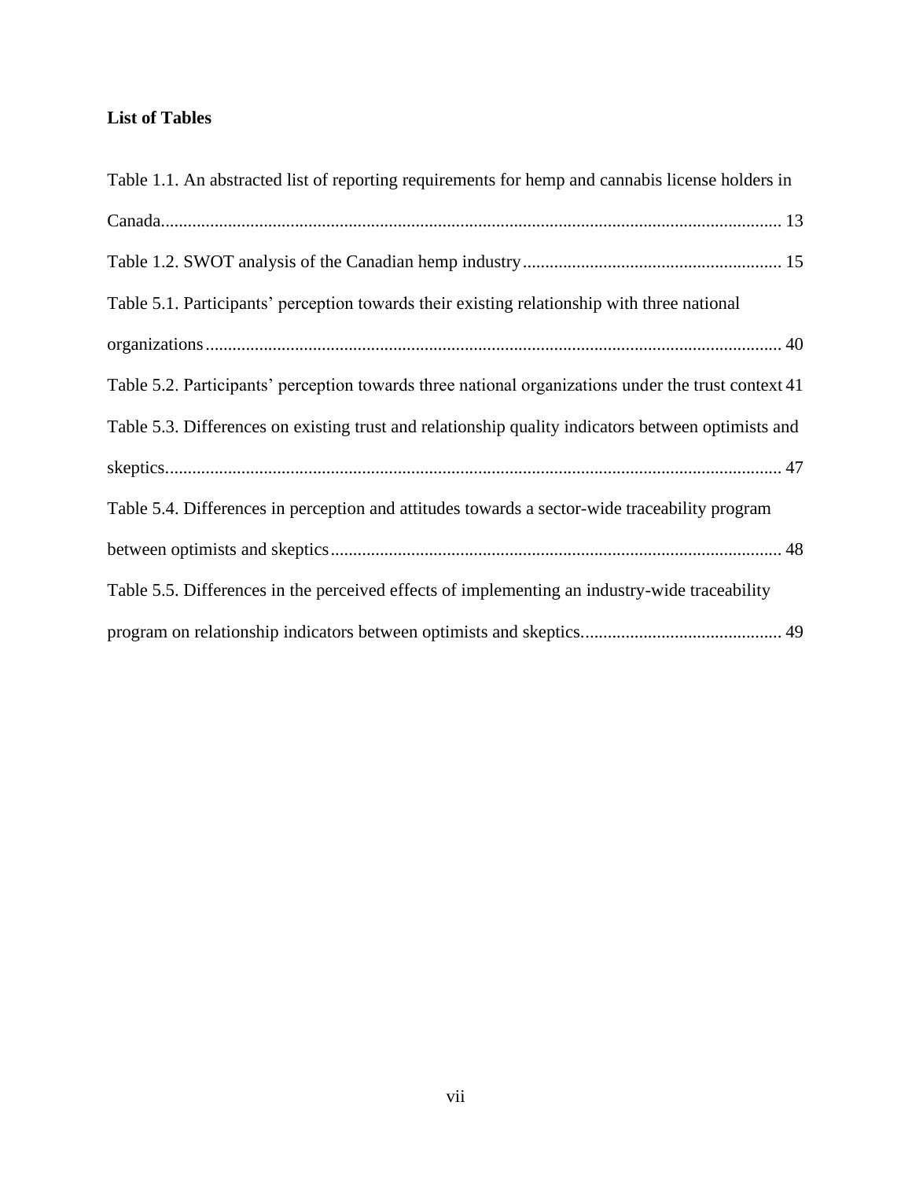**List of Tables**

Table 1.1. An abstracted list of reporting requirements for hemp and cannabis license holders in Canada........................................................................................................................................ 13

Table 1.2. SWOT analysis of the Canadian hemp industry......................................................... 15

Table 5.1. Participants' perception towards their existing relationship with three national organizations................................................................................................................................ 40

Table 5.2. Participants' perception towards three national organizations under the trust context 41

Table 5.3. Differences on existing trust and relationship quality indicators between optimists and skeptics........................................................................................................................................ 47

Table 5.4. Differences in perception and attitudes towards a sector-wide traceability program between optimists and skeptics.................................................................................................... 48

Table 5.5. Differences in the perceived effects of implementing an industry-wide traceability program on relationship indicators between optimists and skeptics............................................ 49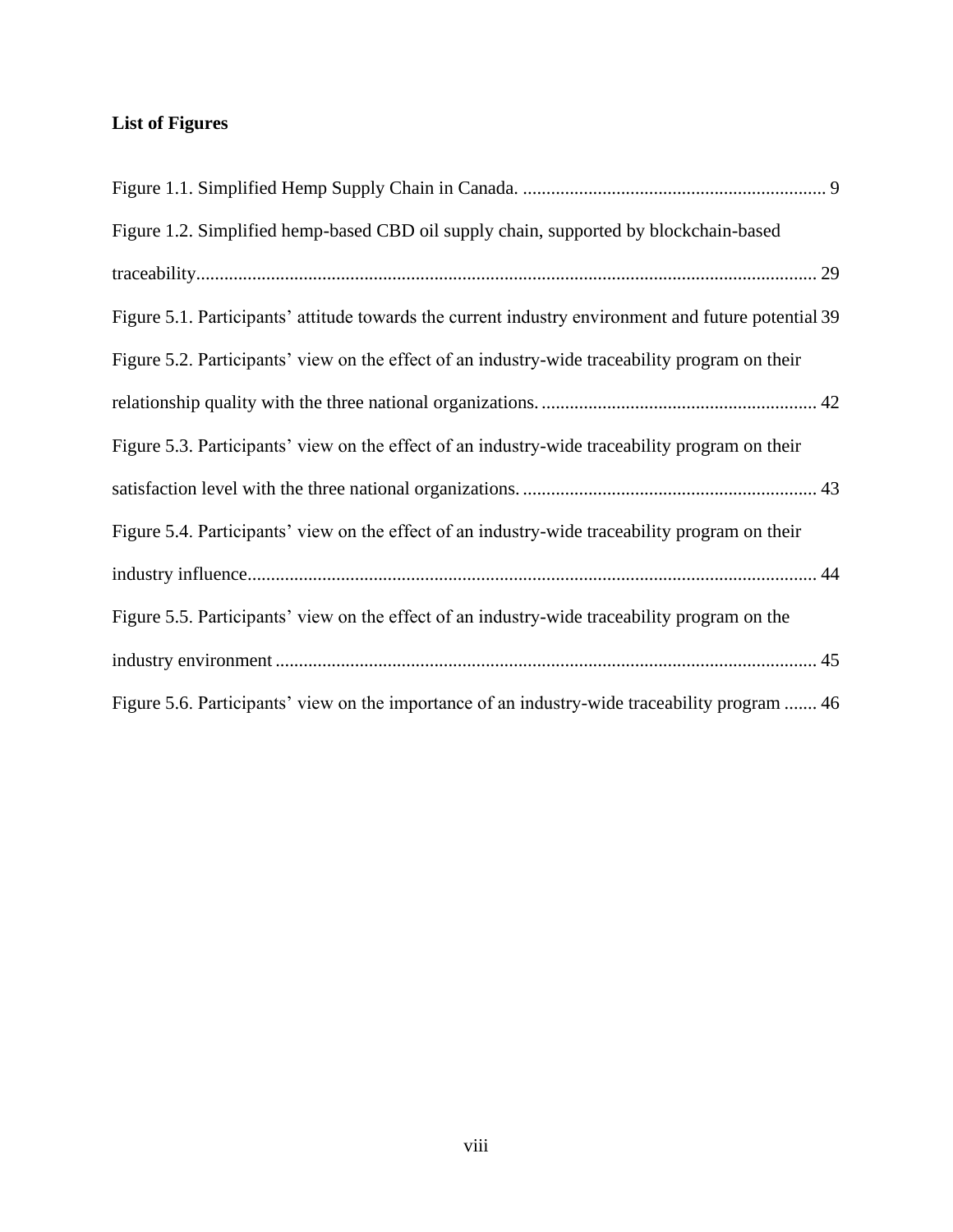**List of Figures**

Figure 1.1. Simplified Hemp Supply Chain in Canada. ................................................................ 9

Figure 1.2. Simplified hemp-based CBD oil supply chain, supported by blockchain-based traceability.................................................................................................................................. 29

Figure 5.1. Participants' attitude towards the current industry environment and future potential 39

Figure 5.2. Participants' view on the effect of an industry-wide traceability program on their relationship quality with the three national organizations. .......................................................... 42

Figure 5.3. Participants' view on the effect of an industry-wide traceability program on their satisfaction level with the three national organizations. .............................................................. 43

Figure 5.4. Participants' view on the effect of an industry-wide traceability program on their industry influence......................................................................................................................... 44

Figure 5.5. Participants' view on the effect of an industry-wide traceability program on the industry environment ................................................................................................................... 45

Figure 5.6. Participants' view on the importance of an industry-wide traceability program ....... 46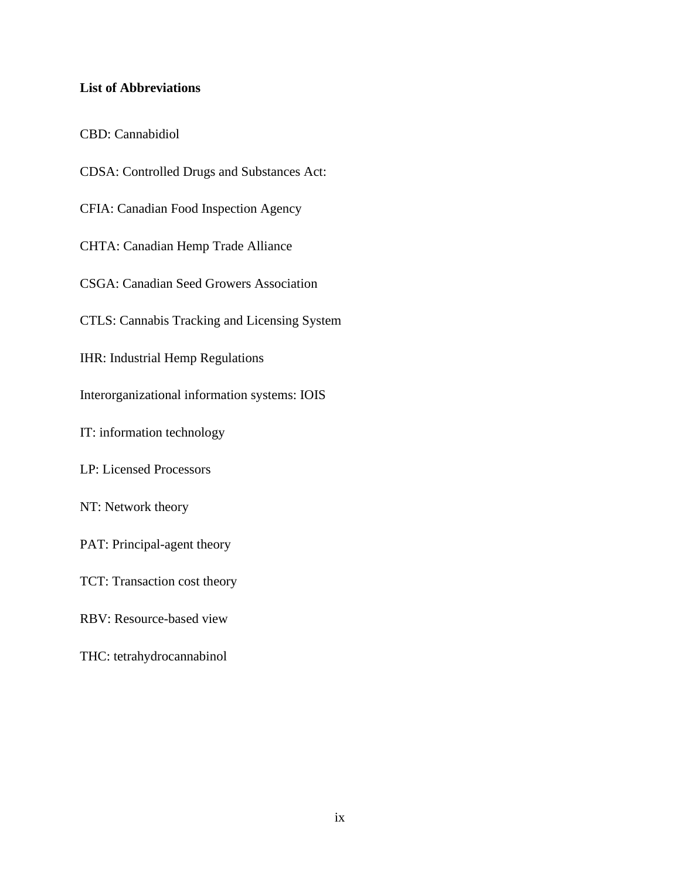**List of Abbreviations**

CBD: Cannabidiol

CDSA: Controlled Drugs and Substances Act:

CFIA: Canadian Food Inspection Agency

CHTA: Canadian Hemp Trade Alliance

CSGA: Canadian Seed Growers Association

CTLS: Cannabis Tracking and Licensing System

IHR: Industrial Hemp Regulations

Interorganizational information systems: IOIS

IT: information technology

LP: Licensed Processors

NT: Network theory

PAT: Principal-agent theory

TCT: Transaction cost theory

RBV: Resource-based view

THC: tetrahydrocannabinol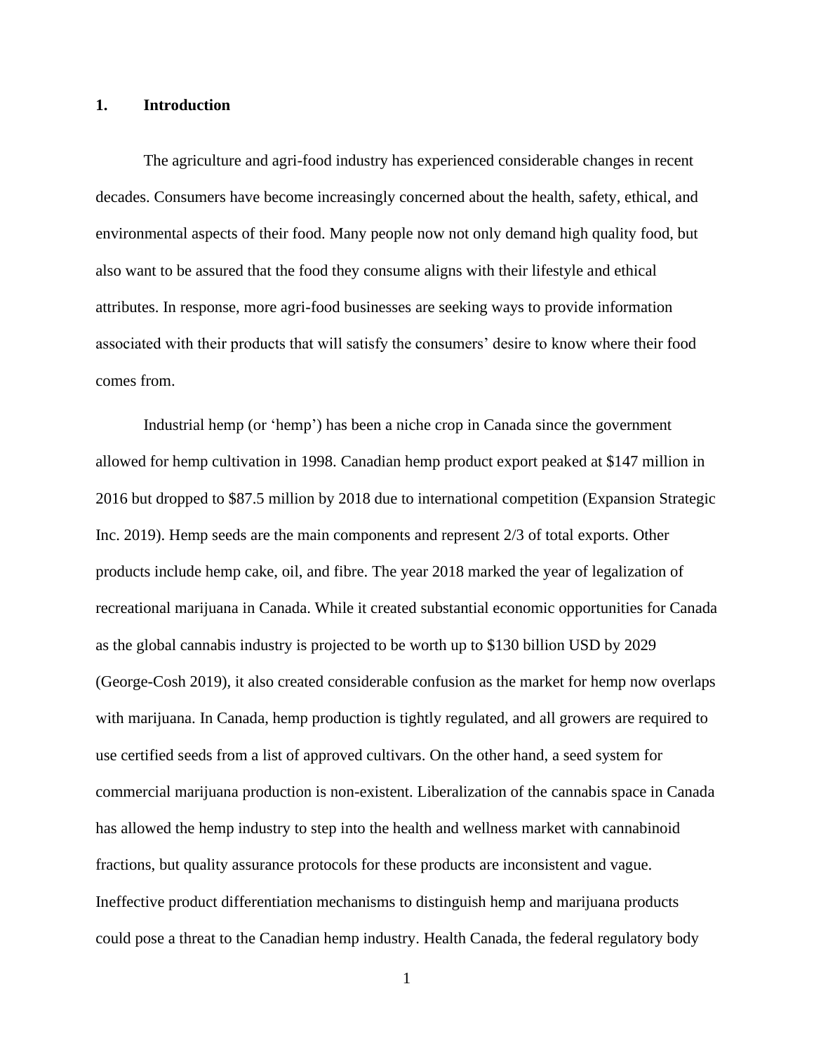# 1. Introduction

The agriculture and agri-food industry has experienced considerable changes in recent decades. Consumers have become increasingly concerned about the health, safety, ethical, and environmental aspects of their food. Many people now not only demand high quality food, but also want to be assured that the food they consume aligns with their lifestyle and ethical attributes. In response, more agri-food businesses are seeking ways to provide information associated with their products that will satisfy the consumers' desire to know where their food comes from.

Industrial hemp (or 'hemp') has been a niche crop in Canada since the government allowed for hemp cultivation in 1998. Canadian hemp product export peaked at $147 million in 2016 but dropped to $87.5 million by 2018 due to international competition (Expansion Strategic Inc. 2019). Hemp seeds are the main components and represent 2/3 of total exports. Other products include hemp cake, oil, and fibre. The year 2018 marked the year of legalization of recreational marijuana in Canada. While it created substantial economic opportunities for Canada as the global cannabis industry is projected to be worth up to $130 billion USD by 2029 (George-Cosh 2019), it also created considerable confusion as the market for hemp now overlaps with marijuana. In Canada, hemp production is tightly regulated, and all growers are required to use certified seeds from a list of approved cultivars. On the other hand, a seed system for commercial marijuana production is non-existent. Liberalization of the cannabis space in Canada has allowed the hemp industry to step into the health and wellness market with cannabinoid fractions, but quality assurance protocols for these products are inconsistent and vague. Ineffective product differentiation mechanisms to distinguish hemp and marijuana products could pose a threat to the Canadian hemp industry. Health Canada, the federal regulatory body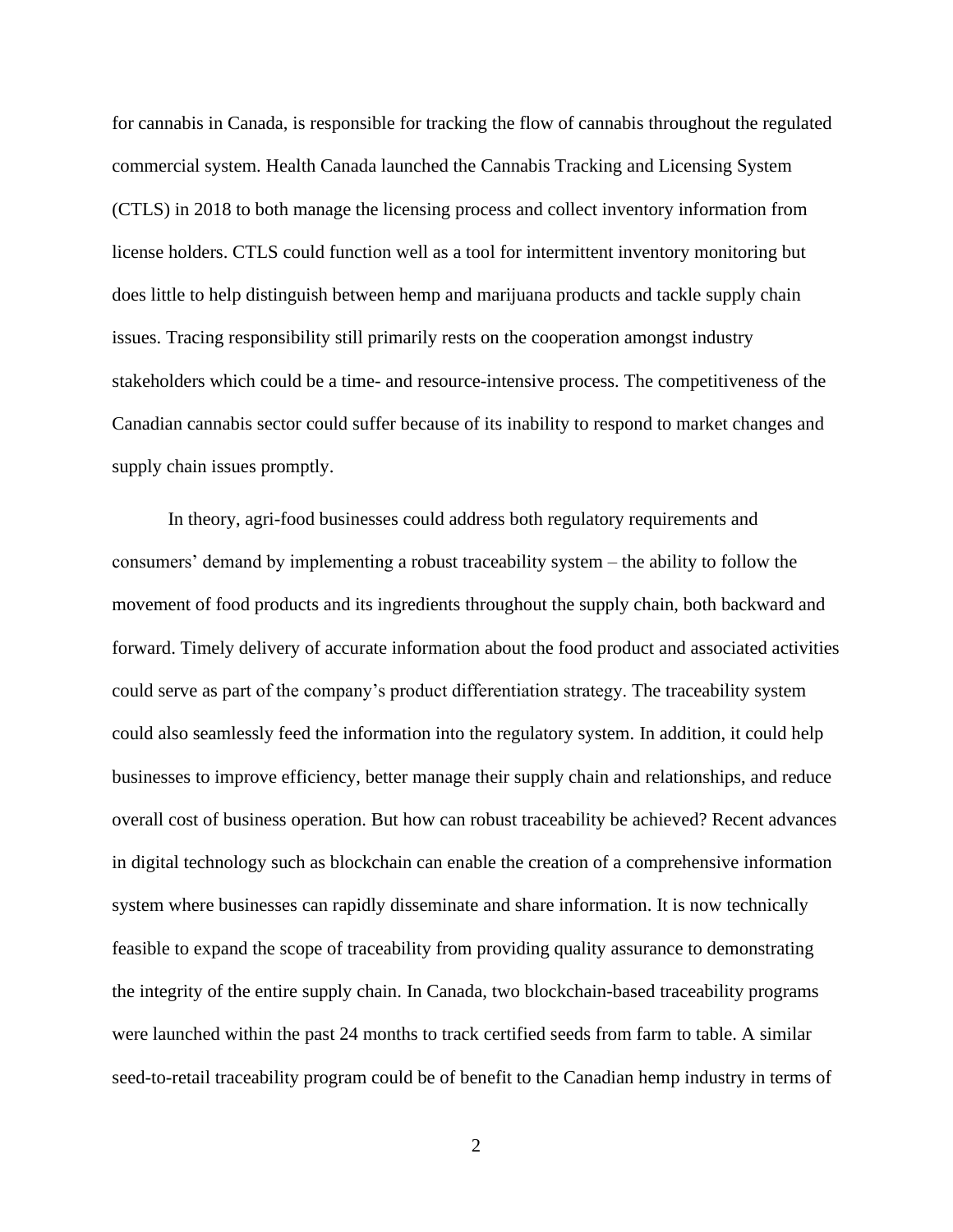for cannabis in Canada, is responsible for tracking the flow of cannabis throughout the regulated commercial system. Health Canada launched the Cannabis Tracking and Licensing System (CTLS) in 2018 to both manage the licensing process and collect inventory information from license holders. CTLS could function well as a tool for intermittent inventory monitoring but does little to help distinguish between hemp and marijuana products and tackle supply chain issues. Tracing responsibility still primarily rests on the cooperation amongst industry stakeholders which could be a time- and resource-intensive process. The competitiveness of the Canadian cannabis sector could suffer because of its inability to respond to market changes and supply chain issues promptly.

In theory, agri-food businesses could address both regulatory requirements and consumers' demand by implementing a robust traceability system – the ability to follow the movement of food products and its ingredients throughout the supply chain, both backward and forward. Timely delivery of accurate information about the food product and associated activities could serve as part of the company's product differentiation strategy. The traceability system could also seamlessly feed the information into the regulatory system. In addition, it could help businesses to improve efficiency, better manage their supply chain and relationships, and reduce overall cost of business operation. But how can robust traceability be achieved? Recent advances in digital technology such as blockchain can enable the creation of a comprehensive information system where businesses can rapidly disseminate and share information. It is now technically feasible to expand the scope of traceability from providing quality assurance to demonstrating the integrity of the entire supply chain. In Canada, two blockchain-based traceability programs were launched within the past 24 months to track certified seeds from farm to table. A similar seed-to-retail traceability program could be of benefit to the Canadian hemp industry in terms of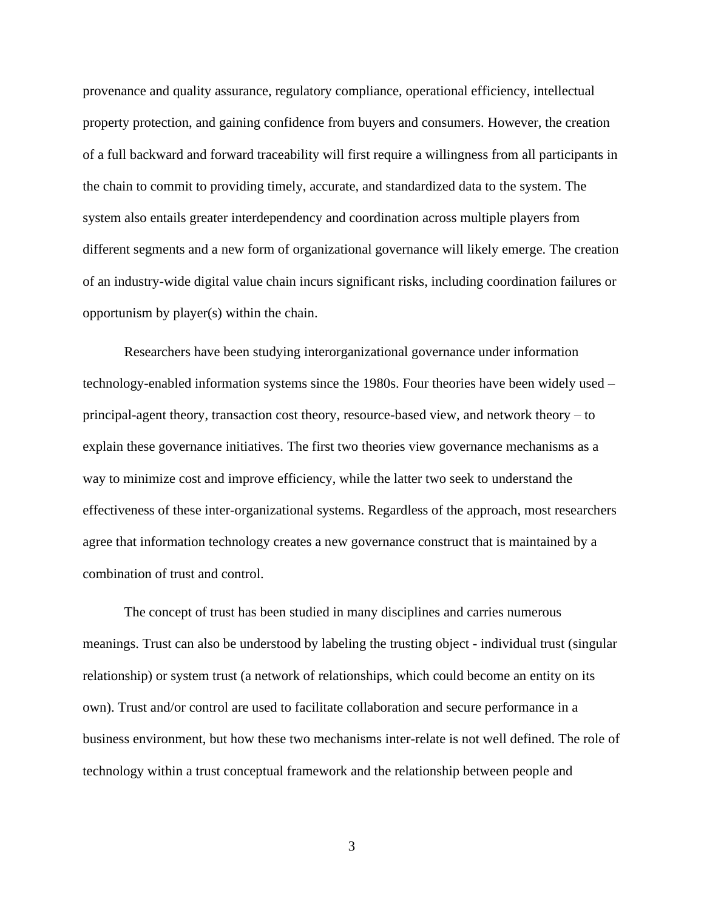provenance and quality assurance, regulatory compliance, operational efficiency, intellectual property protection, and gaining confidence from buyers and consumers. However, the creation of a full backward and forward traceability will first require a willingness from all participants in the chain to commit to providing timely, accurate, and standardized data to the system. The system also entails greater interdependency and coordination across multiple players from different segments and a new form of organizational governance will likely emerge. The creation of an industry-wide digital value chain incurs significant risks, including coordination failures or opportunism by player(s) within the chain.

Researchers have been studying interorganizational governance under information technology-enabled information systems since the 1980s. Four theories have been widely used – principal-agent theory, transaction cost theory, resource-based view, and network theory – to explain these governance initiatives. The first two theories view governance mechanisms as a way to minimize cost and improve efficiency, while the latter two seek to understand the effectiveness of these inter-organizational systems. Regardless of the approach, most researchers agree that information technology creates a new governance construct that is maintained by a combination of trust and control.

The concept of trust has been studied in many disciplines and carries numerous meanings. Trust can also be understood by labeling the trusting object - individual trust (singular relationship) or system trust (a network of relationships, which could become an entity on its own). Trust and/or control are used to facilitate collaboration and secure performance in a business environment, but how these two mechanisms inter-relate is not well defined. The role of technology within a trust conceptual framework and the relationship between people and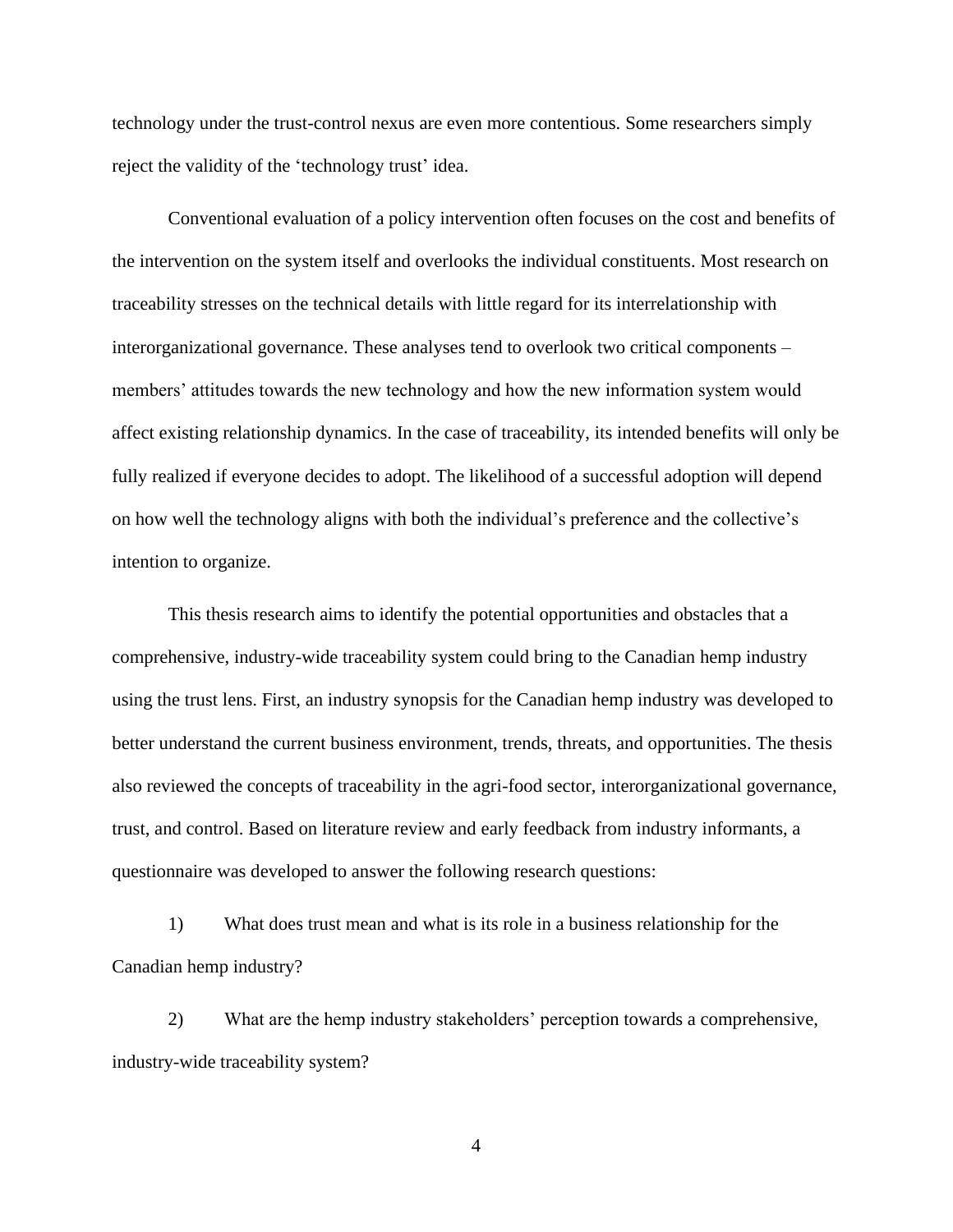technology under the trust-control nexus are even more contentious. Some researchers simply reject the validity of the 'technology trust' idea.

Conventional evaluation of a policy intervention often focuses on the cost and benefits of the intervention on the system itself and overlooks the individual constituents. Most research on traceability stresses on the technical details with little regard for its interrelationship with interorganizational governance. These analyses tend to overlook two critical components – members' attitudes towards the new technology and how the new information system would affect existing relationship dynamics. In the case of traceability, its intended benefits will only be fully realized if everyone decides to adopt. The likelihood of a successful adoption will depend on how well the technology aligns with both the individual's preference and the collective's intention to organize.

This thesis research aims to identify the potential opportunities and obstacles that a comprehensive, industry-wide traceability system could bring to the Canadian hemp industry using the trust lens. First, an industry synopsis for the Canadian hemp industry was developed to better understand the current business environment, trends, threats, and opportunities. The thesis also reviewed the concepts of traceability in the agri-food sector, interorganizational governance, trust, and control. Based on literature review and early feedback from industry informants, a questionnaire was developed to answer the following research questions:

1) What does trust mean and what is its role in a business relationship for the Canadian hemp industry?

2) What are the hemp industry stakeholders' perception towards a comprehensive, industry-wide traceability system?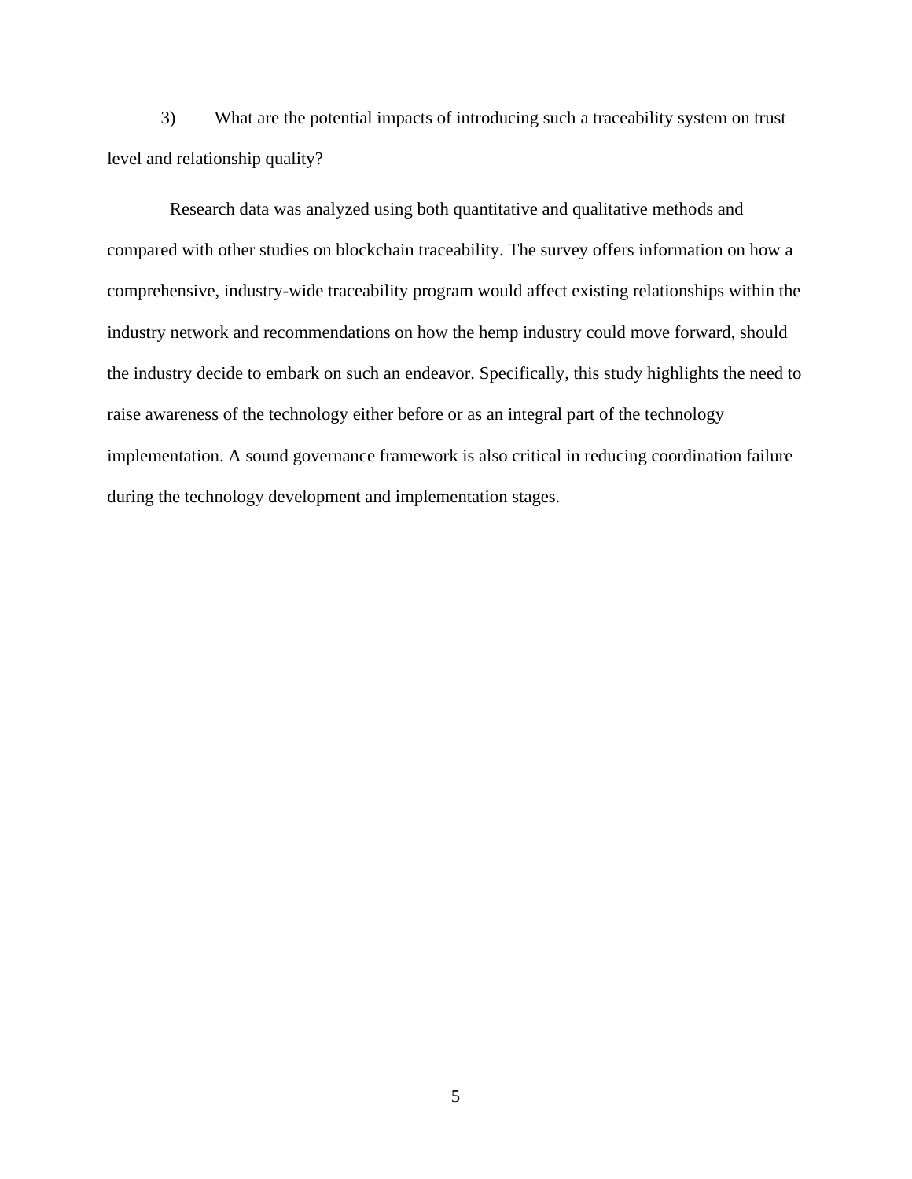3) What are the potential impacts of introducing such a traceability system on trust level and relationship quality?

Research data was analyzed using both quantitative and qualitative methods and compared with other studies on blockchain traceability. The survey offers information on how a comprehensive, industry-wide traceability program would affect existing relationships within the industry network and recommendations on how the hemp industry could move forward, should the industry decide to embark on such an endeavor. Specifically, this study highlights the need to raise awareness of the technology either before or as an integral part of the technology implementation. A sound governance framework is also critical in reducing coordination failure during the technology development and implementation stages.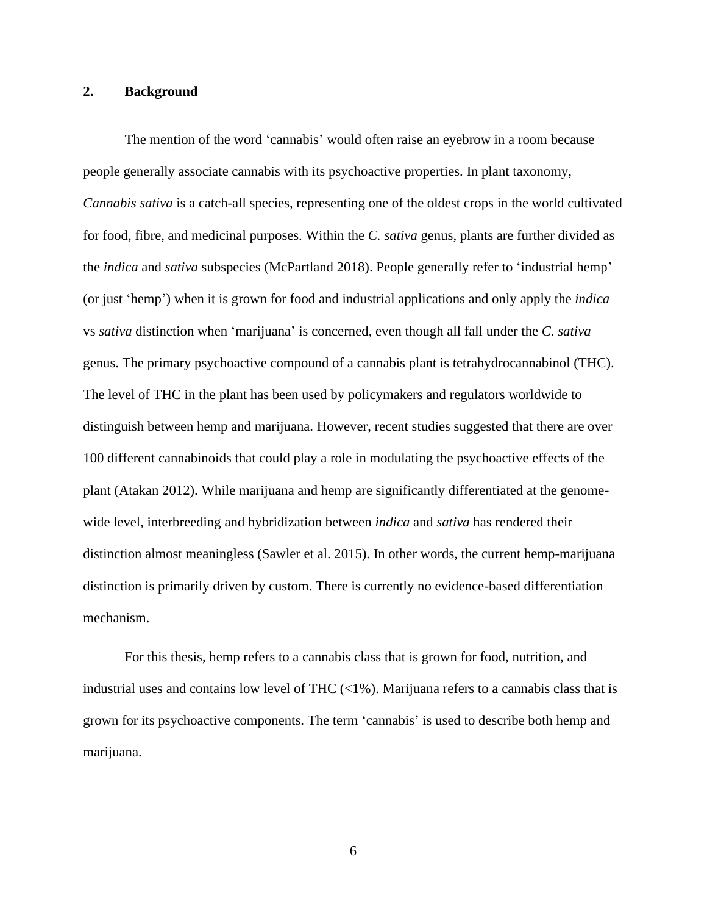## 2. Background

The mention of the word 'cannabis' would often raise an eyebrow in a room because people generally associate cannabis with its psychoactive properties. In plant taxonomy, *Cannabis sativa* is a catch-all species, representing one of the oldest crops in the world cultivated for food, fibre, and medicinal purposes. Within the *C. sativa* genus, plants are further divided as the *indica* and *sativa* subspecies (McPartland 2018). People generally refer to 'industrial hemp' (or just 'hemp') when it is grown for food and industrial applications and only apply the *indica* vs *sativa* distinction when 'marijuana' is concerned, even though all fall under the *C. sativa* genus. The primary psychoactive compound of a cannabis plant is tetrahydrocannabinol (THC). The level of THC in the plant has been used by policymakers and regulators worldwide to distinguish between hemp and marijuana. However, recent studies suggested that there are over 100 different cannabinoids that could play a role in modulating the psychoactive effects of the plant (Atakan 2012). While marijuana and hemp are significantly differentiated at the genome-wide level, interbreeding and hybridization between *indica* and *sativa* has rendered their distinction almost meaningless (Sawler et al. 2015). In other words, the current hemp-marijuana distinction is primarily driven by custom. There is currently no evidence-based differentiation mechanism.

For this thesis, hemp refers to a cannabis class that is grown for food, nutrition, and industrial uses and contains low level of THC (<1%). Marijuana refers to a cannabis class that is grown for its psychoactive components. The term 'cannabis' is used to describe both hemp and marijuana.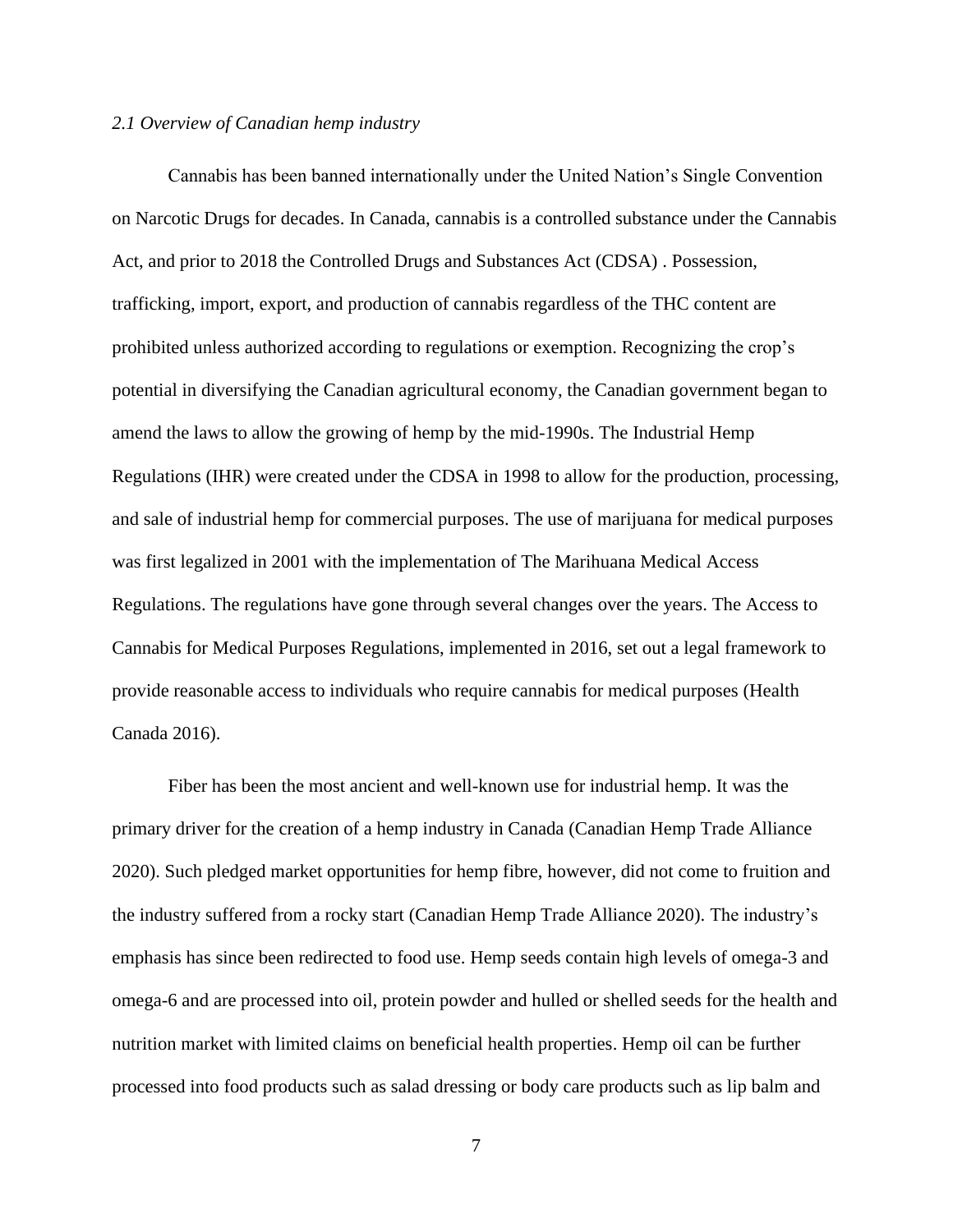*2.1 Overview of Canadian hemp industry*

Cannabis has been banned internationally under the United Nation's Single Convention on Narcotic Drugs for decades. In Canada, cannabis is a controlled substance under the Cannabis Act, and prior to 2018 the Controlled Drugs and Substances Act (CDSA) . Possession, trafficking, import, export, and production of cannabis regardless of the THC content are prohibited unless authorized according to regulations or exemption. Recognizing the crop's potential in diversifying the Canadian agricultural economy, the Canadian government began to amend the laws to allow the growing of hemp by the mid-1990s. The Industrial Hemp Regulations (IHR) were created under the CDSA in 1998 to allow for the production, processing, and sale of industrial hemp for commercial purposes. The use of marijuana for medical purposes was first legalized in 2001 with the implementation of The Marihuana Medical Access Regulations. The regulations have gone through several changes over the years. The Access to Cannabis for Medical Purposes Regulations, implemented in 2016, set out a legal framework to provide reasonable access to individuals who require cannabis for medical purposes (Health Canada 2016).

Fiber has been the most ancient and well-known use for industrial hemp. It was the primary driver for the creation of a hemp industry in Canada (Canadian Hemp Trade Alliance 2020). Such pledged market opportunities for hemp fibre, however, did not come to fruition and the industry suffered from a rocky start (Canadian Hemp Trade Alliance 2020). The industry's emphasis has since been redirected to food use. Hemp seeds contain high levels of omega-3 and omega-6 and are processed into oil, protein powder and hulled or shelled seeds for the health and nutrition market with limited claims on beneficial health properties. Hemp oil can be further processed into food products such as salad dressing or body care products such as lip balm and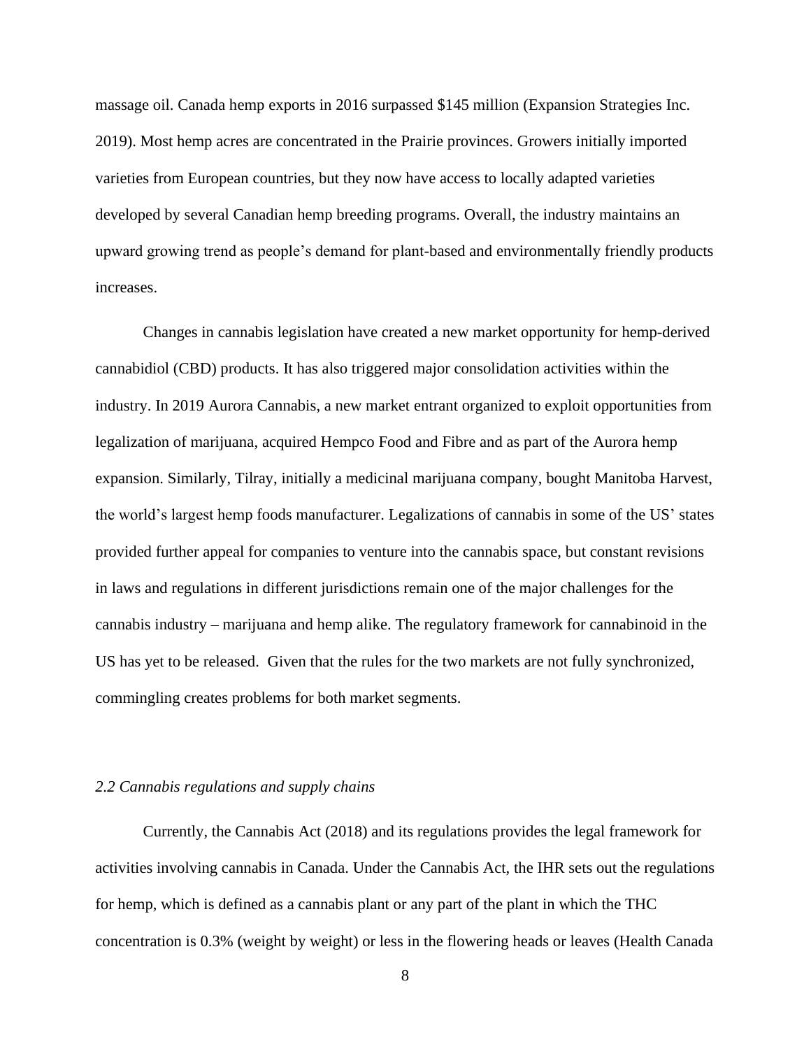massage oil. Canada hemp exports in 2016 surpassed $145 million (Expansion Strategies Inc. 2019). Most hemp acres are concentrated in the Prairie provinces. Growers initially imported varieties from European countries, but they now have access to locally adapted varieties developed by several Canadian hemp breeding programs. Overall, the industry maintains an upward growing trend as people's demand for plant-based and environmentally friendly products increases.

Changes in cannabis legislation have created a new market opportunity for hemp-derived cannabidiol (CBD) products. It has also triggered major consolidation activities within the industry. In 2019 Aurora Cannabis, a new market entrant organized to exploit opportunities from legalization of marijuana, acquired Hempco Food and Fibre and as part of the Aurora hemp expansion. Similarly, Tilray, initially a medicinal marijuana company, bought Manitoba Harvest, the world's largest hemp foods manufacturer. Legalizations of cannabis in some of the US' states provided further appeal for companies to venture into the cannabis space, but constant revisions in laws and regulations in different jurisdictions remain one of the major challenges for the cannabis industry – marijuana and hemp alike. The regulatory framework for cannabinoid in the US has yet to be released. Given that the rules for the two markets are not fully synchronized, commingling creates problems for both market segments.

### *2.2 Cannabis regulations and supply chains*

Currently, the Cannabis Act (2018) and its regulations provides the legal framework for activities involving cannabis in Canada. Under the Cannabis Act, the IHR sets out the regulations for hemp, which is defined as a cannabis plant or any part of the plant in which the THC concentration is 0.3% (weight by weight) or less in the flowering heads or leaves (Health Canada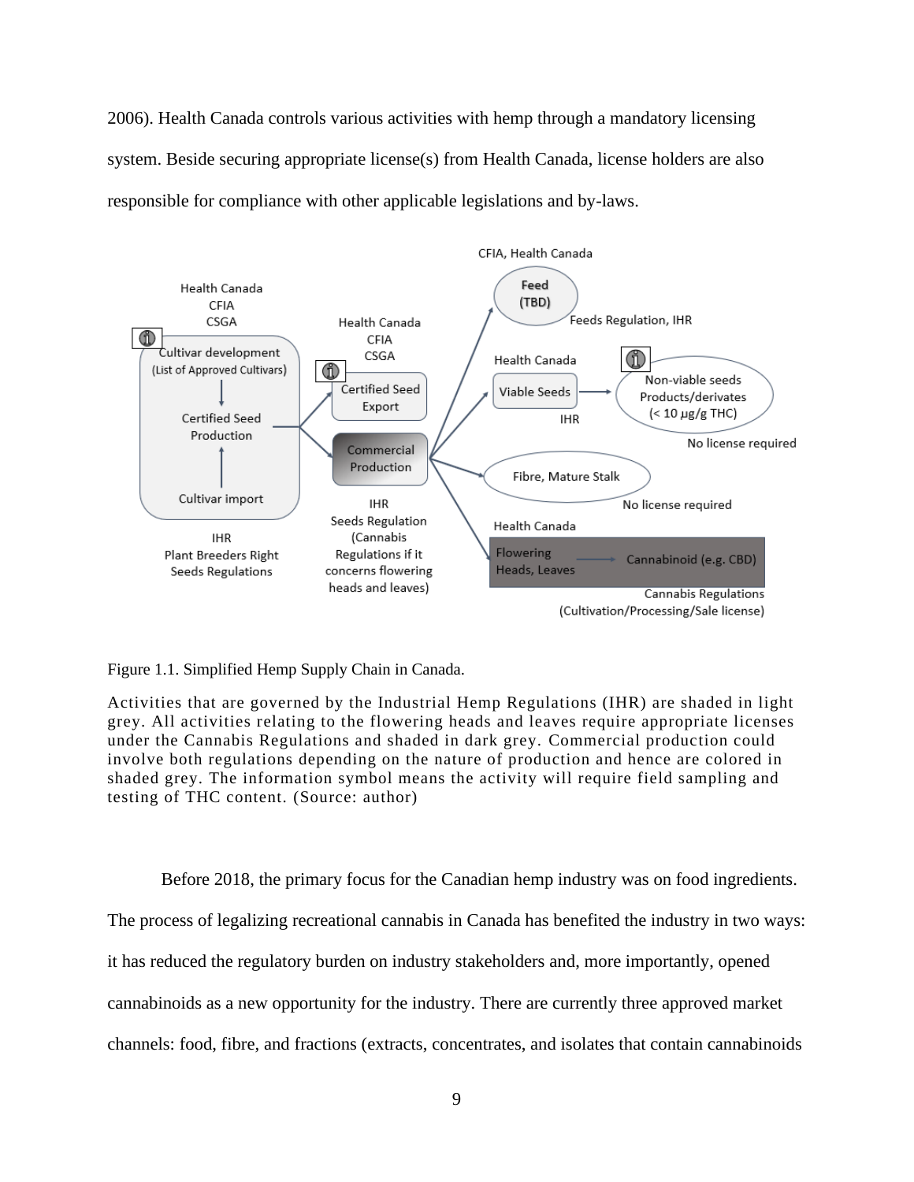2006). Health Canada controls various activities with hemp through a mandatory licensing system. Beside securing appropriate license(s) from Health Canada, license holders are also responsible for compliance with other applicable legislations and by-laws.

Figure 1.1. Simplified Hemp Supply Chain in Canada.

Activities that are governed by the Industrial Hemp Regulations (IHR) are shaded in light grey. All activities relating to the flowering heads and leaves require appropriate licenses under the Cannabis Regulations and shaded in dark grey. Commercial production could involve both regulations depending on the nature of production and hence are colored in shaded grey. The information symbol means the activity will require field sampling and testing of THC content. (Source: author)

Before 2018, the primary focus for the Canadian hemp industry was on food ingredients. The process of legalizing recreational cannabis in Canada has benefited the industry in two ways: it has reduced the regulatory burden on industry stakeholders and, more importantly, opened cannabinoids as a new opportunity for the industry. There are currently three approved market channels: food, fibre, and fractions (extracts, concentrates, and isolates that contain cannabinoids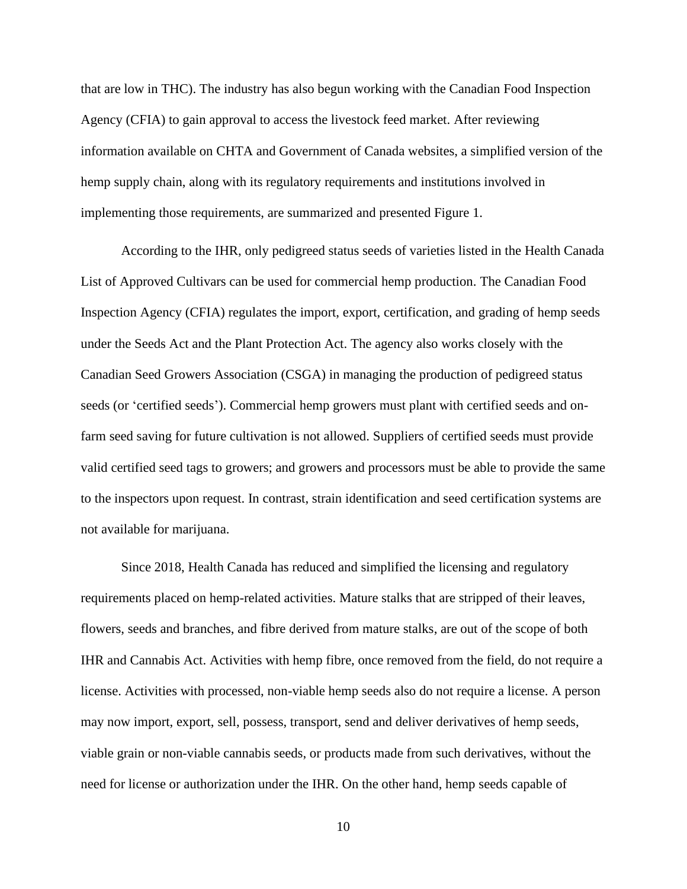that are low in THC). The industry has also begun working with the Canadian Food Inspection Agency (CFIA) to gain approval to access the livestock feed market. After reviewing information available on CHTA and Government of Canada websites, a simplified version of the hemp supply chain, along with its regulatory requirements and institutions involved in implementing those requirements, are summarized and presented Figure 1.

According to the IHR, only pedigreed status seeds of varieties listed in the Health Canada List of Approved Cultivars can be used for commercial hemp production. The Canadian Food Inspection Agency (CFIA) regulates the import, export, certification, and grading of hemp seeds under the Seeds Act and the Plant Protection Act. The agency also works closely with the Canadian Seed Growers Association (CSGA) in managing the production of pedigreed status seeds (or 'certified seeds'). Commercial hemp growers must plant with certified seeds and on-farm seed saving for future cultivation is not allowed. Suppliers of certified seeds must provide valid certified seed tags to growers; and growers and processors must be able to provide the same to the inspectors upon request. In contrast, strain identification and seed certification systems are not available for marijuana.

Since 2018, Health Canada has reduced and simplified the licensing and regulatory requirements placed on hemp-related activities. Mature stalks that are stripped of their leaves, flowers, seeds and branches, and fibre derived from mature stalks, are out of the scope of both IHR and Cannabis Act. Activities with hemp fibre, once removed from the field, do not require a license. Activities with processed, non-viable hemp seeds also do not require a license. A person may now import, export, sell, possess, transport, send and deliver derivatives of hemp seeds, viable grain or non-viable cannabis seeds, or products made from such derivatives, without the need for license or authorization under the IHR. On the other hand, hemp seeds capable of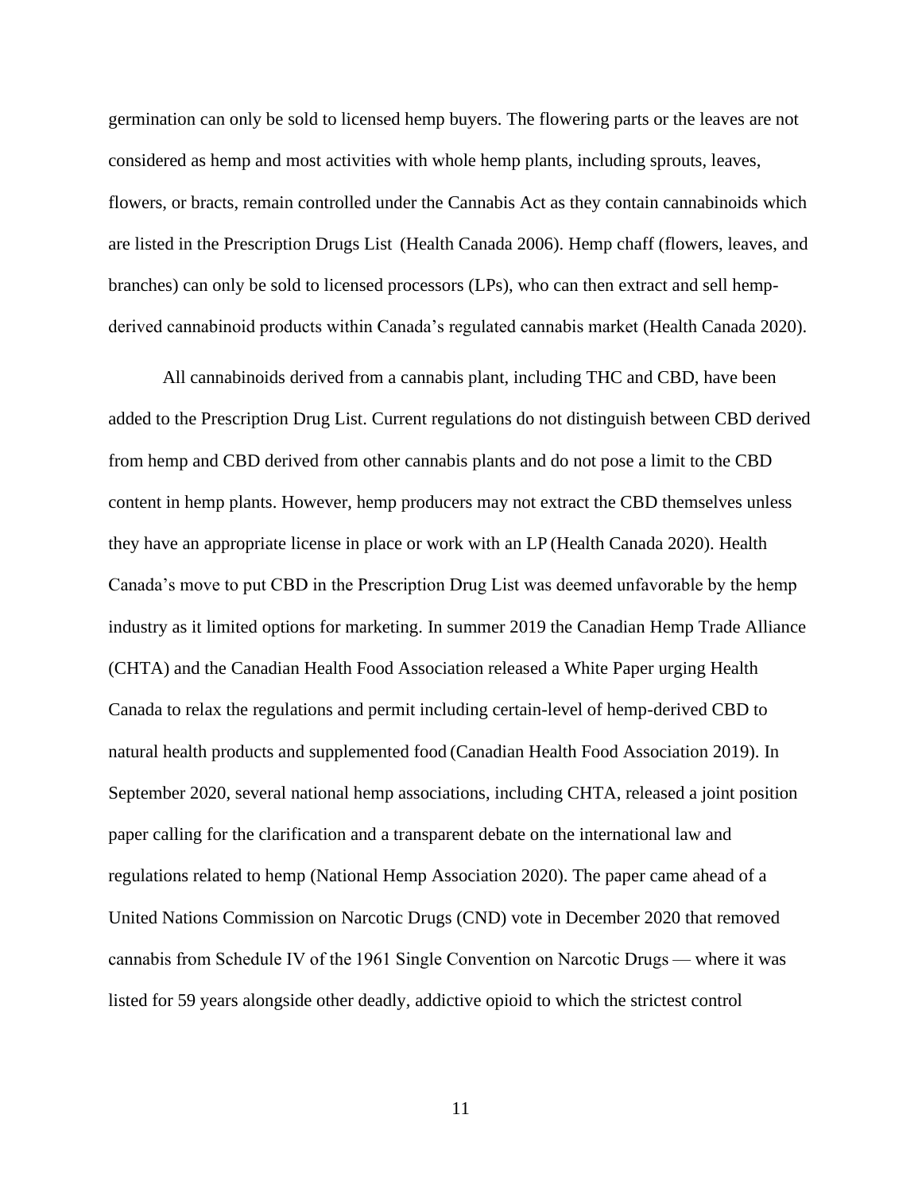germination can only be sold to licensed hemp buyers. The flowering parts or the leaves are not considered as hemp and most activities with whole hemp plants, including sprouts, leaves, flowers, or bracts, remain controlled under the Cannabis Act as they contain cannabinoids which are listed in the Prescription Drugs List (Health Canada 2006). Hemp chaff (flowers, leaves, and branches) can only be sold to licensed processors (LPs), who can then extract and sell hemp-derived cannabinoid products within Canada's regulated cannabis market (Health Canada 2020).

All cannabinoids derived from a cannabis plant, including THC and CBD, have been added to the Prescription Drug List. Current regulations do not distinguish between CBD derived from hemp and CBD derived from other cannabis plants and do not pose a limit to the CBD content in hemp plants. However, hemp producers may not extract the CBD themselves unless they have an appropriate license in place or work with an LP (Health Canada 2020). Health Canada's move to put CBD in the Prescription Drug List was deemed unfavorable by the hemp industry as it limited options for marketing. In summer 2019 the Canadian Hemp Trade Alliance (CHTA) and the Canadian Health Food Association released a White Paper urging Health Canada to relax the regulations and permit including certain-level of hemp-derived CBD to natural health products and supplemented food (Canadian Health Food Association 2019). In September 2020, several national hemp associations, including CHTA, released a joint position paper calling for the clarification and a transparent debate on the international law and regulations related to hemp (National Hemp Association 2020). The paper came ahead of a United Nations Commission on Narcotic Drugs (CND) vote in December 2020 that removed cannabis from Schedule IV of the 1961 Single Convention on Narcotic Drugs — where it was listed for 59 years alongside other deadly, addictive opioid to which the strictest control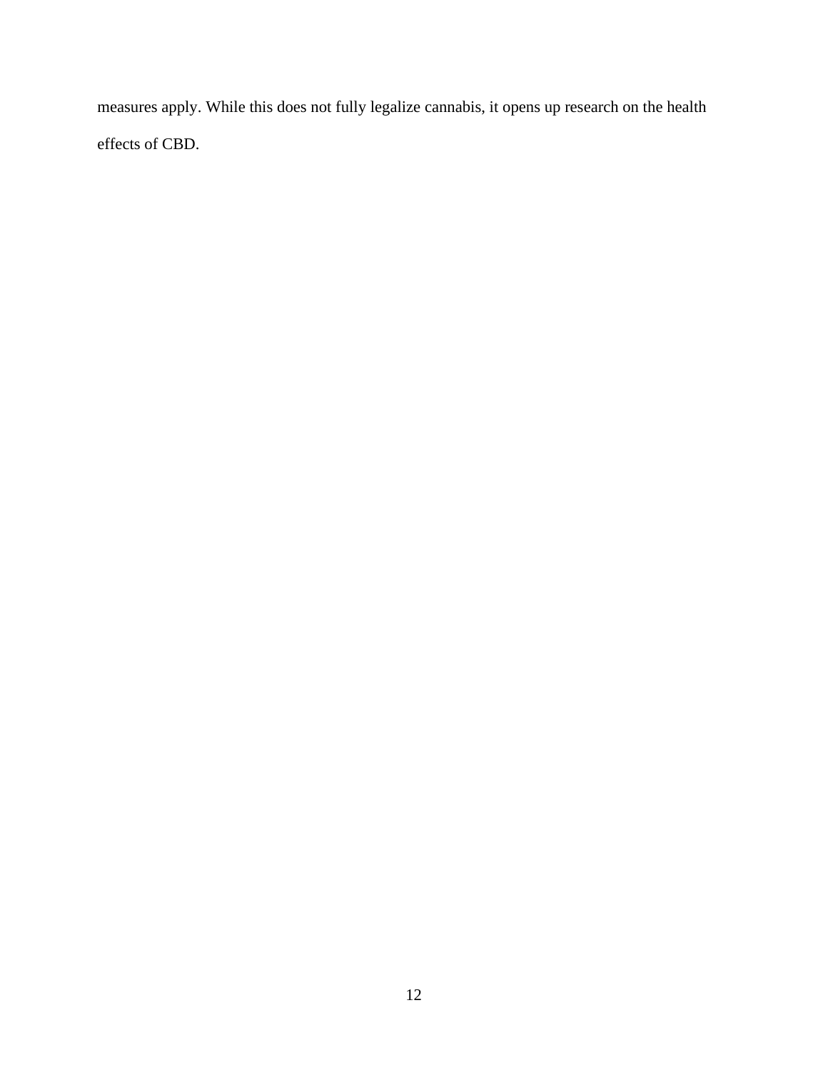measures apply. While this does not fully legalize cannabis, it opens up research on the health effects of CBD.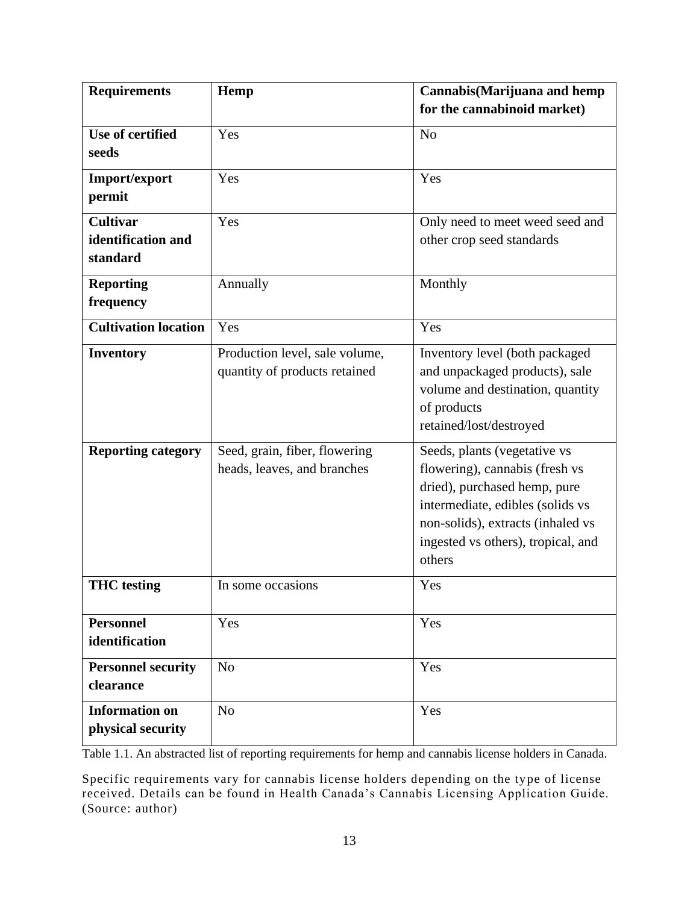| Requirements | Hemp | Cannabis(Marijuana and hemp for the cannabinoid market) |
|---|---|---|
| **Use of certified seeds** | Yes | No |
| **Import/export permit** | Yes | Yes |
| **Cultivar identification and standard** | Yes | Only need to meet weed seed and other crop seed standards |
| **Reporting frequency** | Annually | Monthly |
| **Cultivation location** | Yes | Yes |
| **Inventory** | Production level, sale volume, quantity of products retained | Inventory level (both packaged and unpackaged products), sale volume and destination, quantity of products retained/lost/destroyed |
| **Reporting category** | Seed, grain, fiber, flowering heads, leaves, and branches | Seeds, plants (vegetative vs flowering), cannabis (fresh vs dried), purchased hemp, pure intermediate, edibles (solids vs non-solids), extracts (inhaled vs ingested vs others), tropical, and others |
| **THC testing** | In some occasions | Yes |
| **Personnel identification** | Yes | Yes |
| **Personnel security clearance** | No | Yes |
| **Information on physical security** | No | Yes |

Table 1.1. An abstracted list of reporting requirements for hemp and cannabis license holders in Canada.

Specific requirements vary for cannabis license holders depending on the type of license received. Details can be found in Health Canada's Cannabis Licensing Application Guide. (Source: author)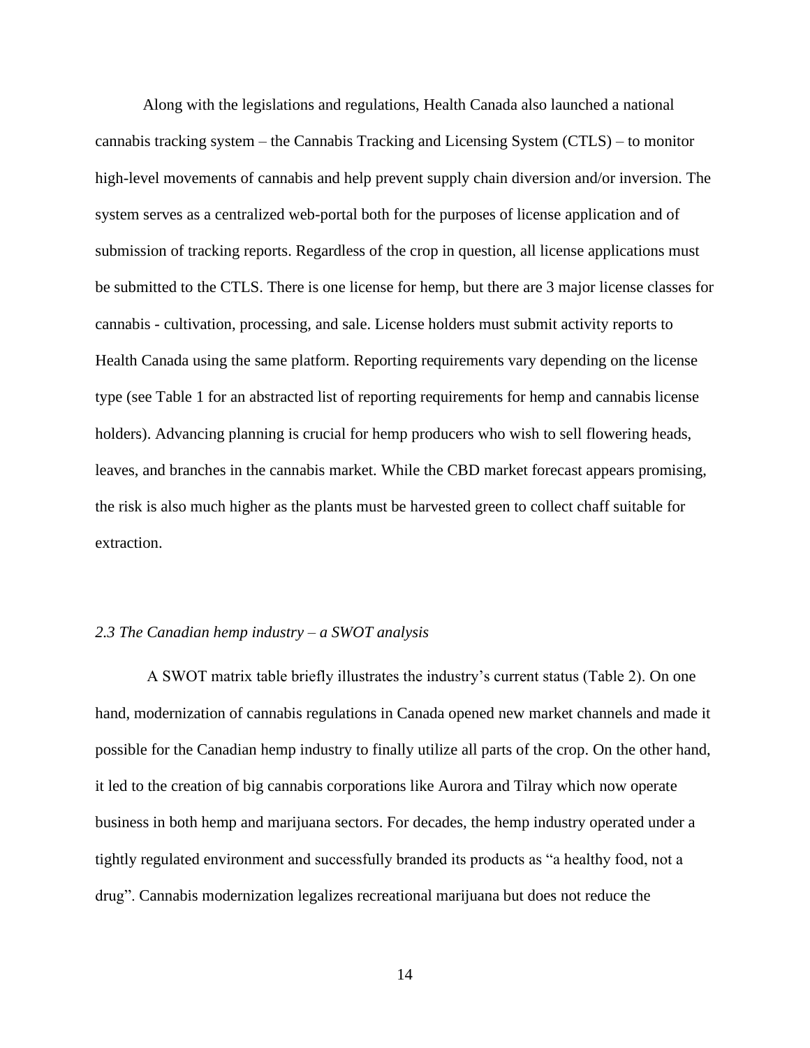Along with the legislations and regulations, Health Canada also launched a national cannabis tracking system – the Cannabis Tracking and Licensing System (CTLS) – to monitor high-level movements of cannabis and help prevent supply chain diversion and/or inversion. The system serves as a centralized web-portal both for the purposes of license application and of submission of tracking reports. Regardless of the crop in question, all license applications must be submitted to the CTLS. There is one license for hemp, but there are 3 major license classes for cannabis - cultivation, processing, and sale. License holders must submit activity reports to Health Canada using the same platform. Reporting requirements vary depending on the license type (see Table 1 for an abstracted list of reporting requirements for hemp and cannabis license holders). Advancing planning is crucial for hemp producers who wish to sell flowering heads, leaves, and branches in the cannabis market. While the CBD market forecast appears promising, the risk is also much higher as the plants must be harvested green to collect chaff suitable for extraction.

### *2.3 The Canadian hemp industry – a SWOT analysis*

A SWOT matrix table briefly illustrates the industry's current status (Table 2). On one hand, modernization of cannabis regulations in Canada opened new market channels and made it possible for the Canadian hemp industry to finally utilize all parts of the crop. On the other hand, it led to the creation of big cannabis corporations like Aurora and Tilray which now operate business in both hemp and marijuana sectors. For decades, the hemp industry operated under a tightly regulated environment and successfully branded its products as "a healthy food, not a drug". Cannabis modernization legalizes recreational marijuana but does not reduce the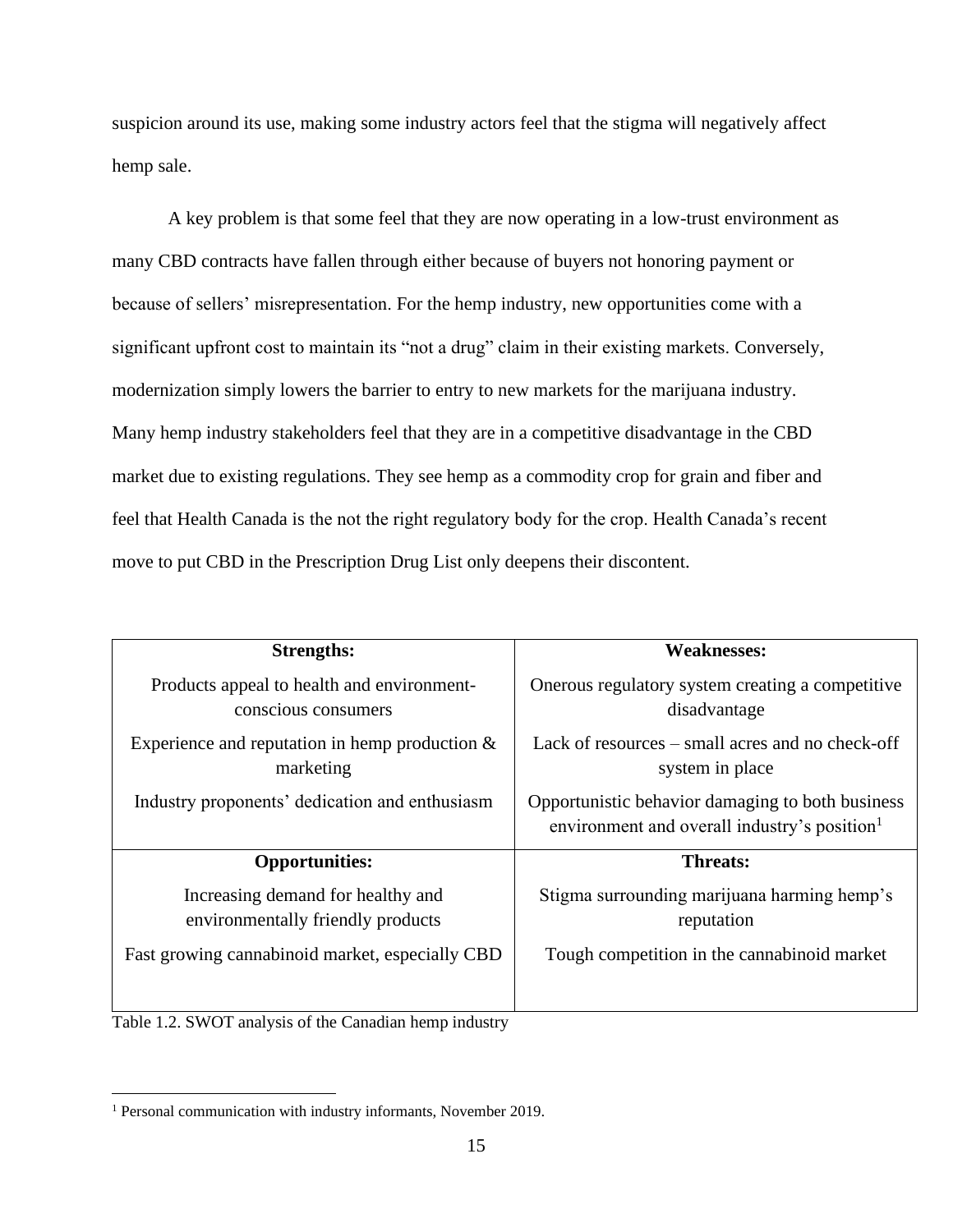suspicion around its use, making some industry actors feel that the stigma will negatively affect hemp sale.

A key problem is that some feel that they are now operating in a low-trust environment as many CBD contracts have fallen through either because of buyers not honoring payment or because of sellers' misrepresentation. For the hemp industry, new opportunities come with a significant upfront cost to maintain its "not a drug" claim in their existing markets. Conversely, modernization simply lowers the barrier to entry to new markets for the marijuana industry. Many hemp industry stakeholders feel that they are in a competitive disadvantage in the CBD market due to existing regulations. They see hemp as a commodity crop for grain and fiber and feel that Health Canada is the not the right regulatory body for the crop. Health Canada's recent move to put CBD in the Prescription Drug List only deepens their discontent.

| **Strengths:** | **Weaknesses:** |
|---|---|
| Products appeal to health and environment-conscious consumers | Onerous regulatory system creating a competitive disadvantage |
| Experience and reputation in hemp production & marketing | Lack of resources – small acres and no check-off system in place |
| Industry proponents' dedication and enthusiasm | Opportunistic behavior damaging to both business environment and overall industry's position[1] |
| **Opportunities:** | **Threats:** |
| Increasing demand for healthy and environmentally friendly products | Stigma surrounding marijuana harming hemp's reputation |
| Fast growing cannabinoid market, especially CBD | Tough competition in the cannabinoid market |

Table 1.2. SWOT analysis of the Canadian hemp industry

[1] Personal communication with industry informants, November 2019.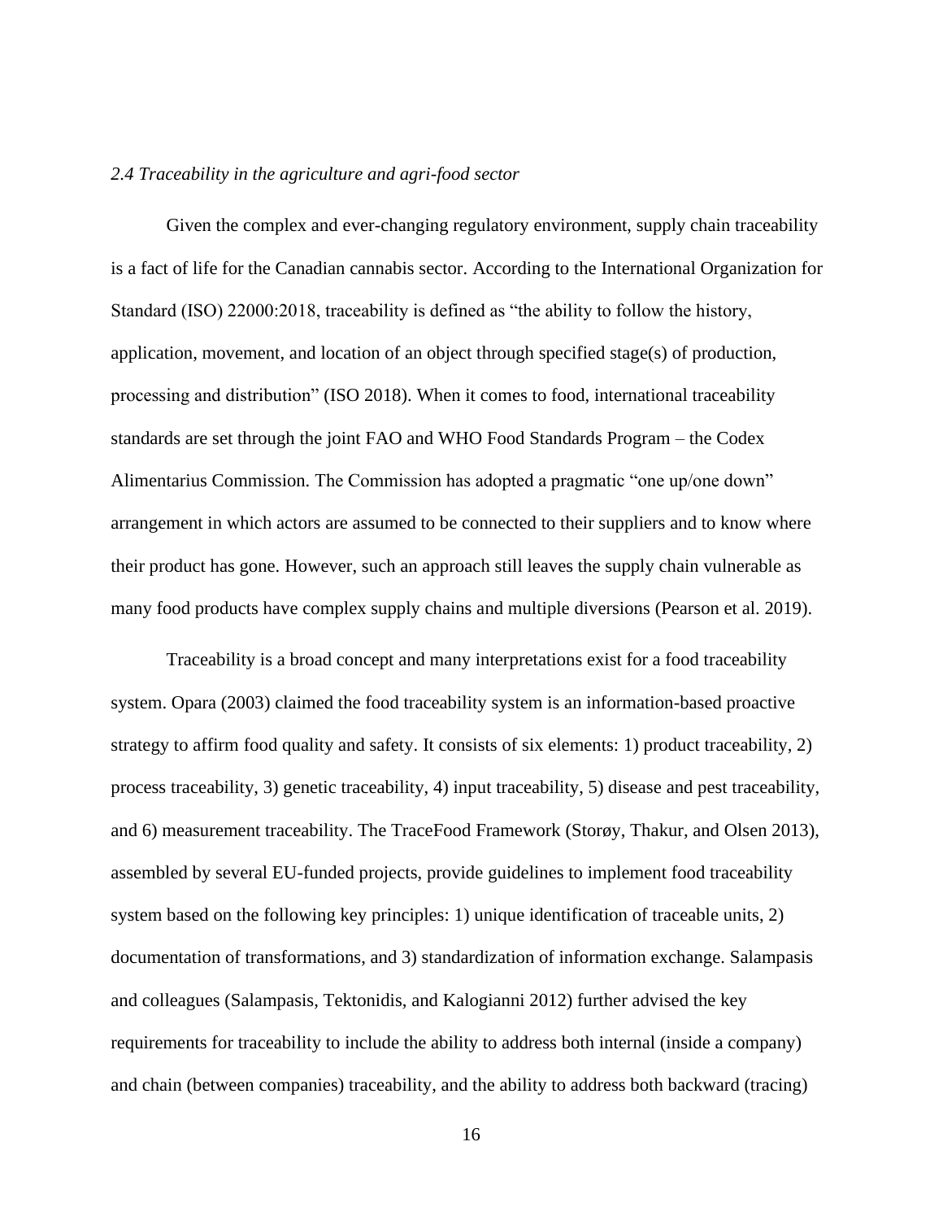### *2.4 Traceability in the agriculture and agri-food sector*

Given the complex and ever-changing regulatory environment, supply chain traceability is a fact of life for the Canadian cannabis sector. According to the International Organization for Standard (ISO) 22000:2018, traceability is defined as "the ability to follow the history, application, movement, and location of an object through specified stage(s) of production, processing and distribution" (ISO 2018). When it comes to food, international traceability standards are set through the joint FAO and WHO Food Standards Program – the Codex Alimentarius Commission. The Commission has adopted a pragmatic "one up/one down" arrangement in which actors are assumed to be connected to their suppliers and to know where their product has gone. However, such an approach still leaves the supply chain vulnerable as many food products have complex supply chains and multiple diversions (Pearson et al. 2019).

Traceability is a broad concept and many interpretations exist for a food traceability system. Opara (2003) claimed the food traceability system is an information-based proactive strategy to affirm food quality and safety. It consists of six elements: 1) product traceability, 2) process traceability, 3) genetic traceability, 4) input traceability, 5) disease and pest traceability, and 6) measurement traceability. The TraceFood Framework (Storøy, Thakur, and Olsen 2013), assembled by several EU-funded projects, provide guidelines to implement food traceability system based on the following key principles: 1) unique identification of traceable units, 2) documentation of transformations, and 3) standardization of information exchange. Salampasis and colleagues (Salampasis, Tektonidis, and Kalogianni 2012) further advised the key requirements for traceability to include the ability to address both internal (inside a company) and chain (between companies) traceability, and the ability to address both backward (tracing)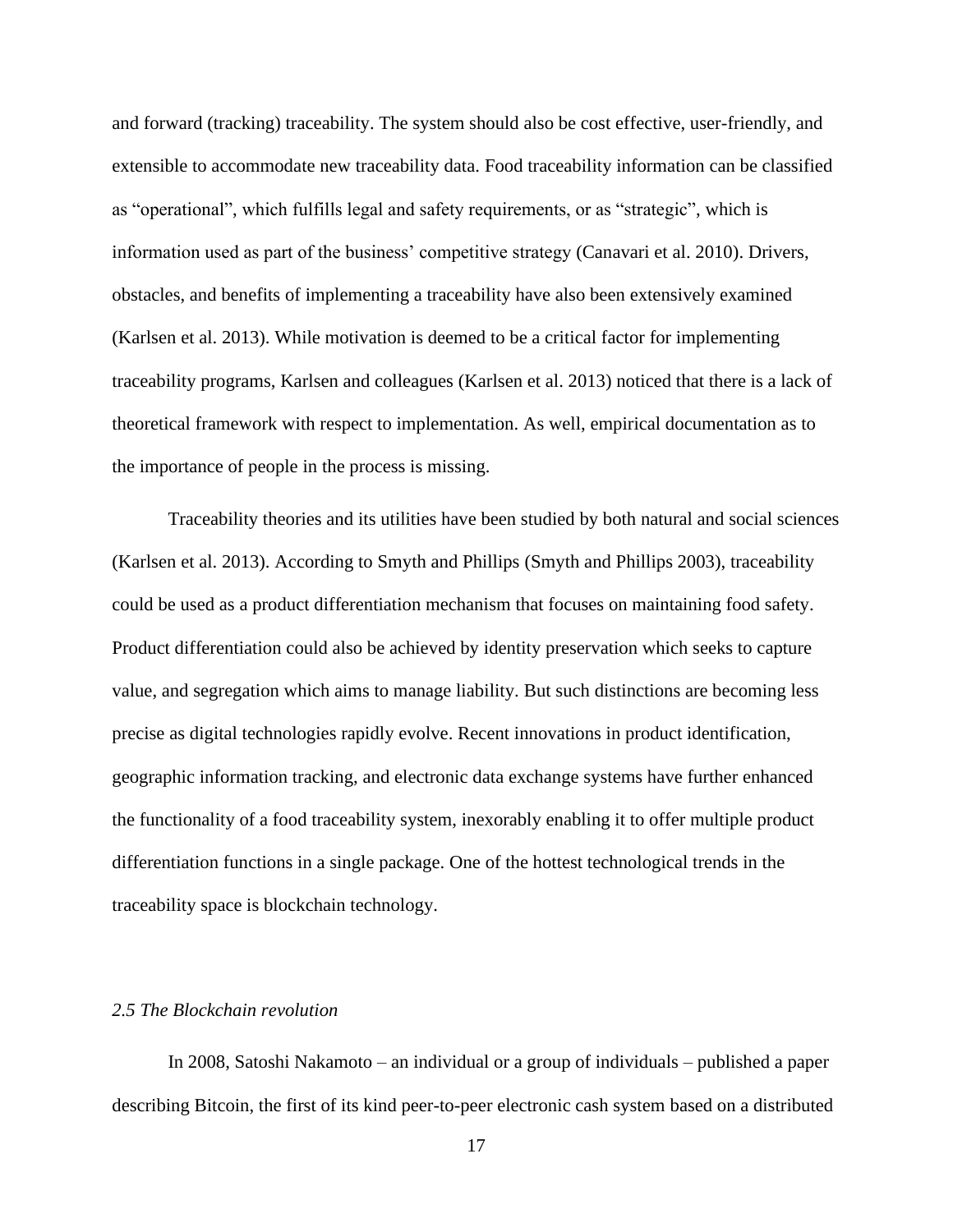and forward (tracking) traceability. The system should also be cost effective, user-friendly, and extensible to accommodate new traceability data. Food traceability information can be classified as “operational”, which fulfills legal and safety requirements, or as “strategic”, which is information used as part of the business’ competitive strategy (Canavari et al. 2010). Drivers, obstacles, and benefits of implementing a traceability have also been extensively examined (Karlsen et al. 2013). While motivation is deemed to be a critical factor for implementing traceability programs, Karlsen and colleagues (Karlsen et al. 2013) noticed that there is a lack of theoretical framework with respect to implementation. As well, empirical documentation as to the importance of people in the process is missing.

Traceability theories and its utilities have been studied by both natural and social sciences (Karlsen et al. 2013). According to Smyth and Phillips (Smyth and Phillips 2003), traceability could be used as a product differentiation mechanism that focuses on maintaining food safety. Product differentiation could also be achieved by identity preservation which seeks to capture value, and segregation which aims to manage liability. But such distinctions are becoming less precise as digital technologies rapidly evolve. Recent innovations in product identification, geographic information tracking, and electronic data exchange systems have further enhanced the functionality of a food traceability system, inexorably enabling it to offer multiple product differentiation functions in a single package. One of the hottest technological trends in the traceability space is blockchain technology.

### *2.5 The Blockchain revolution*

In 2008, Satoshi Nakamoto – an individual or a group of individuals – published a paper describing Bitcoin, the first of its kind peer-to-peer electronic cash system based on a distributed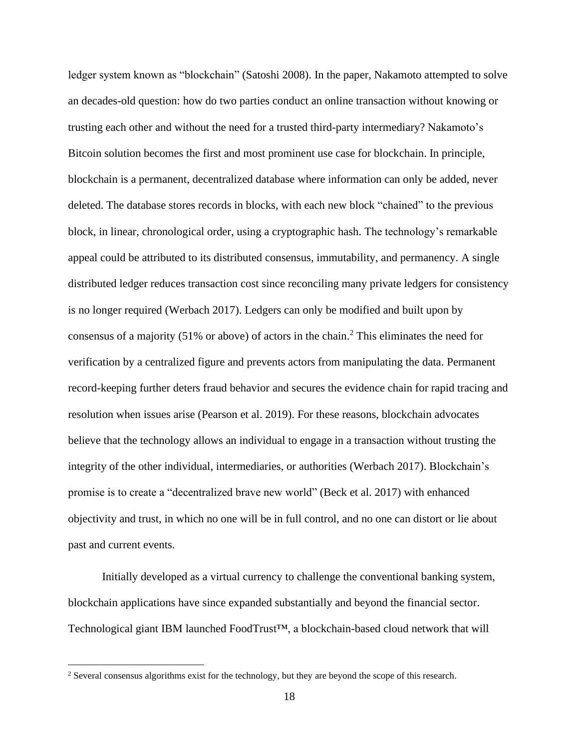ledger system known as "blockchain" (Satoshi 2008). In the paper, Nakamoto attempted to solve an decades-old question: how do two parties conduct an online transaction without knowing or trusting each other and without the need for a trusted third-party intermediary? Nakamoto's Bitcoin solution becomes the first and most prominent use case for blockchain. In principle, blockchain is a permanent, decentralized database where information can only be added, never deleted. The database stores records in blocks, with each new block "chained" to the previous block, in linear, chronological order, using a cryptographic hash. The technology's remarkable appeal could be attributed to its distributed consensus, immutability, and permanency. A single distributed ledger reduces transaction cost since reconciling many private ledgers for consistency is no longer required (Werbach 2017). Ledgers can only be modified and built upon by consensus of a majority (51% or above) of actors in the chain.[2] This eliminates the need for verification by a centralized figure and prevents actors from manipulating the data. Permanent record-keeping further deters fraud behavior and secures the evidence chain for rapid tracing and resolution when issues arise (Pearson et al. 2019). For these reasons, blockchain advocates believe that the technology allows an individual to engage in a transaction without trusting the integrity of the other individual, intermediaries, or authorities (Werbach 2017). Blockchain's promise is to create a "decentralized brave new world" (Beck et al. 2017) with enhanced objectivity and trust, in which no one will be in full control, and no one can distort or lie about past and current events.

Initially developed as a virtual currency to challenge the conventional banking system, blockchain applications have since expanded substantially and beyond the financial sector. Technological giant IBM launched FoodTrust™, a blockchain-based cloud network that will

---

[2] Several consensus algorithms exist for the technology, but they are beyond the scope of this research.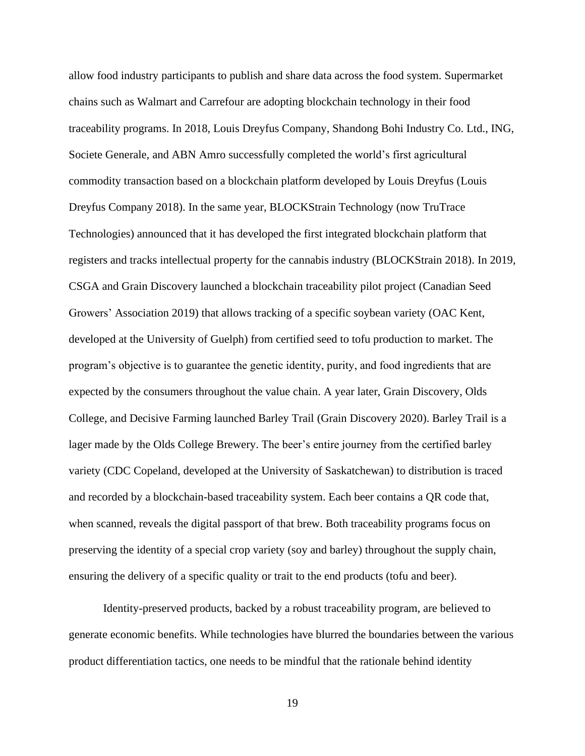allow food industry participants to publish and share data across the food system. Supermarket chains such as Walmart and Carrefour are adopting blockchain technology in their food traceability programs. In 2018, Louis Dreyfus Company, Shandong Bohi Industry Co. Ltd., ING, Societe Generale, and ABN Amro successfully completed the world's first agricultural commodity transaction based on a blockchain platform developed by Louis Dreyfus (Louis Dreyfus Company 2018). In the same year, BLOCKStrain Technology (now TruTrace Technologies) announced that it has developed the first integrated blockchain platform that registers and tracks intellectual property for the cannabis industry (BLOCKStrain 2018). In 2019, CSGA and Grain Discovery launched a blockchain traceability pilot project (Canadian Seed Growers' Association 2019) that allows tracking of a specific soybean variety (OAC Kent, developed at the University of Guelph) from certified seed to tofu production to market. The program's objective is to guarantee the genetic identity, purity, and food ingredients that are expected by the consumers throughout the value chain. A year later, Grain Discovery, Olds College, and Decisive Farming launched Barley Trail (Grain Discovery 2020). Barley Trail is a lager made by the Olds College Brewery. The beer's entire journey from the certified barley variety (CDC Copeland, developed at the University of Saskatchewan) to distribution is traced and recorded by a blockchain-based traceability system. Each beer contains a QR code that, when scanned, reveals the digital passport of that brew. Both traceability programs focus on preserving the identity of a special crop variety (soy and barley) throughout the supply chain, ensuring the delivery of a specific quality or trait to the end products (tofu and beer).

Identity-preserved products, backed by a robust traceability program, are believed to generate economic benefits. While technologies have blurred the boundaries between the various product differentiation tactics, one needs to be mindful that the rationale behind identity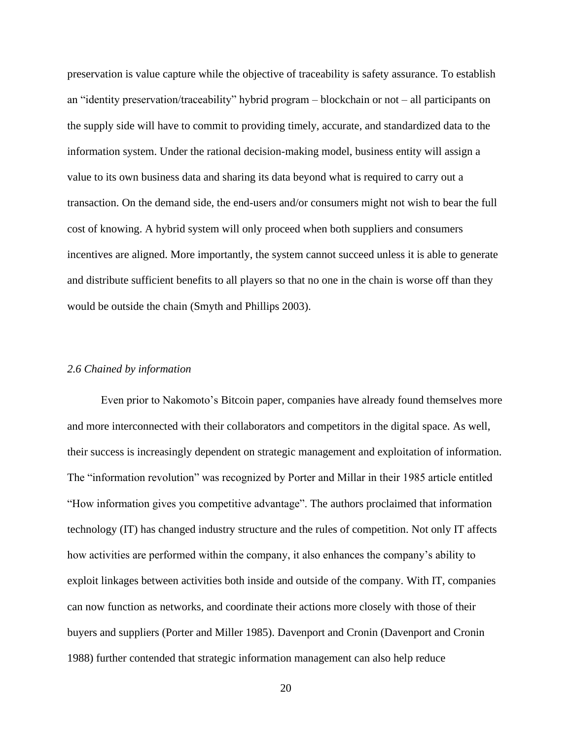preservation is value capture while the objective of traceability is safety assurance. To establish an "identity preservation/traceability" hybrid program – blockchain or not – all participants on the supply side will have to commit to providing timely, accurate, and standardized data to the information system. Under the rational decision-making model, business entity will assign a value to its own business data and sharing its data beyond what is required to carry out a transaction. On the demand side, the end-users and/or consumers might not wish to bear the full cost of knowing. A hybrid system will only proceed when both suppliers and consumers incentives are aligned. More importantly, the system cannot succeed unless it is able to generate and distribute sufficient benefits to all players so that no one in the chain is worse off than they would be outside the chain (Smyth and Phillips 2003).

### *2.6 Chained by information*

Even prior to Nakomoto's Bitcoin paper, companies have already found themselves more and more interconnected with their collaborators and competitors in the digital space. As well, their success is increasingly dependent on strategic management and exploitation of information. The "information revolution" was recognized by Porter and Millar in their 1985 article entitled "How information gives you competitive advantage". The authors proclaimed that information technology (IT) has changed industry structure and the rules of competition. Not only IT affects how activities are performed within the company, it also enhances the company's ability to exploit linkages between activities both inside and outside of the company. With IT, companies can now function as networks, and coordinate their actions more closely with those of their buyers and suppliers (Porter and Miller 1985). Davenport and Cronin (Davenport and Cronin 1988) further contended that strategic information management can also help reduce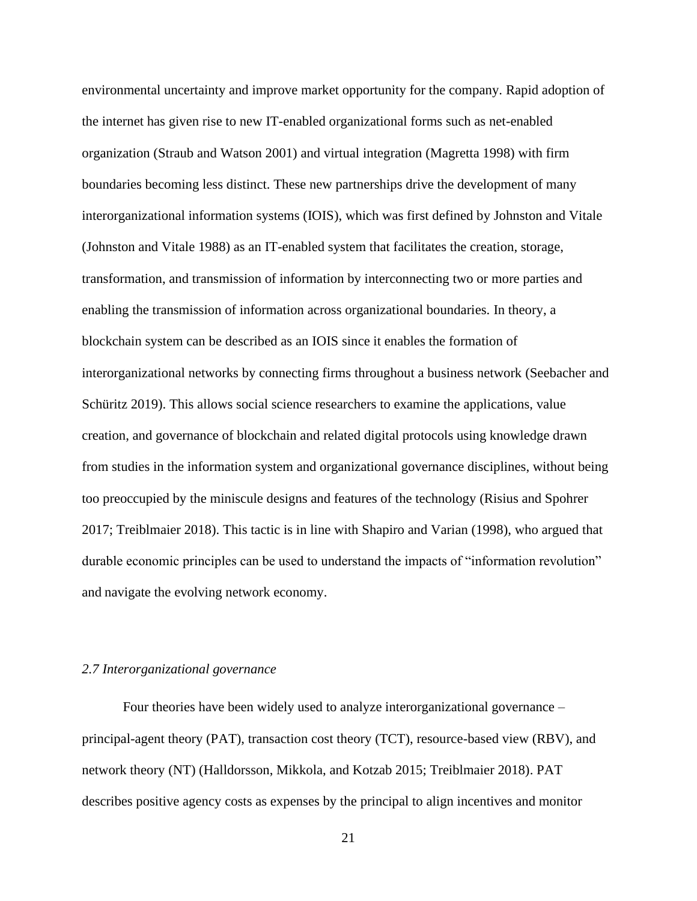environmental uncertainty and improve market opportunity for the company. Rapid adoption of the internet has given rise to new IT-enabled organizational forms such as net-enabled organization (Straub and Watson 2001) and virtual integration (Magretta 1998) with firm boundaries becoming less distinct. These new partnerships drive the development of many interorganizational information systems (IOIS), which was first defined by Johnston and Vitale (Johnston and Vitale 1988) as an IT-enabled system that facilitates the creation, storage, transformation, and transmission of information by interconnecting two or more parties and enabling the transmission of information across organizational boundaries. In theory, a blockchain system can be described as an IOIS since it enables the formation of interorganizational networks by connecting firms throughout a business network (Seebacher and Schüritz 2019). This allows social science researchers to examine the applications, value creation, and governance of blockchain and related digital protocols using knowledge drawn from studies in the information system and organizational governance disciplines, without being too preoccupied by the miniscule designs and features of the technology (Risius and Spohrer 2017; Treiblmaier 2018). This tactic is in line with Shapiro and Varian (1998), who argued that durable economic principles can be used to understand the impacts of "information revolution" and navigate the evolving network economy.

### *2.7 Interorganizational governance*

Four theories have been widely used to analyze interorganizational governance – principal-agent theory (PAT), transaction cost theory (TCT), resource-based view (RBV), and network theory (NT) (Halldorsson, Mikkola, and Kotzab 2015; Treiblmaier 2018). PAT describes positive agency costs as expenses by the principal to align incentives and monitor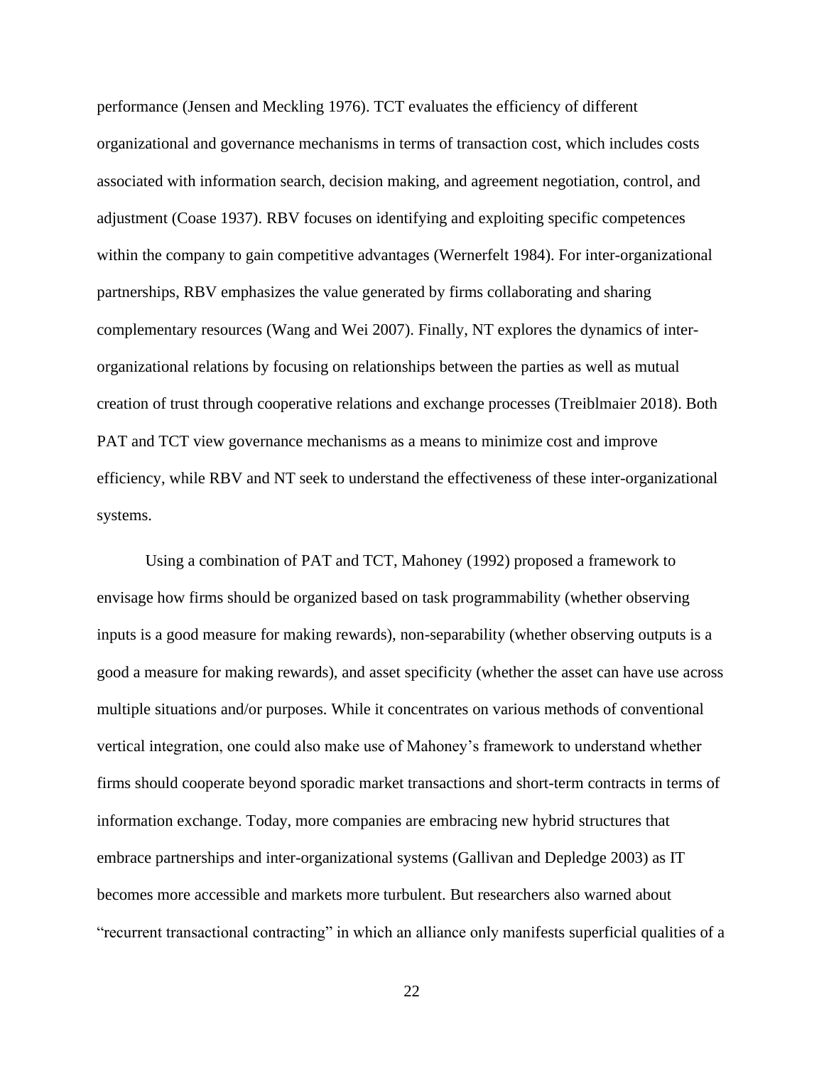performance (Jensen and Meckling 1976). TCT evaluates the efficiency of different organizational and governance mechanisms in terms of transaction cost, which includes costs associated with information search, decision making, and agreement negotiation, control, and adjustment (Coase 1937). RBV focuses on identifying and exploiting specific competences within the company to gain competitive advantages (Wernerfelt 1984). For inter-organizational partnerships, RBV emphasizes the value generated by firms collaborating and sharing complementary resources (Wang and Wei 2007). Finally, NT explores the dynamics of inter-organizational relations by focusing on relationships between the parties as well as mutual creation of trust through cooperative relations and exchange processes (Treiblmaier 2018). Both PAT and TCT view governance mechanisms as a means to minimize cost and improve efficiency, while RBV and NT seek to understand the effectiveness of these inter-organizational systems.

Using a combination of PAT and TCT, Mahoney (1992) proposed a framework to envisage how firms should be organized based on task programmability (whether observing inputs is a good measure for making rewards), non-separability (whether observing outputs is a good a measure for making rewards), and asset specificity (whether the asset can have use across multiple situations and/or purposes. While it concentrates on various methods of conventional vertical integration, one could also make use of Mahoney's framework to understand whether firms should cooperate beyond sporadic market transactions and short-term contracts in terms of information exchange. Today, more companies are embracing new hybrid structures that embrace partnerships and inter-organizational systems (Gallivan and Depledge 2003) as IT becomes more accessible and markets more turbulent. But researchers also warned about "recurrent transactional contracting" in which an alliance only manifests superficial qualities of a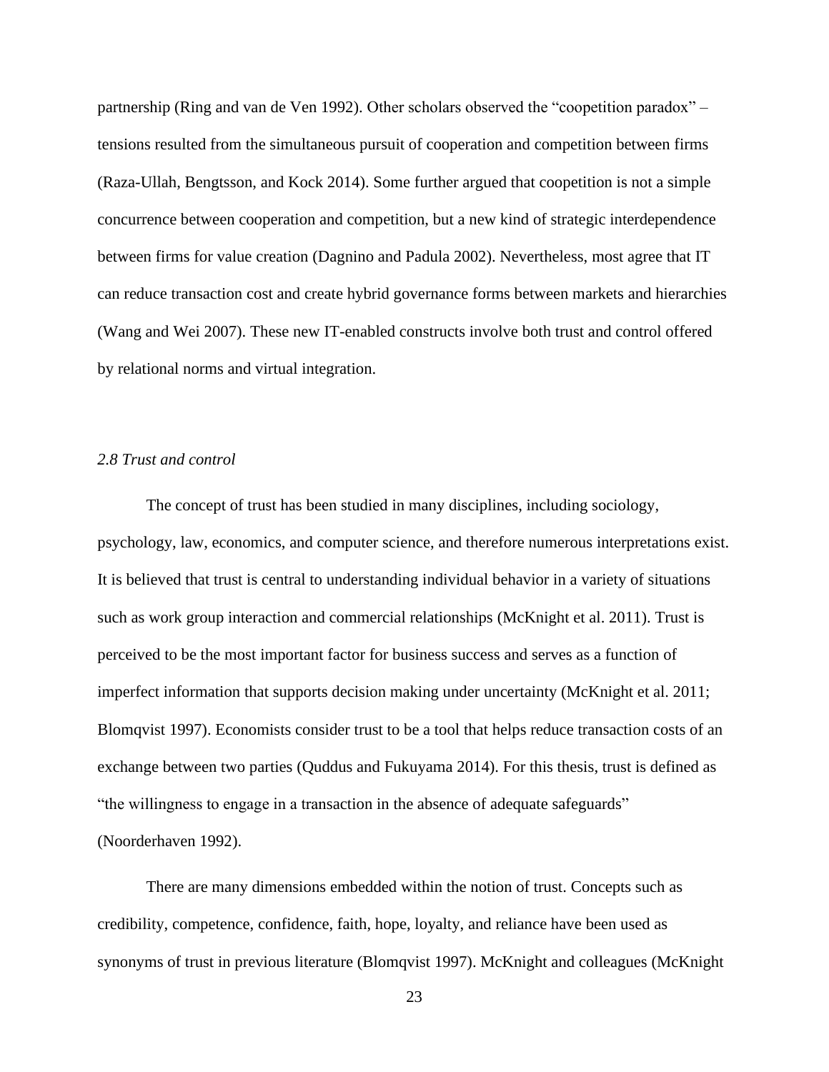partnership (Ring and van de Ven 1992). Other scholars observed the "coopetition paradox" – tensions resulted from the simultaneous pursuit of cooperation and competition between firms (Raza-Ullah, Bengtsson, and Kock 2014). Some further argued that coopetition is not a simple concurrence between cooperation and competition, but a new kind of strategic interdependence between firms for value creation (Dagnino and Padula 2002). Nevertheless, most agree that IT can reduce transaction cost and create hybrid governance forms between markets and hierarchies (Wang and Wei 2007). These new IT-enabled constructs involve both trust and control offered by relational norms and virtual integration.

### *2.8 Trust and control*

The concept of trust has been studied in many disciplines, including sociology, psychology, law, economics, and computer science, and therefore numerous interpretations exist. It is believed that trust is central to understanding individual behavior in a variety of situations such as work group interaction and commercial relationships (McKnight et al. 2011). Trust is perceived to be the most important factor for business success and serves as a function of imperfect information that supports decision making under uncertainty (McKnight et al. 2011; Blomqvist 1997). Economists consider trust to be a tool that helps reduce transaction costs of an exchange between two parties (Quddus and Fukuyama 2014). For this thesis, trust is defined as "the willingness to engage in a transaction in the absence of adequate safeguards" (Noorderhaven 1992).

There are many dimensions embedded within the notion of trust. Concepts such as credibility, competence, confidence, faith, hope, loyalty, and reliance have been used as synonyms of trust in previous literature (Blomqvist 1997). McKnight and colleagues (McKnight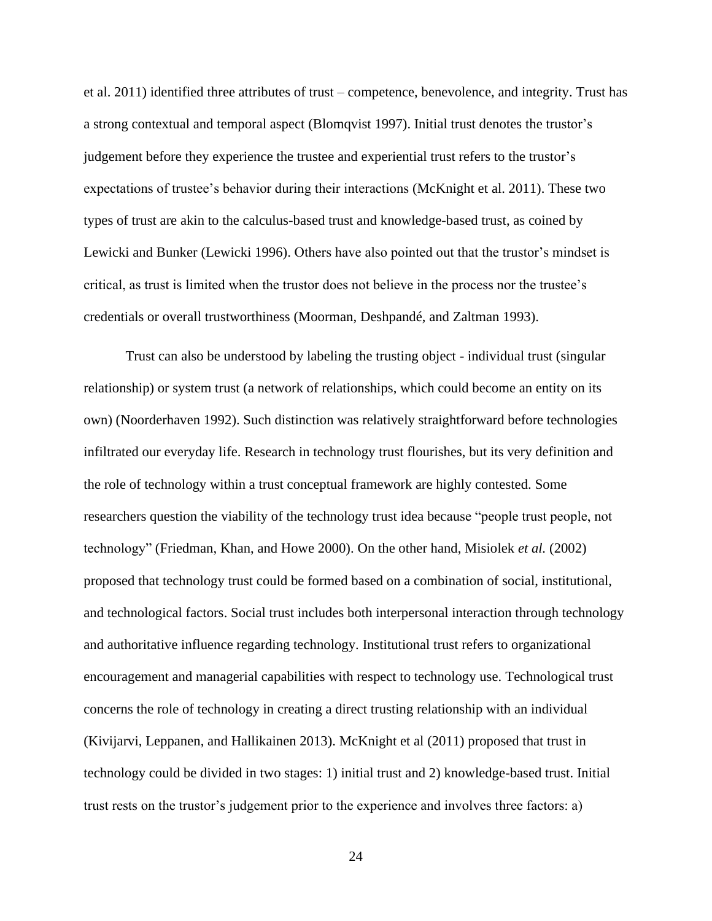et al. 2011) identified three attributes of trust – competence, benevolence, and integrity. Trust has a strong contextual and temporal aspect (Blomqvist 1997). Initial trust denotes the trustor's judgement before they experience the trustee and experiential trust refers to the trustor's expectations of trustee's behavior during their interactions (McKnight et al. 2011). These two types of trust are akin to the calculus-based trust and knowledge-based trust, as coined by Lewicki and Bunker (Lewicki 1996). Others have also pointed out that the trustor's mindset is critical, as trust is limited when the trustor does not believe in the process nor the trustee's credentials or overall trustworthiness (Moorman, Deshpandé, and Zaltman 1993).

Trust can also be understood by labeling the trusting object - individual trust (singular relationship) or system trust (a network of relationships, which could become an entity on its own) (Noorderhaven 1992). Such distinction was relatively straightforward before technologies infiltrated our everyday life. Research in technology trust flourishes, but its very definition and the role of technology within a trust conceptual framework are highly contested. Some researchers question the viability of the technology trust idea because "people trust people, not technology" (Friedman, Khan, and Howe 2000). On the other hand, Misiolek *et al.* (2002) proposed that technology trust could be formed based on a combination of social, institutional, and technological factors. Social trust includes both interpersonal interaction through technology and authoritative influence regarding technology. Institutional trust refers to organizational encouragement and managerial capabilities with respect to technology use. Technological trust concerns the role of technology in creating a direct trusting relationship with an individual (Kivijarvi, Leppanen, and Hallikainen 2013). McKnight et al (2011) proposed that trust in technology could be divided in two stages: 1) initial trust and 2) knowledge-based trust. Initial trust rests on the trustor's judgement prior to the experience and involves three factors: a)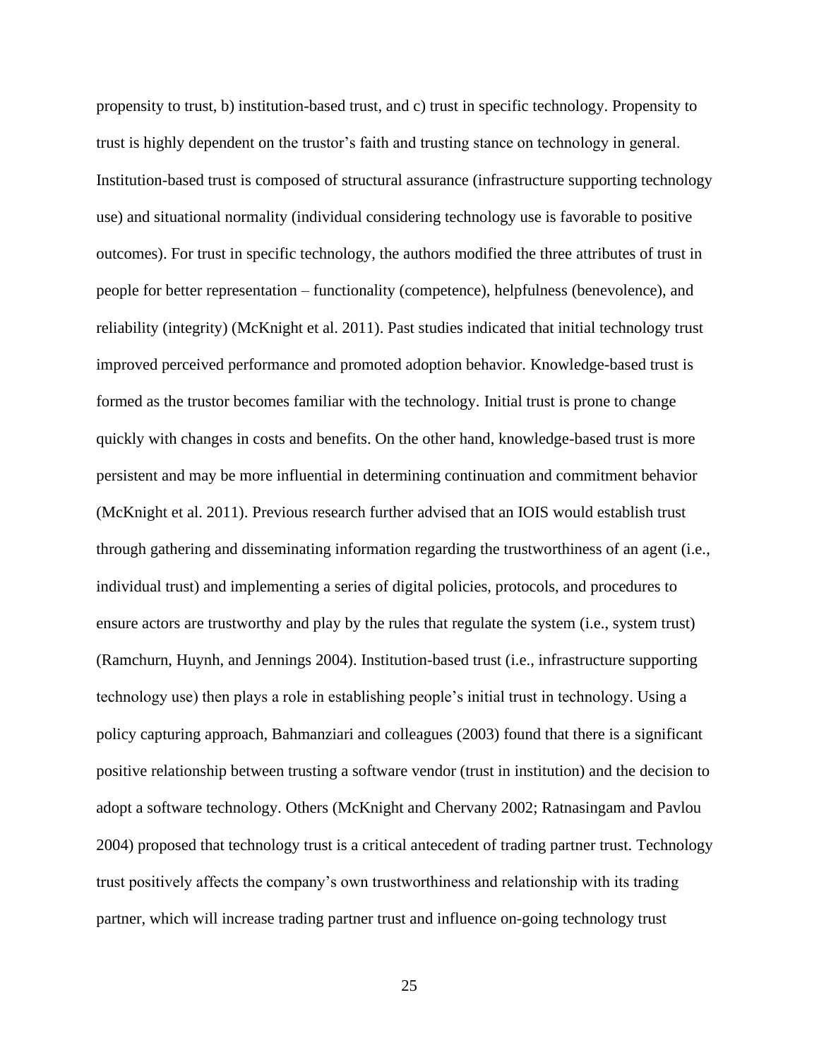propensity to trust, b) institution-based trust, and c) trust in specific technology. Propensity to trust is highly dependent on the trustor's faith and trusting stance on technology in general. Institution-based trust is composed of structural assurance (infrastructure supporting technology use) and situational normality (individual considering technology use is favorable to positive outcomes). For trust in specific technology, the authors modified the three attributes of trust in people for better representation – functionality (competence), helpfulness (benevolence), and reliability (integrity) (McKnight et al. 2011). Past studies indicated that initial technology trust improved perceived performance and promoted adoption behavior. Knowledge-based trust is formed as the trustor becomes familiar with the technology. Initial trust is prone to change quickly with changes in costs and benefits. On the other hand, knowledge-based trust is more persistent and may be more influential in determining continuation and commitment behavior (McKnight et al. 2011). Previous research further advised that an IOIS would establish trust through gathering and disseminating information regarding the trustworthiness of an agent (i.e., individual trust) and implementing a series of digital policies, protocols, and procedures to ensure actors are trustworthy and play by the rules that regulate the system (i.e., system trust) (Ramchurn, Huynh, and Jennings 2004). Institution-based trust (i.e., infrastructure supporting technology use) then plays a role in establishing people's initial trust in technology. Using a policy capturing approach, Bahmanziari and colleagues (2003) found that there is a significant positive relationship between trusting a software vendor (trust in institution) and the decision to adopt a software technology. Others (McKnight and Chervany 2002; Ratnasingam and Pavlou 2004) proposed that technology trust is a critical antecedent of trading partner trust. Technology trust positively affects the company's own trustworthiness and relationship with its trading partner, which will increase trading partner trust and influence on-going technology trust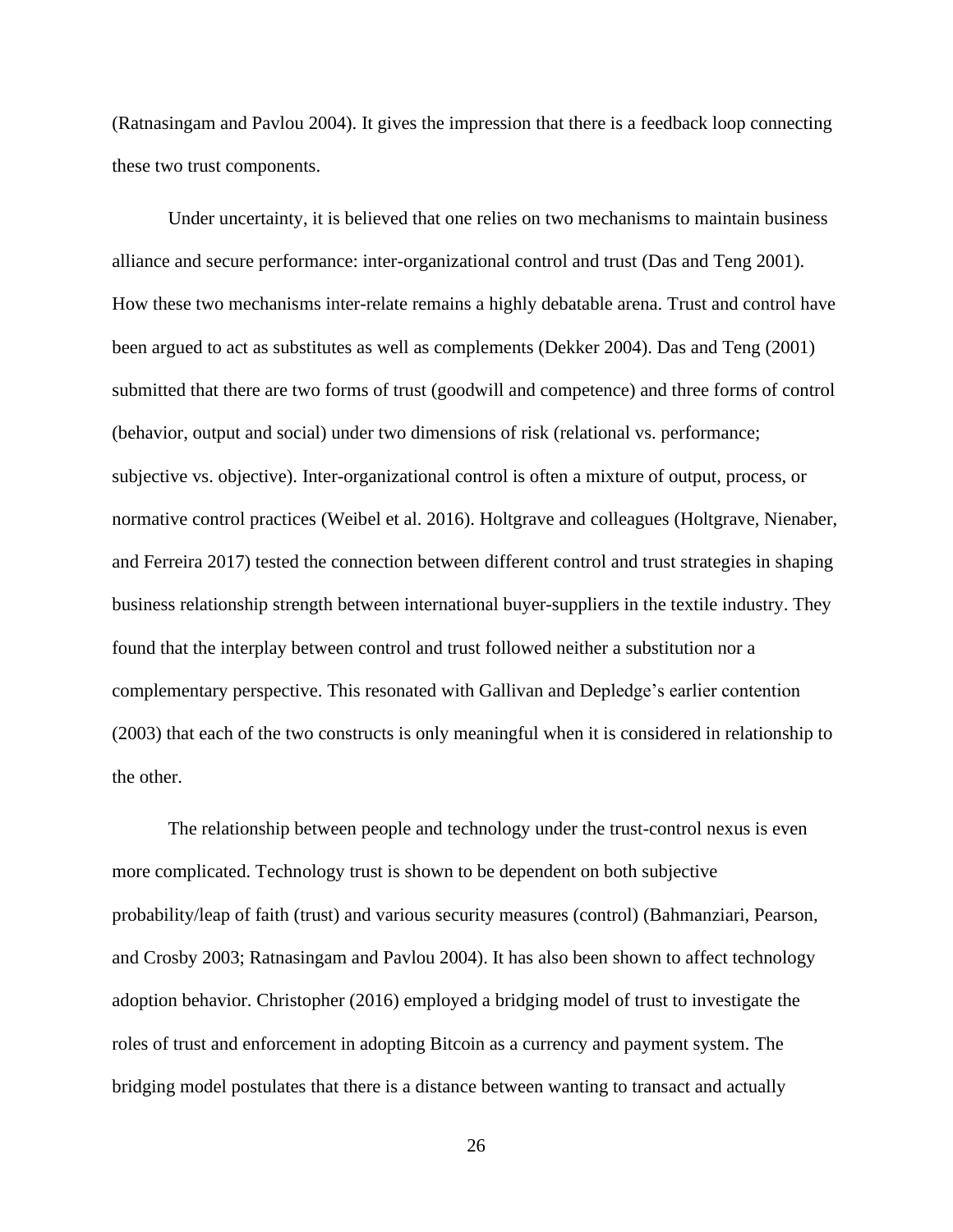(Ratnasingam and Pavlou 2004). It gives the impression that there is a feedback loop connecting these two trust components.

Under uncertainty, it is believed that one relies on two mechanisms to maintain business alliance and secure performance: inter-organizational control and trust (Das and Teng 2001). How these two mechanisms inter-relate remains a highly debatable arena. Trust and control have been argued to act as substitutes as well as complements (Dekker 2004). Das and Teng (2001) submitted that there are two forms of trust (goodwill and competence) and three forms of control (behavior, output and social) under two dimensions of risk (relational vs. performance; subjective vs. objective). Inter-organizational control is often a mixture of output, process, or normative control practices (Weibel et al. 2016). Holtgrave and colleagues (Holtgrave, Nienaber, and Ferreira 2017) tested the connection between different control and trust strategies in shaping business relationship strength between international buyer-suppliers in the textile industry. They found that the interplay between control and trust followed neither a substitution nor a complementary perspective. This resonated with Gallivan and Depledge's earlier contention (2003) that each of the two constructs is only meaningful when it is considered in relationship to the other.

The relationship between people and technology under the trust-control nexus is even more complicated. Technology trust is shown to be dependent on both subjective probability/leap of faith (trust) and various security measures (control) (Bahmanziari, Pearson, and Crosby 2003; Ratnasingam and Pavlou 2004). It has also been shown to affect technology adoption behavior. Christopher (2016) employed a bridging model of trust to investigate the roles of trust and enforcement in adopting Bitcoin as a currency and payment system. The bridging model postulates that there is a distance between wanting to transact and actually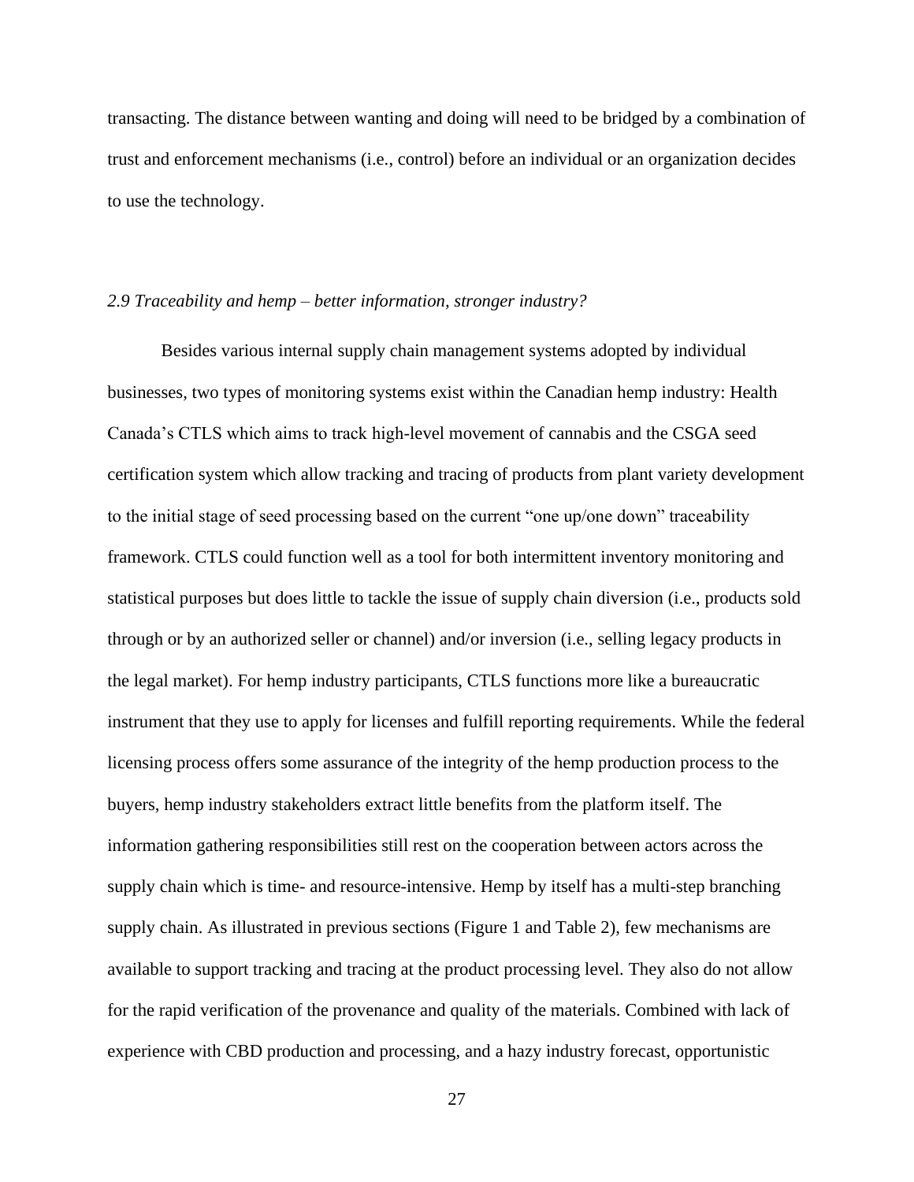transacting. The distance between wanting and doing will need to be bridged by a combination of trust and enforcement mechanisms (i.e., control) before an individual or an organization decides to use the technology.

### *2.9 Traceability and hemp – better information, stronger industry?*

Besides various internal supply chain management systems adopted by individual businesses, two types of monitoring systems exist within the Canadian hemp industry: Health Canada's CTLS which aims to track high-level movement of cannabis and the CSGA seed certification system which allow tracking and tracing of products from plant variety development to the initial stage of seed processing based on the current "one up/one down" traceability framework. CTLS could function well as a tool for both intermittent inventory monitoring and statistical purposes but does little to tackle the issue of supply chain diversion (i.e., products sold through or by an authorized seller or channel) and/or inversion (i.e., selling legacy products in the legal market). For hemp industry participants, CTLS functions more like a bureaucratic instrument that they use to apply for licenses and fulfill reporting requirements. While the federal licensing process offers some assurance of the integrity of the hemp production process to the buyers, hemp industry stakeholders extract little benefits from the platform itself. The information gathering responsibilities still rest on the cooperation between actors across the supply chain which is time- and resource-intensive. Hemp by itself has a multi-step branching supply chain. As illustrated in previous sections (Figure 1 and Table 2), few mechanisms are available to support tracking and tracing at the product processing level. They also do not allow for the rapid verification of the provenance and quality of the materials. Combined with lack of experience with CBD production and processing, and a hazy industry forecast, opportunistic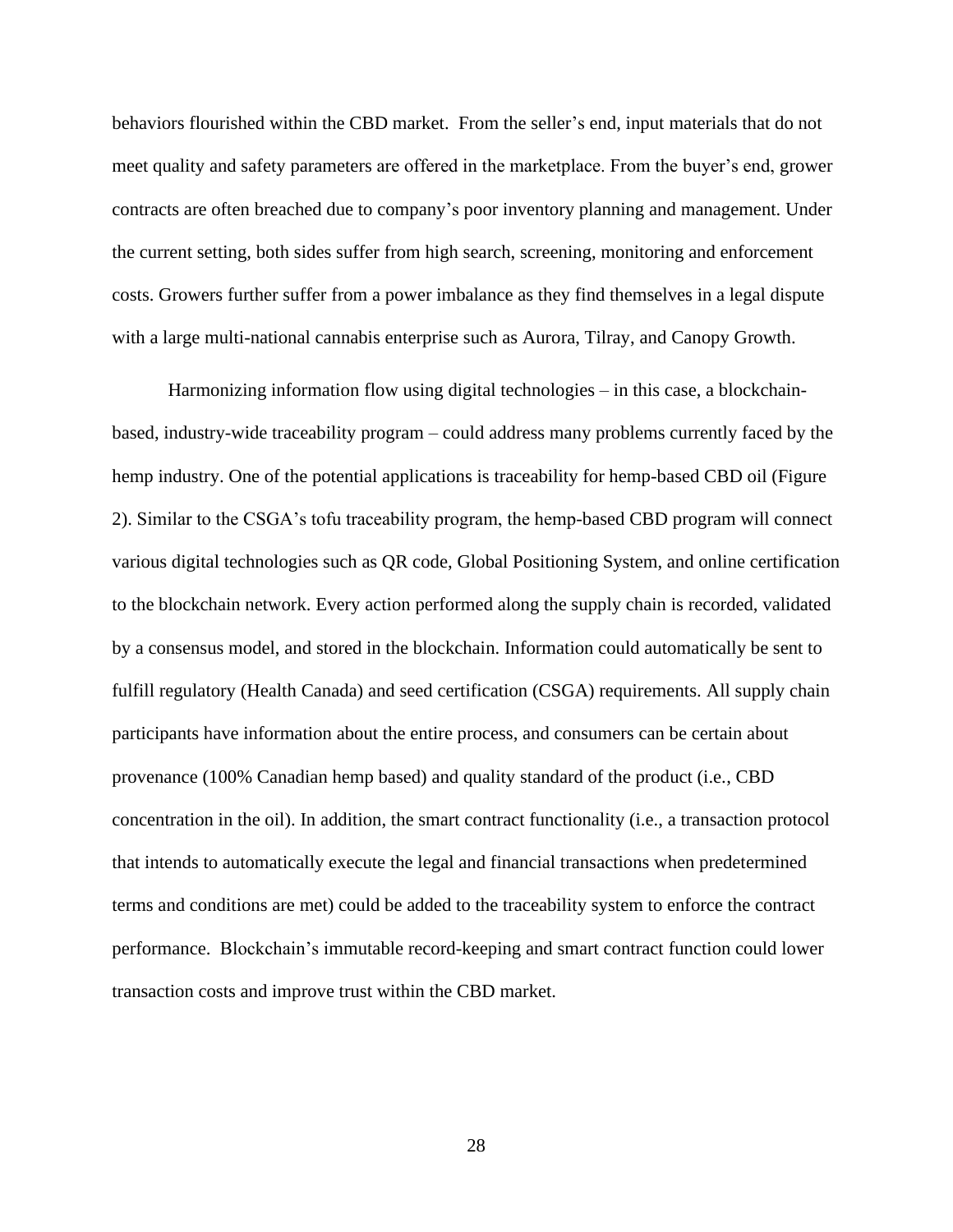behaviors flourished within the CBD market. From the seller's end, input materials that do not meet quality and safety parameters are offered in the marketplace. From the buyer's end, grower contracts are often breached due to company's poor inventory planning and management. Under the current setting, both sides suffer from high search, screening, monitoring and enforcement costs. Growers further suffer from a power imbalance as they find themselves in a legal dispute with a large multi-national cannabis enterprise such as Aurora, Tilray, and Canopy Growth.

Harmonizing information flow using digital technologies – in this case, a blockchain-based, industry-wide traceability program – could address many problems currently faced by the hemp industry. One of the potential applications is traceability for hemp-based CBD oil (Figure 2). Similar to the CSGA's tofu traceability program, the hemp-based CBD program will connect various digital technologies such as QR code, Global Positioning System, and online certification to the blockchain network. Every action performed along the supply chain is recorded, validated by a consensus model, and stored in the blockchain. Information could automatically be sent to fulfill regulatory (Health Canada) and seed certification (CSGA) requirements. All supply chain participants have information about the entire process, and consumers can be certain about provenance (100% Canadian hemp based) and quality standard of the product (i.e., CBD concentration in the oil). In addition, the smart contract functionality (i.e., a transaction protocol that intends to automatically execute the legal and financial transactions when predetermined terms and conditions are met) could be added to the traceability system to enforce the contract performance. Blockchain's immutable record-keeping and smart contract function could lower transaction costs and improve trust within the CBD market.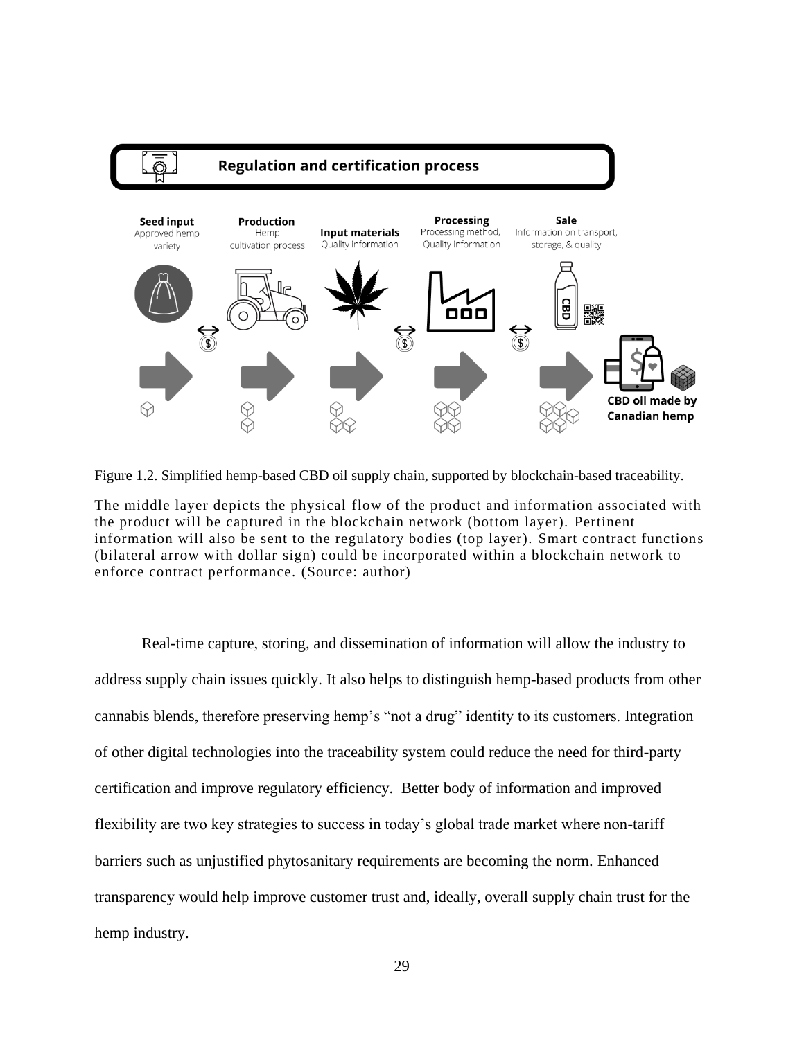Figure 1.2. Simplified hemp-based CBD oil supply chain, supported by blockchain-based traceability.

The middle layer depicts the physical flow of the product and information associated with the product will be captured in the blockchain network (bottom layer). Pertinent information will also be sent to the regulatory bodies (top layer). Smart contract functions (bilateral arrow with dollar sign) could be incorporated within a blockchain network to enforce contract performance. (Source: author)

Real-time capture, storing, and dissemination of information will allow the industry to address supply chain issues quickly. It also helps to distinguish hemp-based products from other cannabis blends, therefore preserving hemp's "not a drug" identity to its customers. Integration of other digital technologies into the traceability system could reduce the need for third-party certification and improve regulatory efficiency. Better body of information and improved flexibility are two key strategies to success in today's global trade market where non-tariff barriers such as unjustified phytosanitary requirements are becoming the norm. Enhanced transparency would help improve customer trust and, ideally, overall supply chain trust for the hemp industry.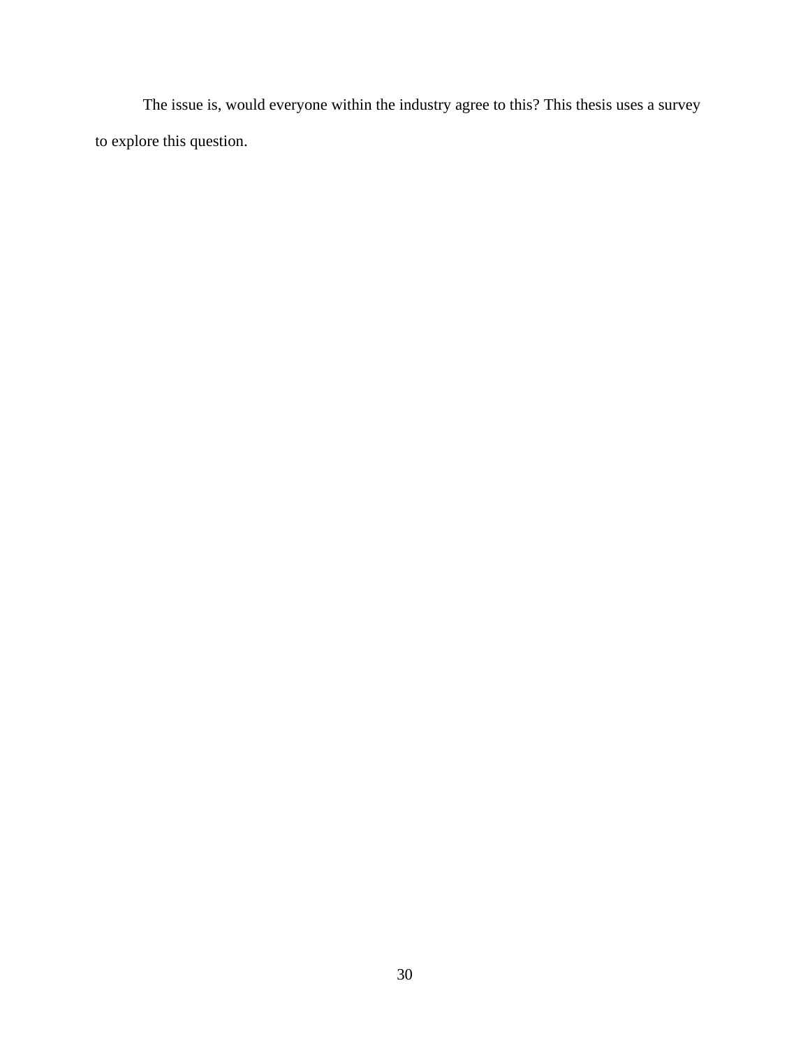The issue is, would everyone within the industry agree to this? This thesis uses a survey to explore this question.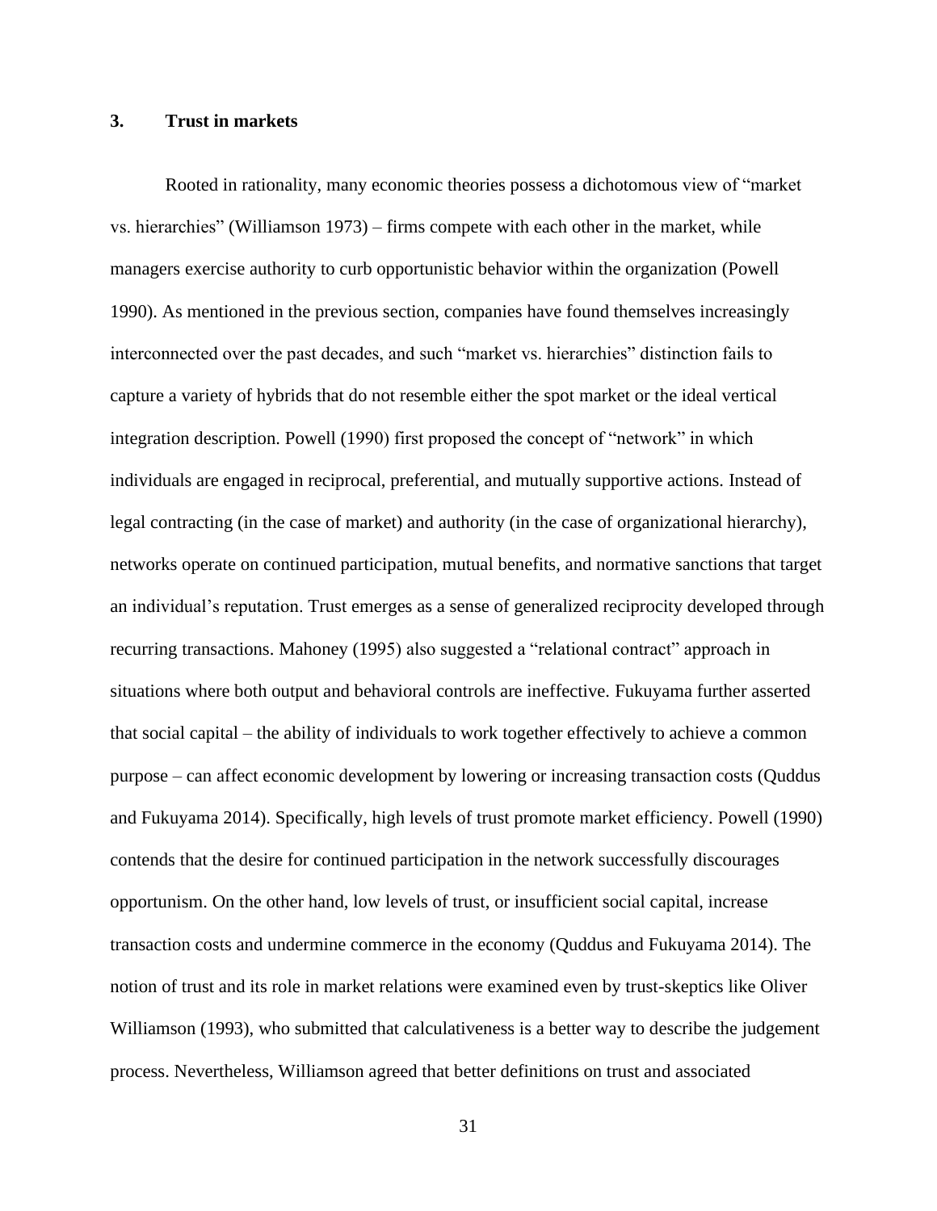## 3. Trust in markets

Rooted in rationality, many economic theories possess a dichotomous view of "market vs. hierarchies" (Williamson 1973) – firms compete with each other in the market, while managers exercise authority to curb opportunistic behavior within the organization (Powell 1990). As mentioned in the previous section, companies have found themselves increasingly interconnected over the past decades, and such "market vs. hierarchies" distinction fails to capture a variety of hybrids that do not resemble either the spot market or the ideal vertical integration description. Powell (1990) first proposed the concept of "network" in which individuals are engaged in reciprocal, preferential, and mutually supportive actions. Instead of legal contracting (in the case of market) and authority (in the case of organizational hierarchy), networks operate on continued participation, mutual benefits, and normative sanctions that target an individual's reputation. Trust emerges as a sense of generalized reciprocity developed through recurring transactions. Mahoney (1995) also suggested a "relational contract" approach in situations where both output and behavioral controls are ineffective. Fukuyama further asserted that social capital – the ability of individuals to work together effectively to achieve a common purpose – can affect economic development by lowering or increasing transaction costs (Quddus and Fukuyama 2014). Specifically, high levels of trust promote market efficiency. Powell (1990) contends that the desire for continued participation in the network successfully discourages opportunism. On the other hand, low levels of trust, or insufficient social capital, increase transaction costs and undermine commerce in the economy (Quddus and Fukuyama 2014). The notion of trust and its role in market relations were examined even by trust-skeptics like Oliver Williamson (1993), who submitted that calculativeness is a better way to describe the judgement process. Nevertheless, Williamson agreed that better definitions on trust and associated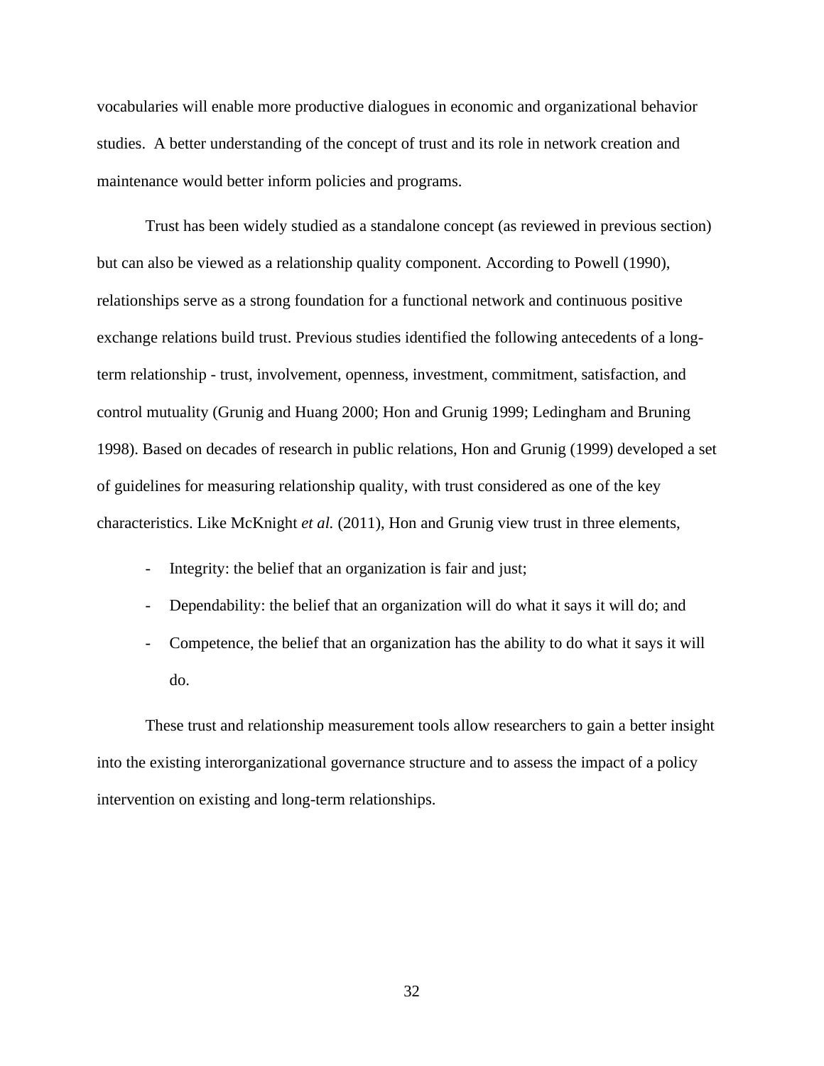vocabularies will enable more productive dialogues in economic and organizational behavior studies. A better understanding of the concept of trust and its role in network creation and maintenance would better inform policies and programs.

Trust has been widely studied as a standalone concept (as reviewed in previous section) but can also be viewed as a relationship quality component. According to Powell (1990), relationships serve as a strong foundation for a functional network and continuous positive exchange relations build trust. Previous studies identified the following antecedents of a long-term relationship - trust, involvement, openness, investment, commitment, satisfaction, and control mutuality (Grunig and Huang 2000; Hon and Grunig 1999; Ledingham and Bruning 1998). Based on decades of research in public relations, Hon and Grunig (1999) developed a set of guidelines for measuring relationship quality, with trust considered as one of the key characteristics. Like McKnight *et al.* (2011), Hon and Grunig view trust in three elements,

- Integrity: the belief that an organization is fair and just;
- Dependability: the belief that an organization will do what it says it will do; and
- Competence, the belief that an organization has the ability to do what it says it will do.

These trust and relationship measurement tools allow researchers to gain a better insight into the existing interorganizational governance structure and to assess the impact of a policy intervention on existing and long-term relationships.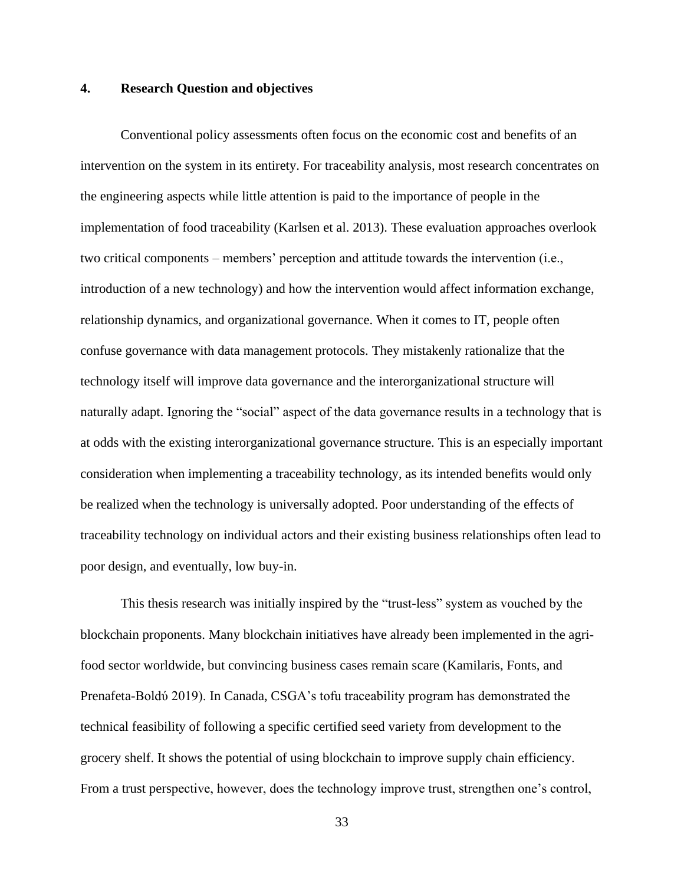## 4. Research Question and objectives

Conventional policy assessments often focus on the economic cost and benefits of an intervention on the system in its entirety. For traceability analysis, most research concentrates on the engineering aspects while little attention is paid to the importance of people in the implementation of food traceability (Karlsen et al. 2013). These evaluation approaches overlook two critical components – members' perception and attitude towards the intervention (i.e., introduction of a new technology) and how the intervention would affect information exchange, relationship dynamics, and organizational governance. When it comes to IT, people often confuse governance with data management protocols. They mistakenly rationalize that the technology itself will improve data governance and the interorganizational structure will naturally adapt. Ignoring the "social" aspect of the data governance results in a technology that is at odds with the existing interorganizational governance structure. This is an especially important consideration when implementing a traceability technology, as its intended benefits would only be realized when the technology is universally adopted. Poor understanding of the effects of traceability technology on individual actors and their existing business relationships often lead to poor design, and eventually, low buy-in.

This thesis research was initially inspired by the "trust-less" system as vouched by the blockchain proponents. Many blockchain initiatives have already been implemented in the agri-food sector worldwide, but convincing business cases remain scare (Kamilaris, Fonts, and Prenafeta-Boldύ 2019). In Canada, CSGA's tofu traceability program has demonstrated the technical feasibility of following a specific certified seed variety from development to the grocery shelf. It shows the potential of using blockchain to improve supply chain efficiency. From a trust perspective, however, does the technology improve trust, strengthen one's control,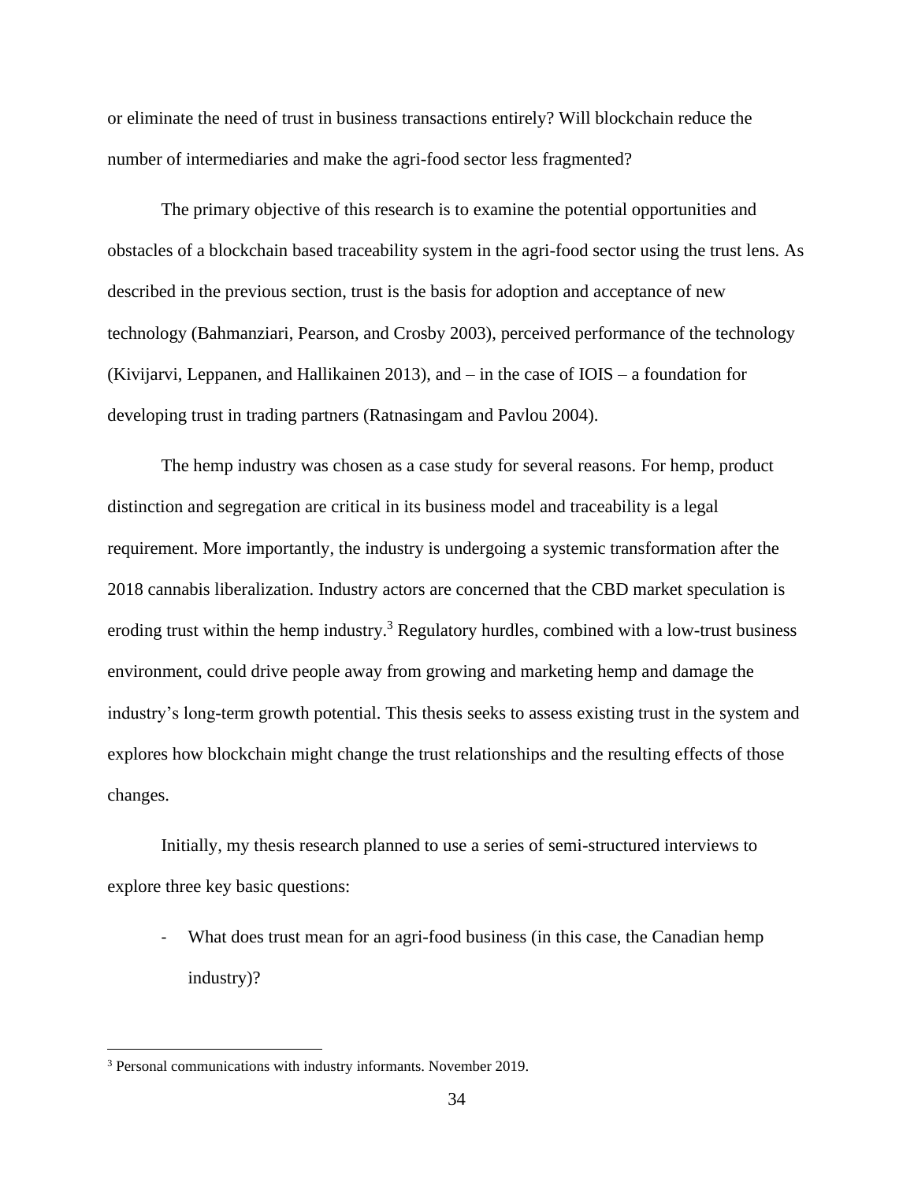or eliminate the need of trust in business transactions entirely? Will blockchain reduce the number of intermediaries and make the agri-food sector less fragmented?

The primary objective of this research is to examine the potential opportunities and obstacles of a blockchain based traceability system in the agri-food sector using the trust lens. As described in the previous section, trust is the basis for adoption and acceptance of new technology (Bahmanziari, Pearson, and Crosby 2003), perceived performance of the technology (Kivijarvi, Leppanen, and Hallikainen 2013), and – in the case of IOIS – a foundation for developing trust in trading partners (Ratnasingam and Pavlou 2004).

The hemp industry was chosen as a case study for several reasons. For hemp, product distinction and segregation are critical in its business model and traceability is a legal requirement. More importantly, the industry is undergoing a systemic transformation after the 2018 cannabis liberalization. Industry actors are concerned that the CBD market speculation is eroding trust within the hemp industry.[3] Regulatory hurdles, combined with a low-trust business environment, could drive people away from growing and marketing hemp and damage the industry's long-term growth potential. This thesis seeks to assess existing trust in the system and explores how blockchain might change the trust relationships and the resulting effects of those changes.

Initially, my thesis research planned to use a series of semi-structured interviews to explore three key basic questions:

- What does trust mean for an agri-food business (in this case, the Canadian hemp industry)?

[3] Personal communications with industry informants. November 2019.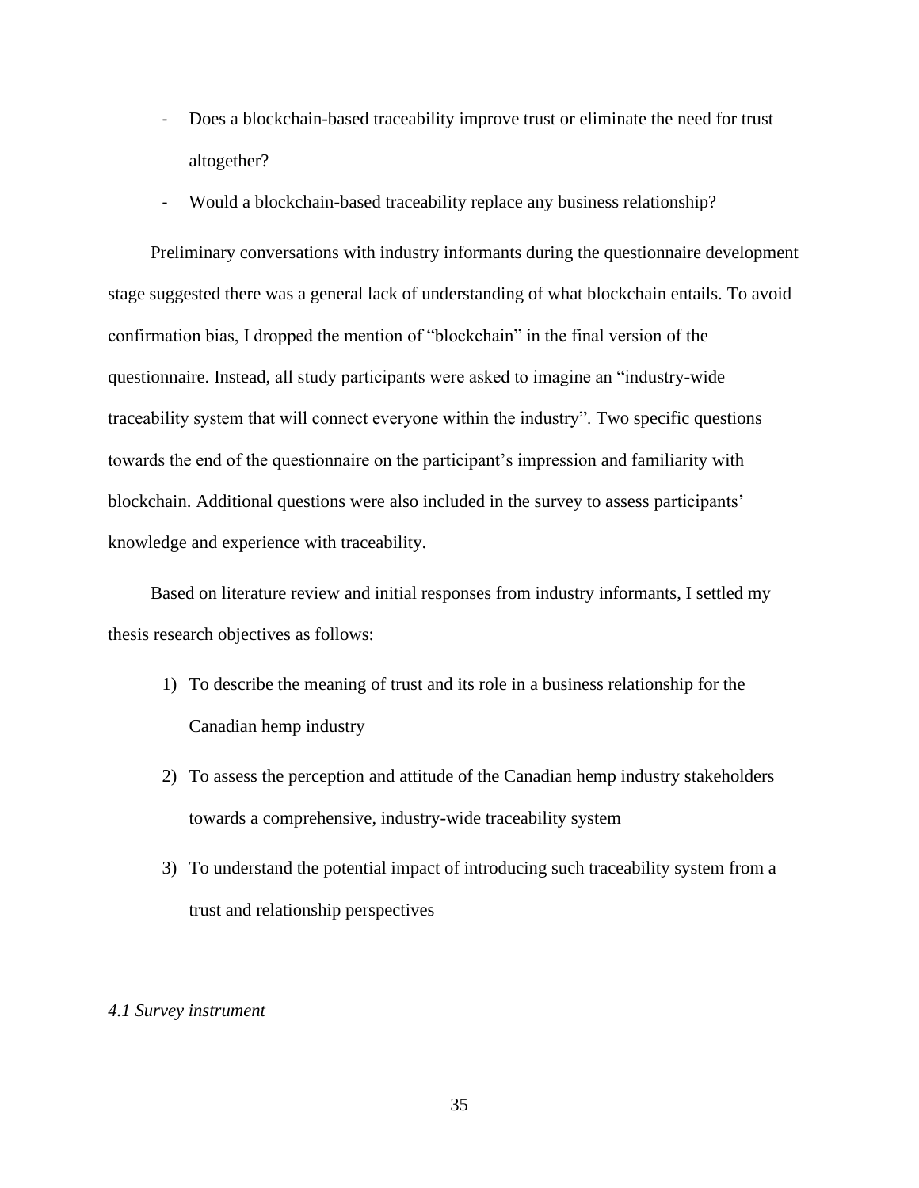- Does a blockchain-based traceability improve trust or eliminate the need for trust altogether?
- Would a blockchain-based traceability replace any business relationship?

Preliminary conversations with industry informants during the questionnaire development stage suggested there was a general lack of understanding of what blockchain entails. To avoid confirmation bias, I dropped the mention of "blockchain" in the final version of the questionnaire. Instead, all study participants were asked to imagine an "industry-wide traceability system that will connect everyone within the industry". Two specific questions towards the end of the questionnaire on the participant's impression and familiarity with blockchain. Additional questions were also included in the survey to assess participants' knowledge and experience with traceability.

Based on literature review and initial responses from industry informants, I settled my thesis research objectives as follows:

1) To describe the meaning of trust and its role in a business relationship for the Canadian hemp industry
2) To assess the perception and attitude of the Canadian hemp industry stakeholders towards a comprehensive, industry-wide traceability system
3) To understand the potential impact of introducing such traceability system from a trust and relationship perspectives

### *4.1 Survey instrument*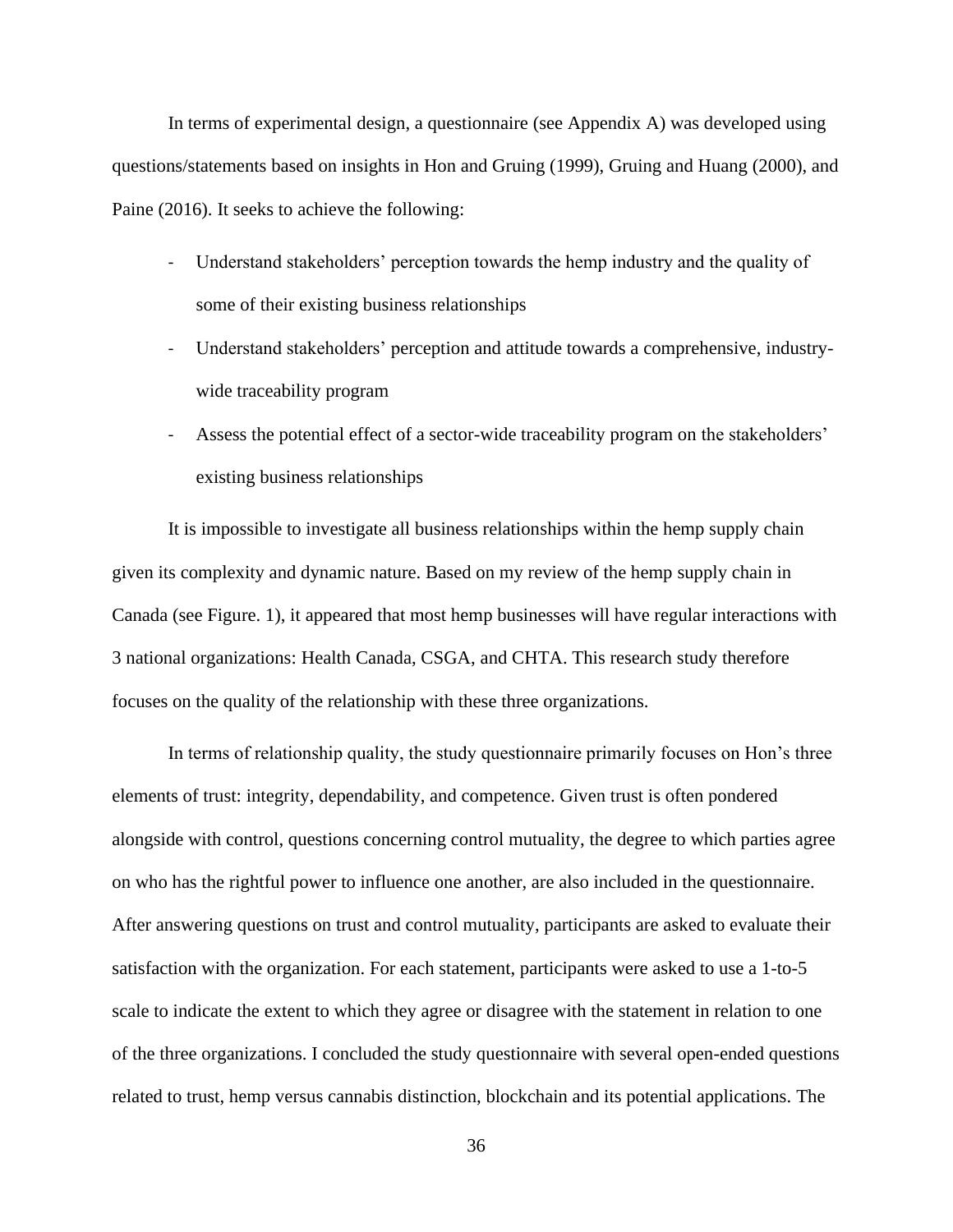In terms of experimental design, a questionnaire (see Appendix A) was developed using questions/statements based on insights in Hon and Gruing (1999), Gruing and Huang (2000), and Paine (2016). It seeks to achieve the following:

- Understand stakeholders' perception towards the hemp industry and the quality of some of their existing business relationships
- Understand stakeholders' perception and attitude towards a comprehensive, industry-wide traceability program
- Assess the potential effect of a sector-wide traceability program on the stakeholders' existing business relationships

It is impossible to investigate all business relationships within the hemp supply chain given its complexity and dynamic nature. Based on my review of the hemp supply chain in Canada (see Figure. 1), it appeared that most hemp businesses will have regular interactions with 3 national organizations: Health Canada, CSGA, and CHTA. This research study therefore focuses on the quality of the relationship with these three organizations.

In terms of relationship quality, the study questionnaire primarily focuses on Hon's three elements of trust: integrity, dependability, and competence. Given trust is often pondered alongside with control, questions concerning control mutuality, the degree to which parties agree on who has the rightful power to influence one another, are also included in the questionnaire. After answering questions on trust and control mutuality, participants are asked to evaluate their satisfaction with the organization. For each statement, participants were asked to use a 1-to-5 scale to indicate the extent to which they agree or disagree with the statement in relation to one of the three organizations. I concluded the study questionnaire with several open-ended questions related to trust, hemp versus cannabis distinction, blockchain and its potential applications. The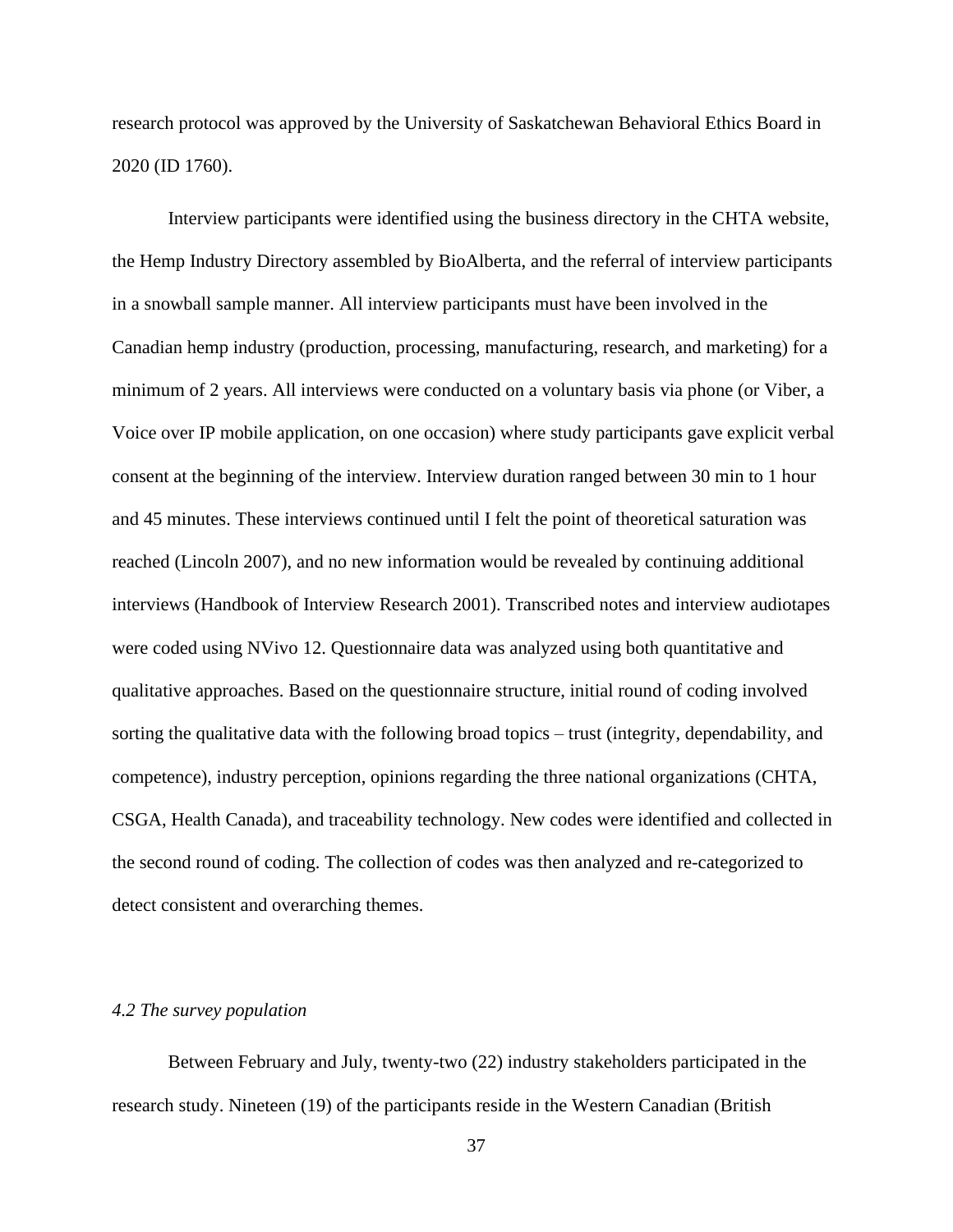research protocol was approved by the University of Saskatchewan Behavioral Ethics Board in 2020 (ID 1760).

Interview participants were identified using the business directory in the CHTA website, the Hemp Industry Directory assembled by BioAlberta, and the referral of interview participants in a snowball sample manner. All interview participants must have been involved in the Canadian hemp industry (production, processing, manufacturing, research, and marketing) for a minimum of 2 years. All interviews were conducted on a voluntary basis via phone (or Viber, a Voice over IP mobile application, on one occasion) where study participants gave explicit verbal consent at the beginning of the interview. Interview duration ranged between 30 min to 1 hour and 45 minutes. These interviews continued until I felt the point of theoretical saturation was reached (Lincoln 2007), and no new information would be revealed by continuing additional interviews (Handbook of Interview Research 2001). Transcribed notes and interview audiotapes were coded using NVivo 12. Questionnaire data was analyzed using both quantitative and qualitative approaches. Based on the questionnaire structure, initial round of coding involved sorting the qualitative data with the following broad topics – trust (integrity, dependability, and competence), industry perception, opinions regarding the three national organizations (CHTA, CSGA, Health Canada), and traceability technology. New codes were identified and collected in the second round of coding. The collection of codes was then analyzed and re-categorized to detect consistent and overarching themes.

### *4.2 The survey population*

Between February and July, twenty-two (22) industry stakeholders participated in the research study. Nineteen (19) of the participants reside in the Western Canadian (British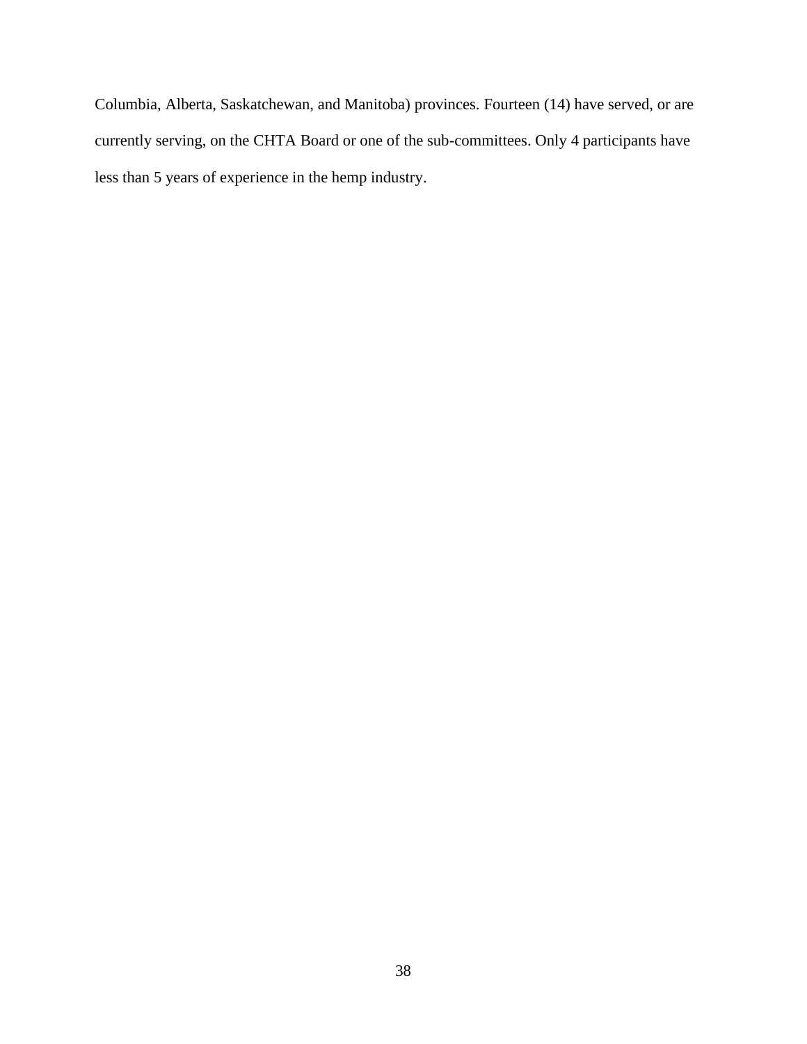Columbia, Alberta, Saskatchewan, and Manitoba) provinces. Fourteen (14) have served, or are currently serving, on the CHTA Board or one of the sub-committees. Only 4 participants have less than 5 years of experience in the hemp industry.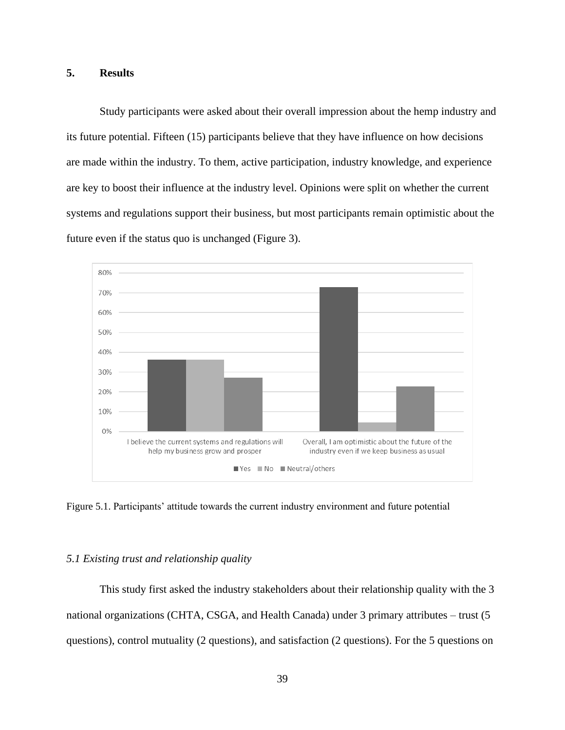# 5. Results

Study participants were asked about their overall impression about the hemp industry and its future potential. Fifteen (15) participants believe that they have influence on how decisions are made within the industry. To them, active participation, industry knowledge, and experience are key to boost their influence at the industry level. Opinions were split on whether the current systems and regulations support their business, but most participants remain optimistic about the future even if the status quo is unchanged (Figure 3).

Figure 5.1. Participants' attitude towards the current industry environment and future potential

*5.1 Existing trust and relationship quality*

This study first asked the industry stakeholders about their relationship quality with the 3 national organizations (CHTA, CSGA, and Health Canada) under 3 primary attributes – trust (5 questions), control mutuality (2 questions), and satisfaction (2 questions). For the 5 questions on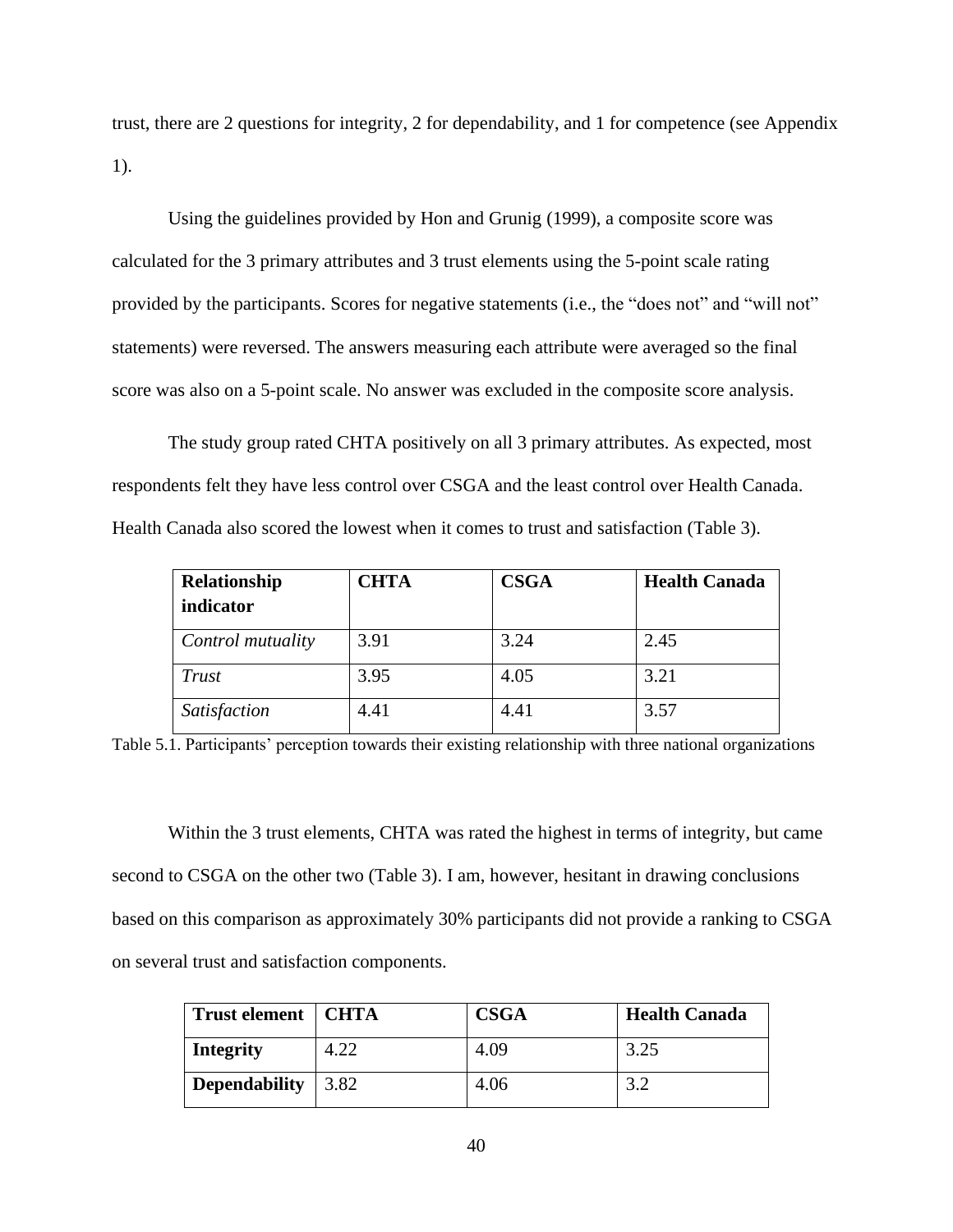trust, there are 2 questions for integrity, 2 for dependability, and 1 for competence (see Appendix 1).

Using the guidelines provided by Hon and Grunig (1999), a composite score was calculated for the 3 primary attributes and 3 trust elements using the 5-point scale rating provided by the participants. Scores for negative statements (i.e., the "does not" and "will not" statements) were reversed. The answers measuring each attribute were averaged so the final score was also on a 5-point scale. No answer was excluded in the composite score analysis.

The study group rated CHTA positively on all 3 primary attributes. As expected, most respondents felt they have less control over CSGA and the least control over Health Canada. Health Canada also scored the lowest when it comes to trust and satisfaction (Table 3).

| **Relationship indicator** | **CHTA** | **CSGA** | **Health Canada** |
|---|---|---|---|
| *Control mutuality* | 3.91 | 3.24 | 2.45 |
| *Trust* | 3.95 | 4.05 | 3.21 |
| *Satisfaction* | 4.41 | 4.41 | 3.57 |

Table 5.1. Participants' perception towards their existing relationship with three national organizations

Within the 3 trust elements, CHTA was rated the highest in terms of integrity, but came second to CSGA on the other two (Table 3). I am, however, hesitant in drawing conclusions based on this comparison as approximately 30% participants did not provide a ranking to CSGA on several trust and satisfaction components.

| **Trust element** | **CHTA** | **CSGA** | **Health Canada** |
|---|---|---|---|
| **Integrity** | 4.22 | 4.09 | 3.25 |
| **Dependability** | 3.82 | 4.06 | 3.2 |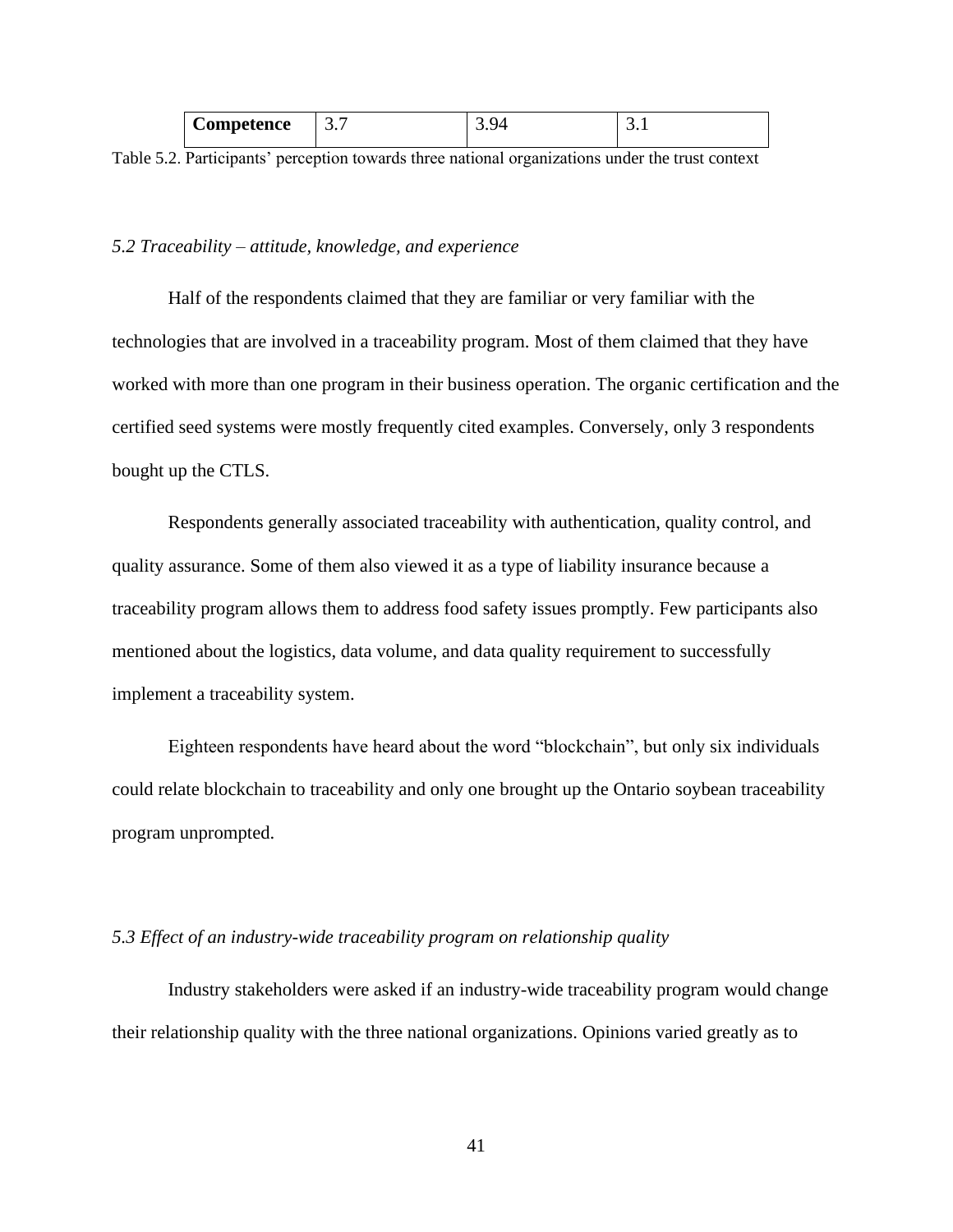| Competence | 3.7 | 3.94 | 3.1 |
|---|---|---|---|

Table 5.2. Participants' perception towards three national organizations under the trust context

### *5.2 Traceability – attitude, knowledge, and experience*

Half of the respondents claimed that they are familiar or very familiar with the technologies that are involved in a traceability program. Most of them claimed that they have worked with more than one program in their business operation. The organic certification and the certified seed systems were mostly frequently cited examples. Conversely, only 3 respondents bought up the CTLS.

Respondents generally associated traceability with authentication, quality control, and quality assurance. Some of them also viewed it as a type of liability insurance because a traceability program allows them to address food safety issues promptly. Few participants also mentioned about the logistics, data volume, and data quality requirement to successfully implement a traceability system.

Eighteen respondents have heard about the word "blockchain", but only six individuals could relate blockchain to traceability and only one brought up the Ontario soybean traceability program unprompted.

### *5.3 Effect of an industry-wide traceability program on relationship quality*

Industry stakeholders were asked if an industry-wide traceability program would change their relationship quality with the three national organizations. Opinions varied greatly as to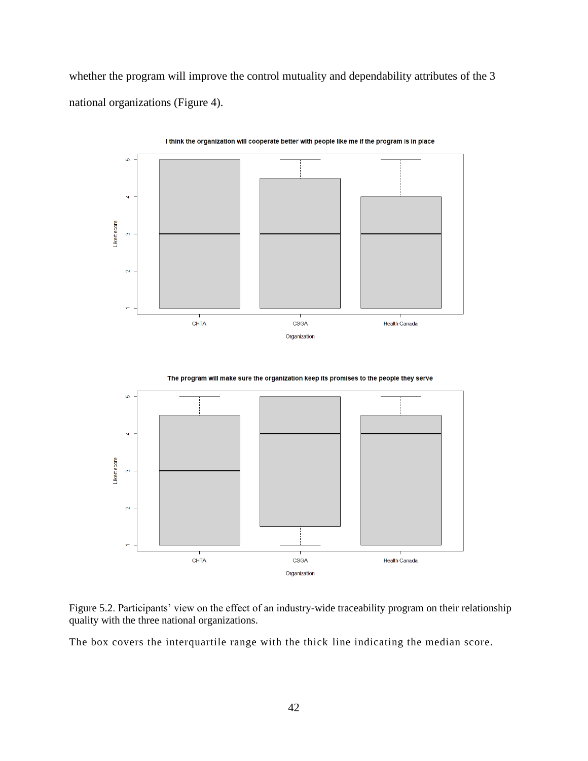whether the program will improve the control mutuality and dependability attributes of the 3 national organizations (Figure 4).

Figure 5.2. Participants' view on the effect of an industry-wide traceability program on their relationship quality with the three national organizations.

The box covers the interquartile range with the thick line indicating the median score.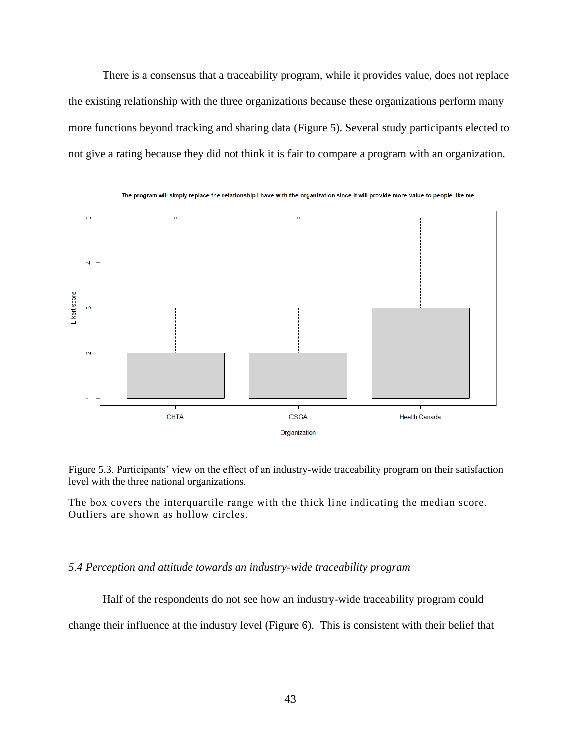There is a consensus that a traceability program, while it provides value, does not replace the existing relationship with the three organizations because these organizations perform many more functions beyond tracking and sharing data (Figure 5). Several study participants elected to not give a rating because they did not think it is fair to compare a program with an organization.

Figure 5.3. Participants' view on the effect of an industry-wide traceability program on their satisfaction level with the three national organizations.

The box covers the interquartile range with the thick line indicating the median score. Outliers are shown as hollow circles.

### *5.4 Perception and attitude towards an industry-wide traceability program*

Half of the respondents do not see how an industry-wide traceability program could change their influence at the industry level (Figure 6). This is consistent with their belief that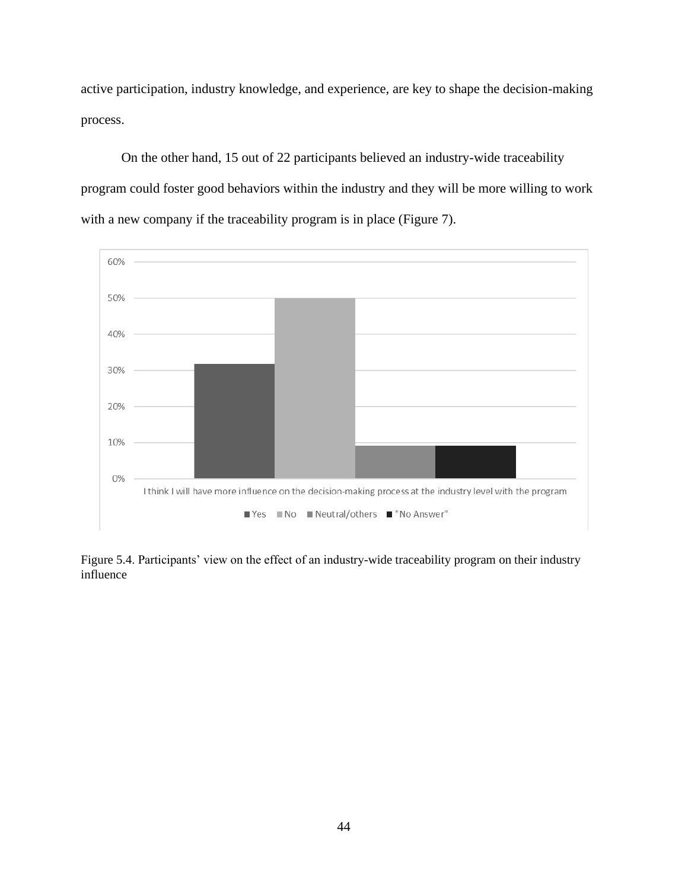active participation, industry knowledge, and experience, are key to shape the decision-making process.

On the other hand, 15 out of 22 participants believed an industry-wide traceability program could foster good behaviors within the industry and they will be more willing to work with a new company if the traceability program is in place (Figure 7).

Figure 5.4. Participants' view on the effect of an industry-wide traceability program on their industry influence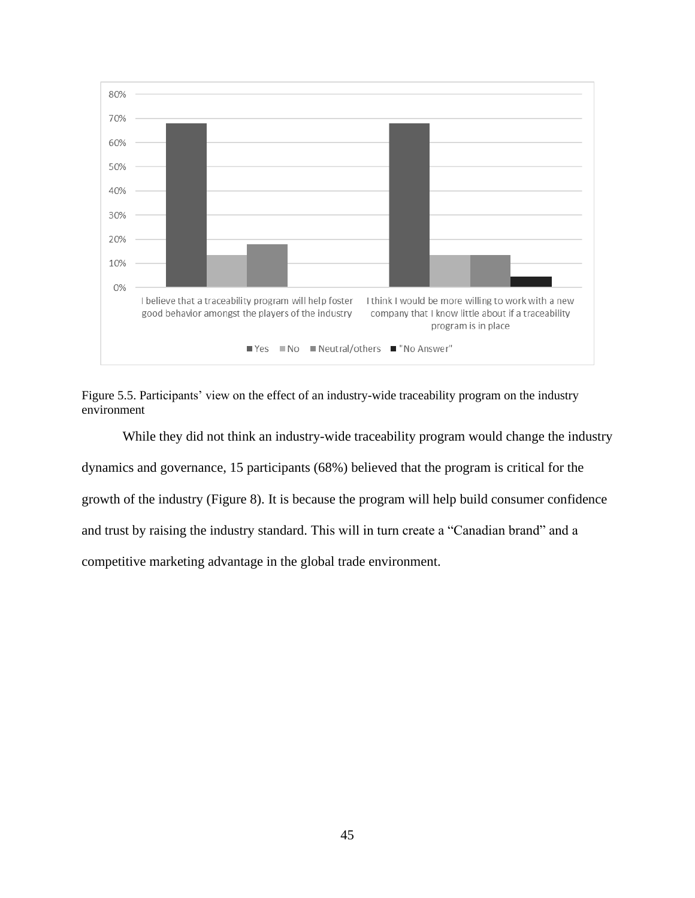Figure 5.5. Participants' view on the effect of an industry-wide traceability program on the industry environment

While they did not think an industry-wide traceability program would change the industry dynamics and governance, 15 participants (68%) believed that the program is critical for the growth of the industry (Figure 8). It is because the program will help build consumer confidence and trust by raising the industry standard. This will in turn create a "Canadian brand" and a competitive marketing advantage in the global trade environment.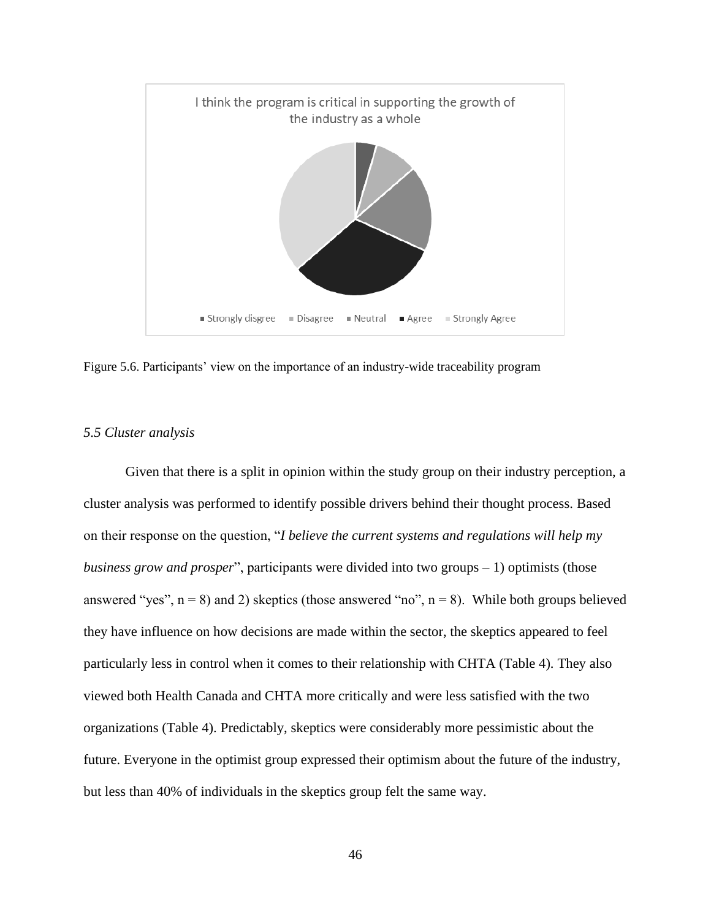I think the program is critical in supporting the growth of the industry as a whole

■ Strongly disgree ■ Disagree ■ Neutral ■ Agree ■ Strongly Agree

Figure 5.6. Participants' view on the importance of an industry-wide traceability program

### *5.5 Cluster analysis*

Given that there is a split in opinion within the study group on their industry perception, a cluster analysis was performed to identify possible drivers behind their thought process. Based on their response on the question, "*I believe the current systems and regulations will help my business grow and prosper*", participants were divided into two groups – 1) optimists (those answered "yes", n = 8) and 2) skeptics (those answered "no", n = 8). While both groups believed they have influence on how decisions are made within the sector, the skeptics appeared to feel particularly less in control when it comes to their relationship with CHTA (Table 4). They also viewed both Health Canada and CHTA more critically and were less satisfied with the two organizations (Table 4). Predictably, skeptics were considerably more pessimistic about the future. Everyone in the optimist group expressed their optimism about the future of the industry, but less than 40% of individuals in the skeptics group felt the same way.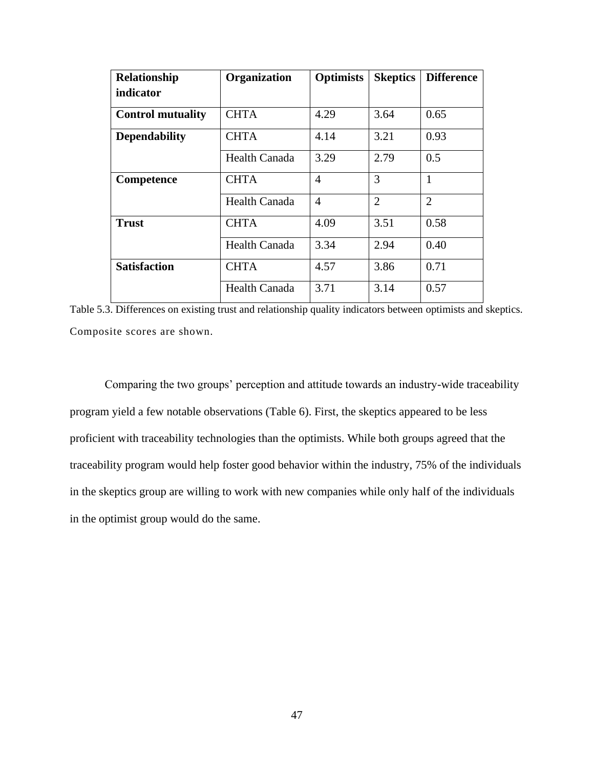| Relationship indicator | Organization | Optimists | Skeptics | Difference |
|---|---|---|---|---|
| **Control mutuality** | CHTA | 4.29 | 3.64 | 0.65 |
| **Dependability** | CHTA | 4.14 | 3.21 | 0.93 |
| | Health Canada | 3.29 | 2.79 | 0.5 |
| **Competence** | CHTA | 4 | 3 | 1 |
| | Health Canada | 4 | 2 | 2 |
| **Trust** | CHTA | 4.09 | 3.51 | 0.58 |
| | Health Canada | 3.34 | 2.94 | 0.40 |
| **Satisfaction** | CHTA | 4.57 | 3.86 | 0.71 |
| | Health Canada | 3.71 | 3.14 | 0.57 |

Table 5.3. Differences on existing trust and relationship quality indicators between optimists and skeptics. Composite scores are shown.

Comparing the two groups' perception and attitude towards an industry-wide traceability program yield a few notable observations (Table 6). First, the skeptics appeared to be less proficient with traceability technologies than the optimists. While both groups agreed that the traceability program would help foster good behavior within the industry, 75% of the individuals in the skeptics group are willing to work with new companies while only half of the individuals in the optimist group would do the same.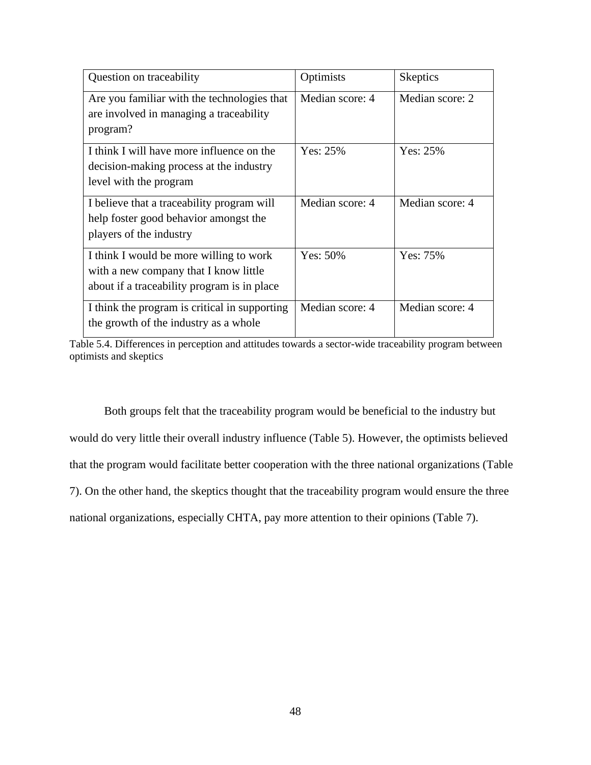| Question on traceability | Optimists | Skeptics |
| --- | --- | --- |
| Are you familiar with the technologies that are involved in managing a traceability program? | Median score: 4 | Median score: 2 |
| I think I will have more influence on the decision-making process at the industry level with the program | Yes: 25% | Yes: 25% |
| I believe that a traceability program will help foster good behavior amongst the players of the industry | Median score: 4 | Median score: 4 |
| I think I would be more willing to work with a new company that I know little about if a traceability program is in place | Yes: 50% | Yes: 75% |
| I think the program is critical in supporting the growth of the industry as a whole | Median score: 4 | Median score: 4 |

Table 5.4. Differences in perception and attitudes towards a sector-wide traceability program between optimists and skeptics

Both groups felt that the traceability program would be beneficial to the industry but would do very little their overall industry influence (Table 5). However, the optimists believed that the program would facilitate better cooperation with the three national organizations (Table 7). On the other hand, the skeptics thought that the traceability program would ensure the three national organizations, especially CHTA, pay more attention to their opinions (Table 7).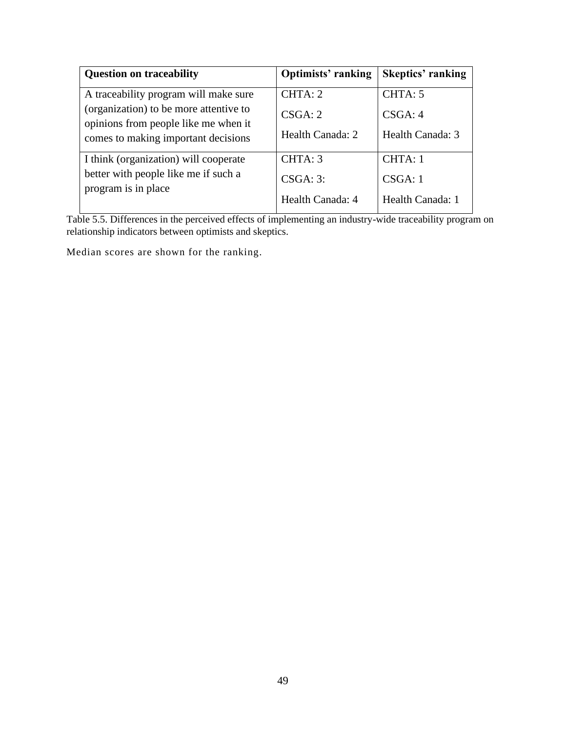| Question on traceability | Optimists' ranking | Skeptics' ranking |
|---|---|---|
| A traceability program will make sure (organization) to be more attentive to opinions from people like me when it comes to making important decisions | CHTA: 2<br>CSGA: 2<br>Health Canada: 2 | CHTA: 5<br>CSGA: 4<br>Health Canada: 3 |
| I think (organization) will cooperate better with people like me if such a program is in place | CHTA: 3<br>CSGA: 3:<br>Health Canada: 4 | CHTA: 1<br>CSGA: 1<br>Health Canada: 1 |

Table 5.5. Differences in the perceived effects of implementing an industry-wide traceability program on relationship indicators between optimists and skeptics.

Median scores are shown for the ranking.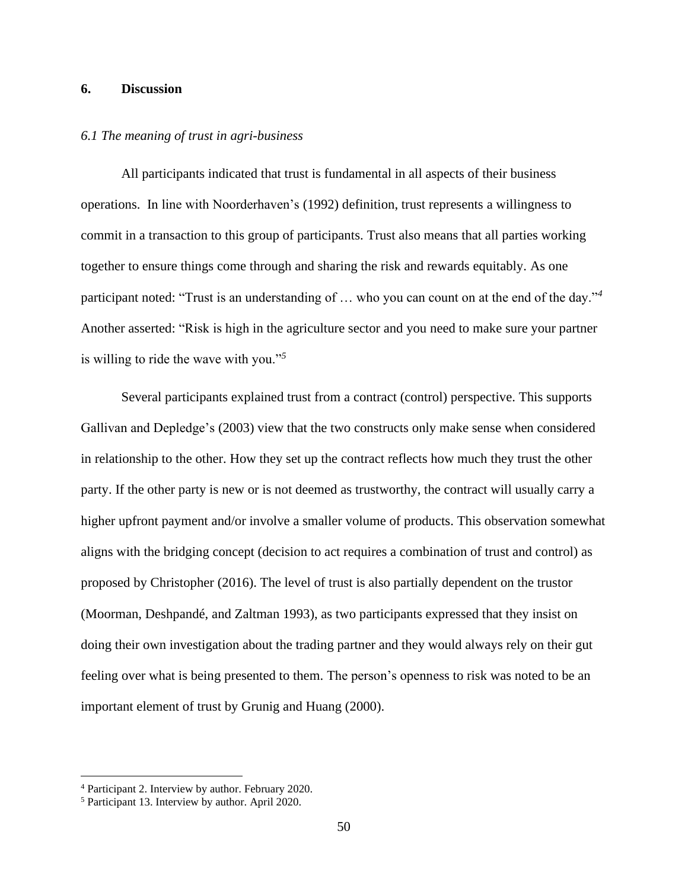## 6. Discussion

### *6.1 The meaning of trust in agri-business*

All participants indicated that trust is fundamental in all aspects of their business operations. In line with Noorderhaven's (1992) definition, trust represents a willingness to commit in a transaction to this group of participants. Trust also means that all parties working together to ensure things come through and sharing the risk and rewards equitably. As one participant noted: "Trust is an understanding of … who you can count on at the end of the day."[4] Another asserted: "Risk is high in the agriculture sector and you need to make sure your partner is willing to ride the wave with you."[5]

Several participants explained trust from a contract (control) perspective. This supports Gallivan and Depledge's (2003) view that the two constructs only make sense when considered in relationship to the other. How they set up the contract reflects how much they trust the other party. If the other party is new or is not deemed as trustworthy, the contract will usually carry a higher upfront payment and/or involve a smaller volume of products. This observation somewhat aligns with the bridging concept (decision to act requires a combination of trust and control) as proposed by Christopher (2016). The level of trust is also partially dependent on the trustor (Moorman, Deshpandé, and Zaltman 1993), as two participants expressed that they insist on doing their own investigation about the trading partner and they would always rely on their gut feeling over what is being presented to them. The person's openness to risk was noted to be an important element of trust by Grunig and Huang (2000).

---

[4] Participant 2. Interview by author. February 2020.

[5] Participant 13. Interview by author. April 2020.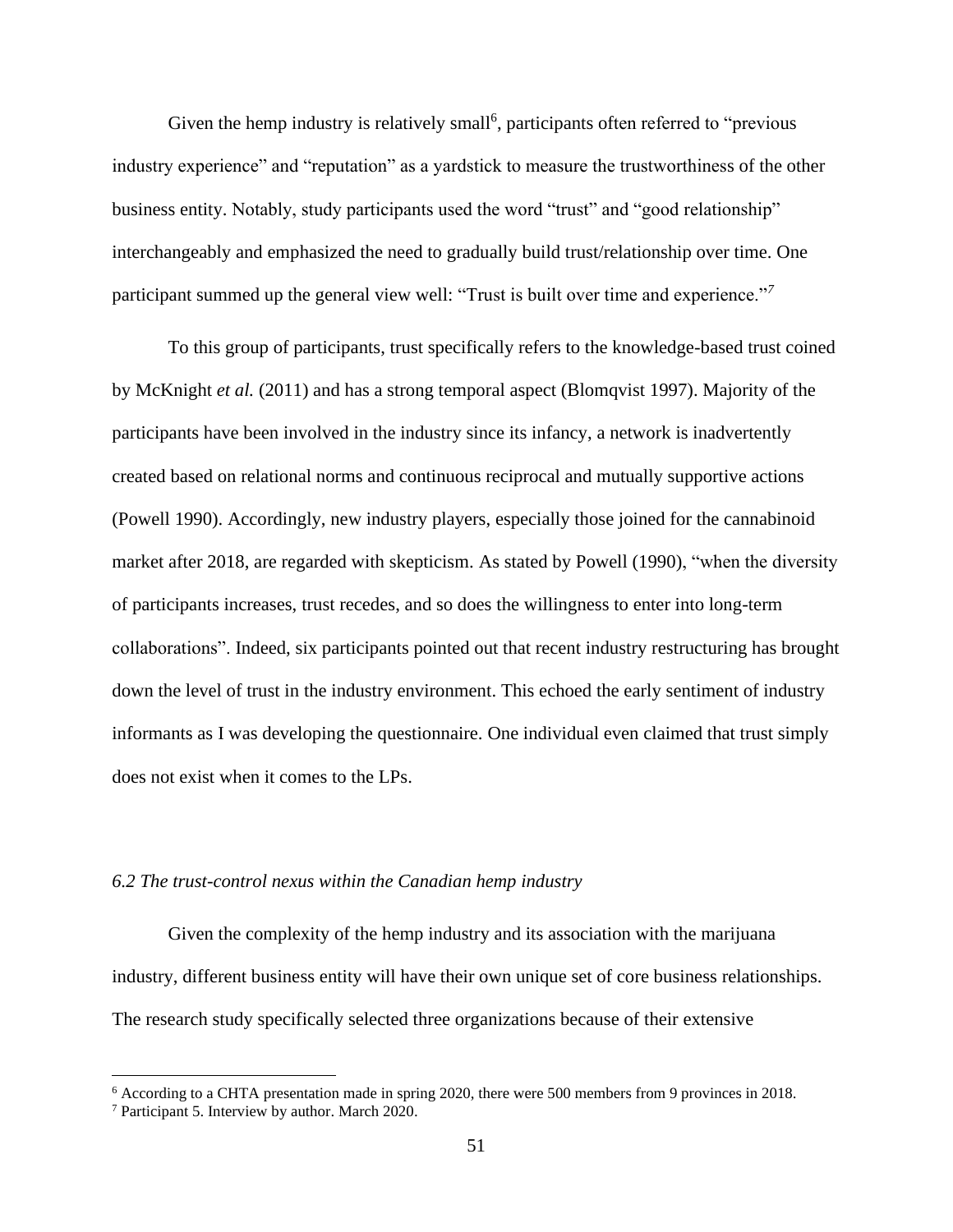Given the hemp industry is relatively small[6], participants often referred to "previous industry experience" and "reputation" as a yardstick to measure the trustworthiness of the other business entity. Notably, study participants used the word "trust" and "good relationship" interchangeably and emphasized the need to gradually build trust/relationship over time. One participant summed up the general view well: "Trust is built over time and experience."[7]

To this group of participants, trust specifically refers to the knowledge-based trust coined by McKnight *et al.* (2011) and has a strong temporal aspect (Blomqvist 1997). Majority of the participants have been involved in the industry since its infancy, a network is inadvertently created based on relational norms and continuous reciprocal and mutually supportive actions (Powell 1990). Accordingly, new industry players, especially those joined for the cannabinoid market after 2018, are regarded with skepticism. As stated by Powell (1990), "when the diversity of participants increases, trust recedes, and so does the willingness to enter into long-term collaborations". Indeed, six participants pointed out that recent industry restructuring has brought down the level of trust in the industry environment. This echoed the early sentiment of industry informants as I was developing the questionnaire. One individual even claimed that trust simply does not exist when it comes to the LPs.

### *6.2 The trust-control nexus within the Canadian hemp industry*

Given the complexity of the hemp industry and its association with the marijuana industry, different business entity will have their own unique set of core business relationships. The research study specifically selected three organizations because of their extensive

[6] According to a CHTA presentation made in spring 2020, there were 500 members from 9 provinces in 2018.

[7] Participant 5. Interview by author. March 2020.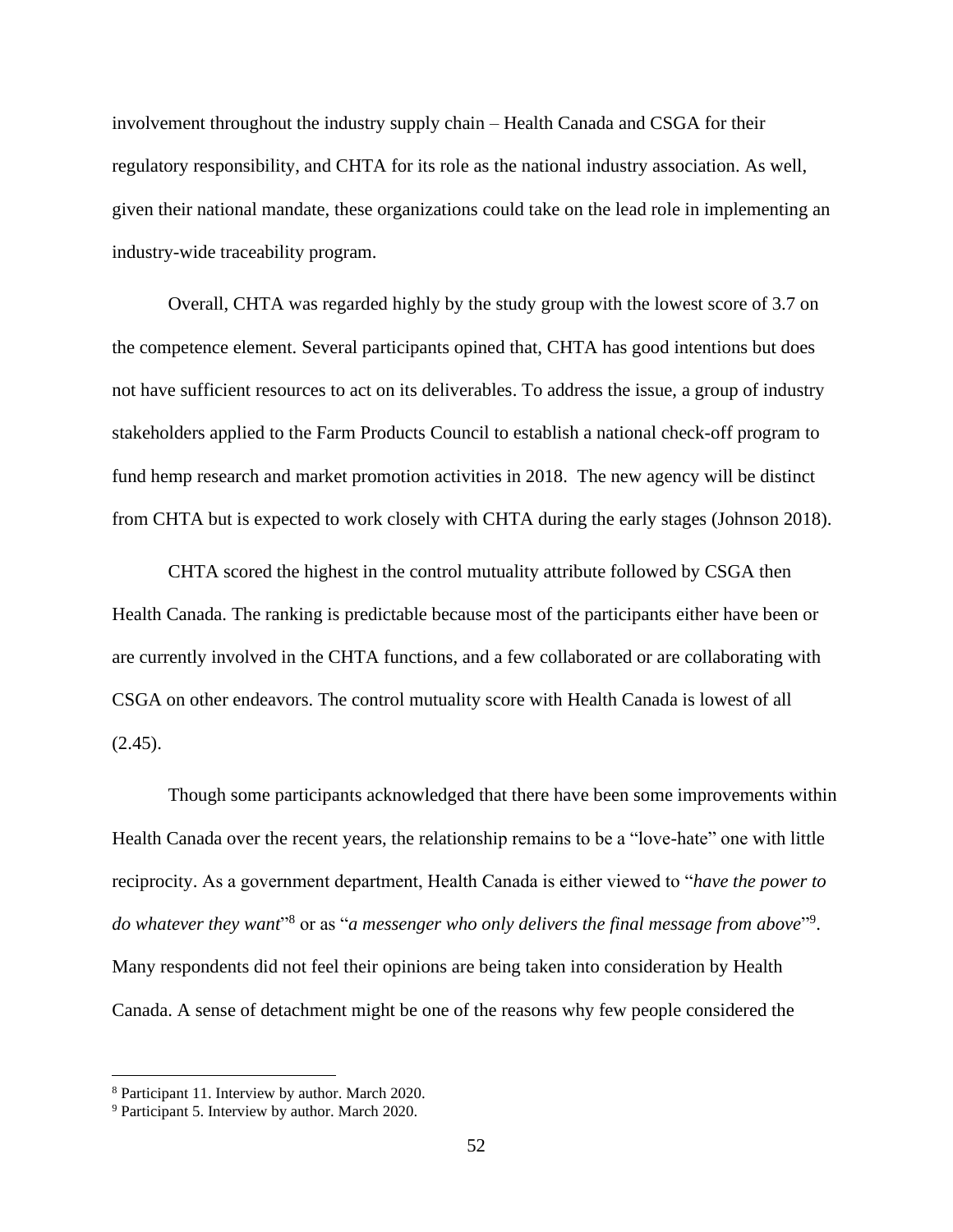involvement throughout the industry supply chain – Health Canada and CSGA for their regulatory responsibility, and CHTA for its role as the national industry association. As well, given their national mandate, these organizations could take on the lead role in implementing an industry-wide traceability program.

Overall, CHTA was regarded highly by the study group with the lowest score of 3.7 on the competence element. Several participants opined that, CHTA has good intentions but does not have sufficient resources to act on its deliverables. To address the issue, a group of industry stakeholders applied to the Farm Products Council to establish a national check-off program to fund hemp research and market promotion activities in 2018. The new agency will be distinct from CHTA but is expected to work closely with CHTA during the early stages (Johnson 2018).

CHTA scored the highest in the control mutuality attribute followed by CSGA then Health Canada. The ranking is predictable because most of the participants either have been or are currently involved in the CHTA functions, and a few collaborated or are collaborating with CSGA on other endeavors. The control mutuality score with Health Canada is lowest of all (2.45).

Though some participants acknowledged that there have been some improvements within Health Canada over the recent years, the relationship remains to be a "love-hate" one with little reciprocity. As a government department, Health Canada is either viewed to "*have the power to do whatever they want*"[8] or as "*a messenger who only delivers the final message from above*"[9]. Many respondents did not feel their opinions are being taken into consideration by Health Canada. A sense of detachment might be one of the reasons why few people considered the

[8] Participant 11. Interview by author. March 2020.

[9] Participant 5. Interview by author. March 2020.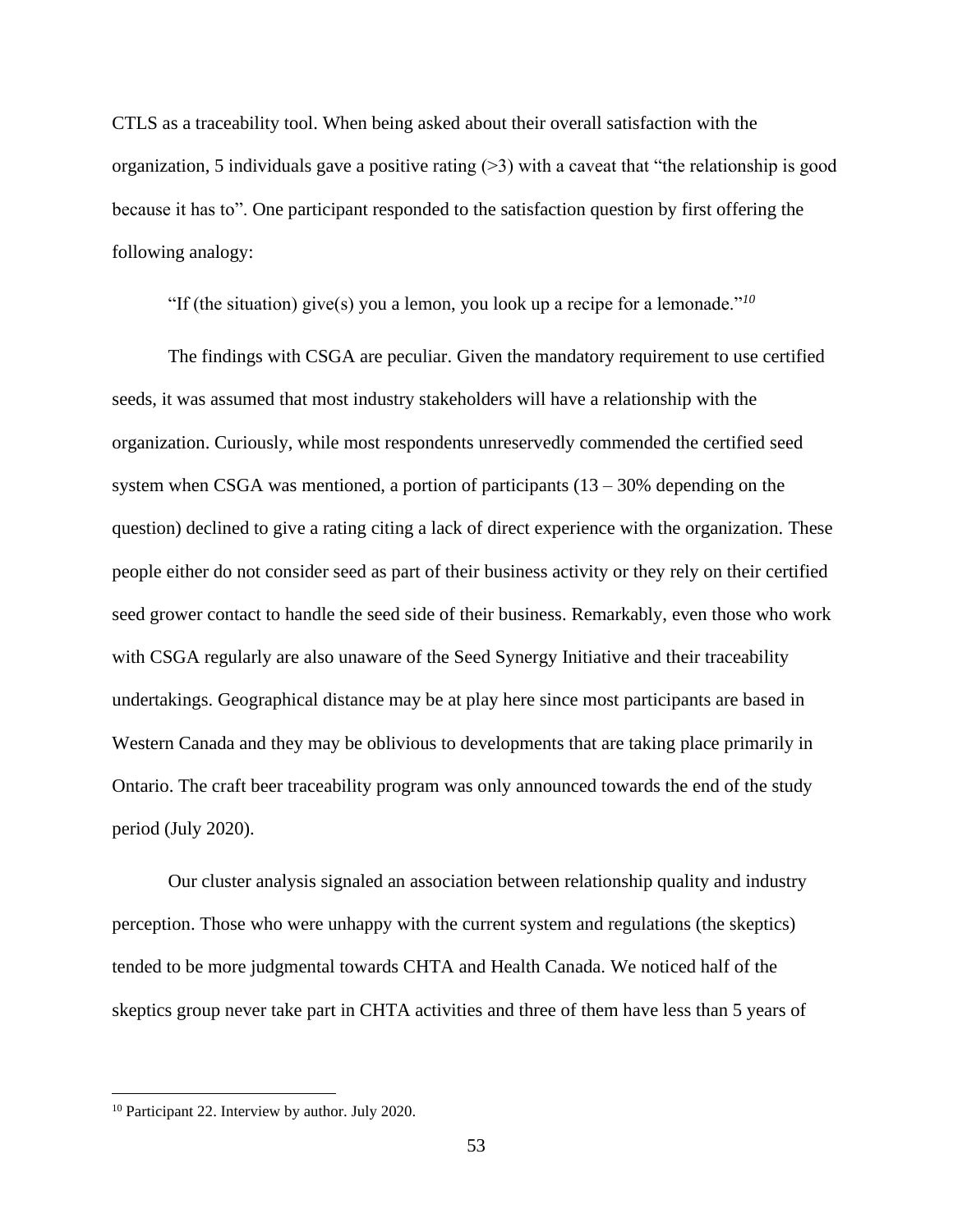CTLS as a traceability tool. When being asked about their overall satisfaction with the organization, 5 individuals gave a positive rating (>3) with a caveat that "the relationship is good because it has to". One participant responded to the satisfaction question by first offering the following analogy:

> "If (the situation) give(s) you a lemon, you look up a recipe for a lemonade."[10]

The findings with CSGA are peculiar. Given the mandatory requirement to use certified seeds, it was assumed that most industry stakeholders will have a relationship with the organization. Curiously, while most respondents unreservedly commended the certified seed system when CSGA was mentioned, a portion of participants (13 – 30% depending on the question) declined to give a rating citing a lack of direct experience with the organization. These people either do not consider seed as part of their business activity or they rely on their certified seed grower contact to handle the seed side of their business. Remarkably, even those who work with CSGA regularly are also unaware of the Seed Synergy Initiative and their traceability undertakings. Geographical distance may be at play here since most participants are based in Western Canada and they may be oblivious to developments that are taking place primarily in Ontario. The craft beer traceability program was only announced towards the end of the study period (July 2020).

Our cluster analysis signaled an association between relationship quality and industry perception. Those who were unhappy with the current system and regulations (the skeptics) tended to be more judgmental towards CHTA and Health Canada. We noticed half of the skeptics group never take part in CHTA activities and three of them have less than 5 years of

[10] Participant 22. Interview by author. July 2020.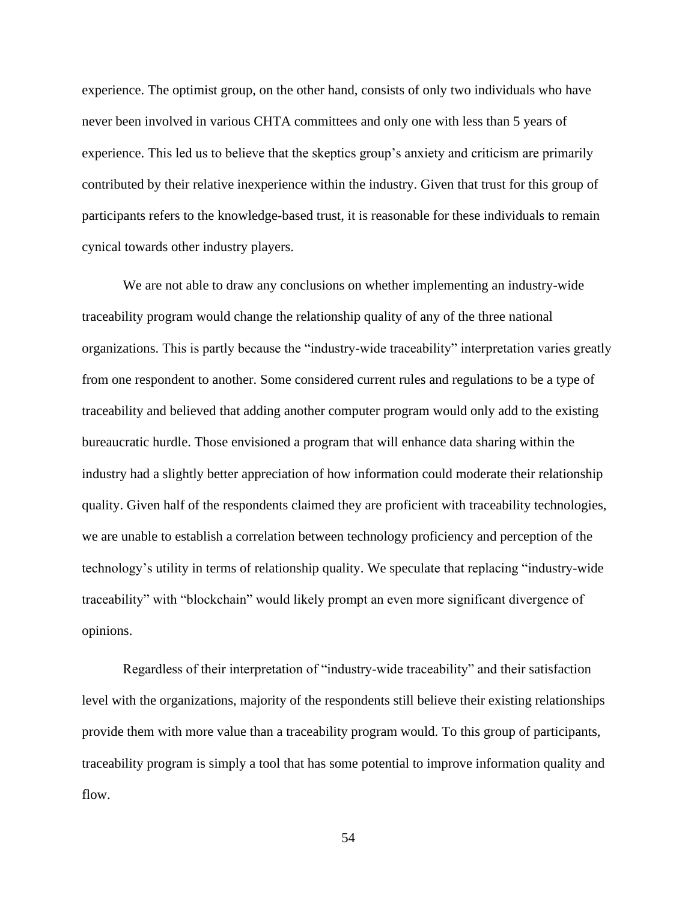experience. The optimist group, on the other hand, consists of only two individuals who have never been involved in various CHTA committees and only one with less than 5 years of experience. This led us to believe that the skeptics group's anxiety and criticism are primarily contributed by their relative inexperience within the industry. Given that trust for this group of participants refers to the knowledge-based trust, it is reasonable for these individuals to remain cynical towards other industry players.

We are not able to draw any conclusions on whether implementing an industry-wide traceability program would change the relationship quality of any of the three national organizations. This is partly because the "industry-wide traceability" interpretation varies greatly from one respondent to another. Some considered current rules and regulations to be a type of traceability and believed that adding another computer program would only add to the existing bureaucratic hurdle. Those envisioned a program that will enhance data sharing within the industry had a slightly better appreciation of how information could moderate their relationship quality. Given half of the respondents claimed they are proficient with traceability technologies, we are unable to establish a correlation between technology proficiency and perception of the technology's utility in terms of relationship quality. We speculate that replacing "industry-wide traceability" with "blockchain" would likely prompt an even more significant divergence of opinions.

Regardless of their interpretation of "industry-wide traceability" and their satisfaction level with the organizations, majority of the respondents still believe their existing relationships provide them with more value than a traceability program would. To this group of participants, traceability program is simply a tool that has some potential to improve information quality and flow.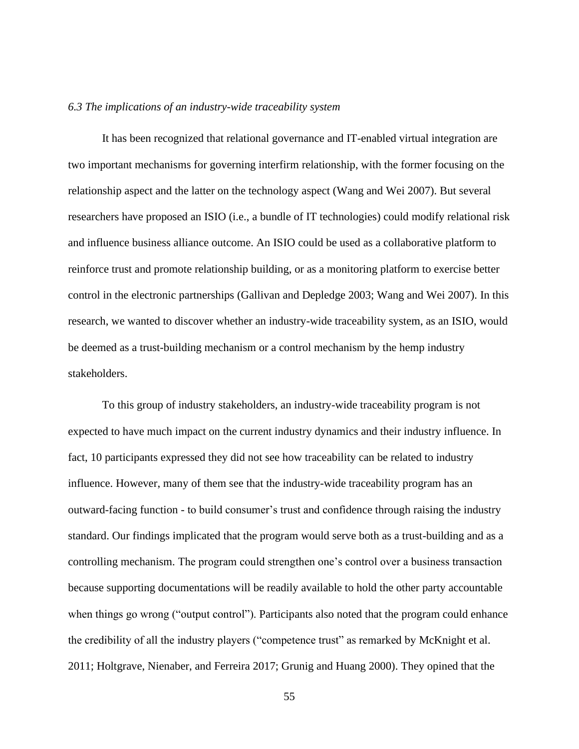*6.3 The implications of an industry-wide traceability system*

It has been recognized that relational governance and IT-enabled virtual integration are two important mechanisms for governing interfirm relationship, with the former focusing on the relationship aspect and the latter on the technology aspect (Wang and Wei 2007). But several researchers have proposed an ISIO (i.e., a bundle of IT technologies) could modify relational risk and influence business alliance outcome. An ISIO could be used as a collaborative platform to reinforce trust and promote relationship building, or as a monitoring platform to exercise better control in the electronic partnerships (Gallivan and Depledge 2003; Wang and Wei 2007). In this research, we wanted to discover whether an industry-wide traceability system, as an ISIO, would be deemed as a trust-building mechanism or a control mechanism by the hemp industry stakeholders.

To this group of industry stakeholders, an industry-wide traceability program is not expected to have much impact on the current industry dynamics and their industry influence. In fact, 10 participants expressed they did not see how traceability can be related to industry influence. However, many of them see that the industry-wide traceability program has an outward-facing function - to build consumer's trust and confidence through raising the industry standard. Our findings implicated that the program would serve both as a trust-building and as a controlling mechanism. The program could strengthen one's control over a business transaction because supporting documentations will be readily available to hold the other party accountable when things go wrong ("output control"). Participants also noted that the program could enhance the credibility of all the industry players ("competence trust" as remarked by McKnight et al. 2011; Holtgrave, Nienaber, and Ferreira 2017; Grunig and Huang 2000). They opined that the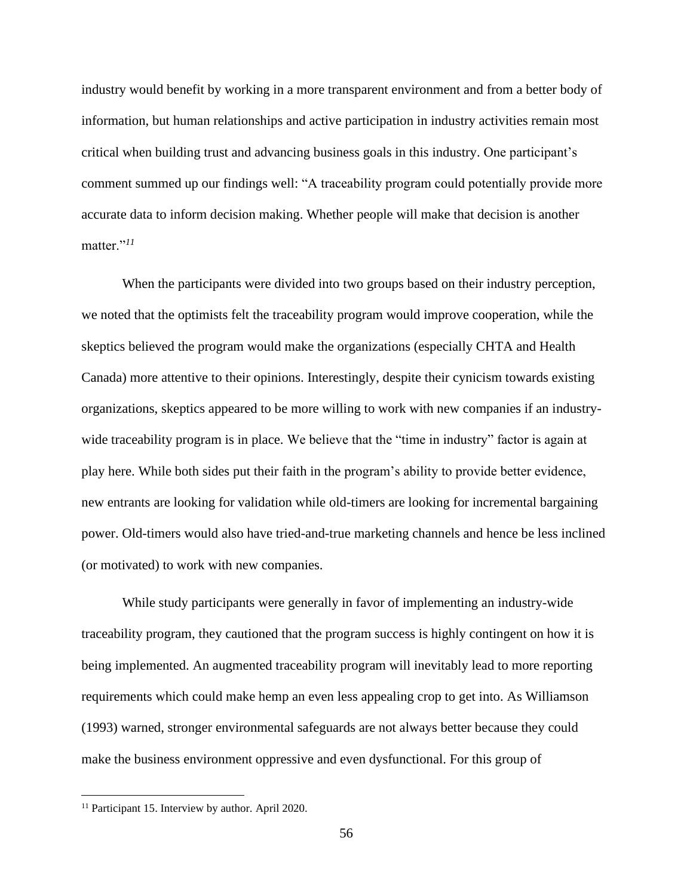industry would benefit by working in a more transparent environment and from a better body of information, but human relationships and active participation in industry activities remain most critical when building trust and advancing business goals in this industry. One participant's comment summed up our findings well: "A traceability program could potentially provide more accurate data to inform decision making. Whether people will make that decision is another matter."[11]

When the participants were divided into two groups based on their industry perception, we noted that the optimists felt the traceability program would improve cooperation, while the skeptics believed the program would make the organizations (especially CHTA and Health Canada) more attentive to their opinions. Interestingly, despite their cynicism towards existing organizations, skeptics appeared to be more willing to work with new companies if an industry-wide traceability program is in place. We believe that the "time in industry" factor is again at play here. While both sides put their faith in the program's ability to provide better evidence, new entrants are looking for validation while old-timers are looking for incremental bargaining power. Old-timers would also have tried-and-true marketing channels and hence be less inclined (or motivated) to work with new companies.

While study participants were generally in favor of implementing an industry-wide traceability program, they cautioned that the program success is highly contingent on how it is being implemented. An augmented traceability program will inevitably lead to more reporting requirements which could make hemp an even less appealing crop to get into. As Williamson (1993) warned, stronger environmental safeguards are not always better because they could make the business environment oppressive and even dysfunctional. For this group of

[11] Participant 15. Interview by author. April 2020.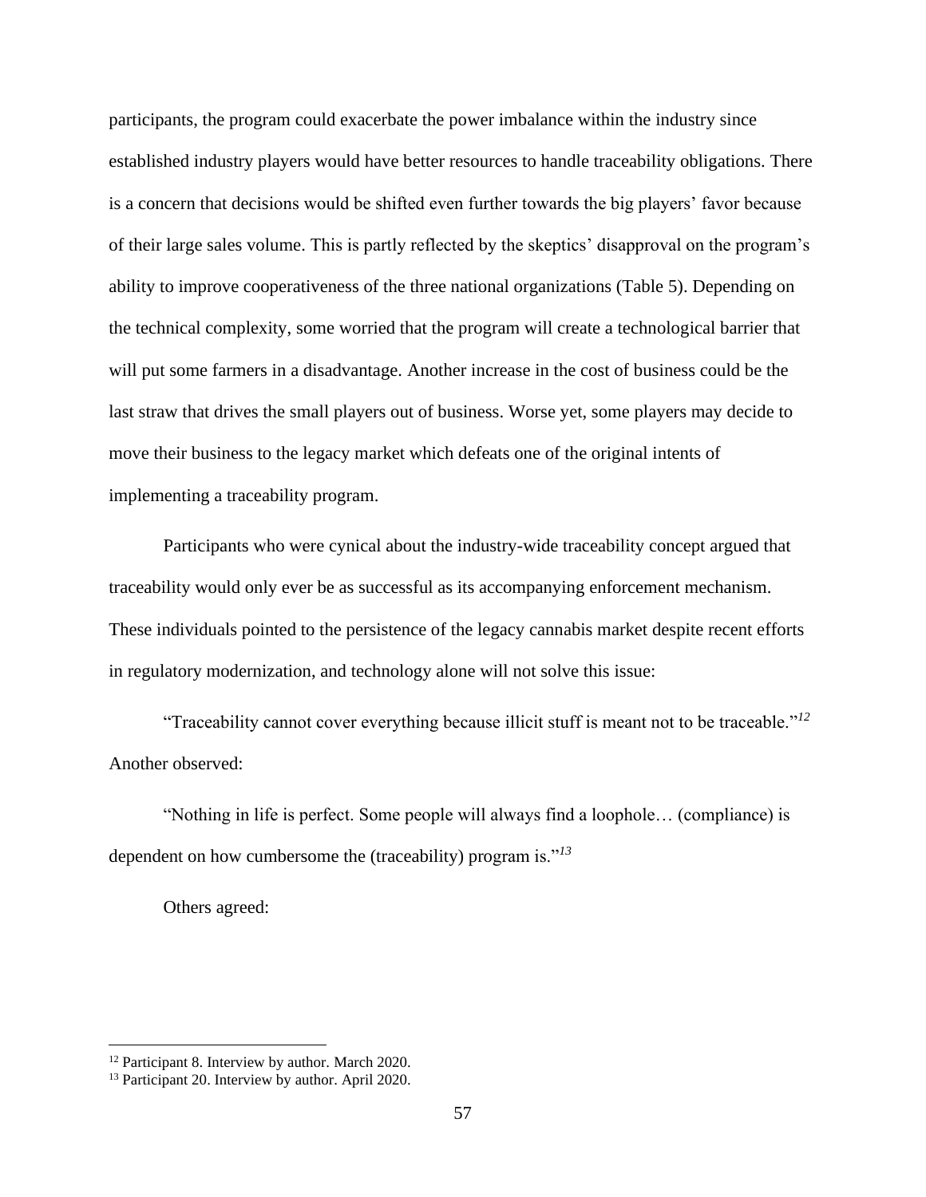participants, the program could exacerbate the power imbalance within the industry since established industry players would have better resources to handle traceability obligations. There is a concern that decisions would be shifted even further towards the big players' favor because of their large sales volume. This is partly reflected by the skeptics' disapproval on the program's ability to improve cooperativeness of the three national organizations (Table 5). Depending on the technical complexity, some worried that the program will create a technological barrier that will put some farmers in a disadvantage. Another increase in the cost of business could be the last straw that drives the small players out of business. Worse yet, some players may decide to move their business to the legacy market which defeats one of the original intents of implementing a traceability program.

Participants who were cynical about the industry-wide traceability concept argued that traceability would only ever be as successful as its accompanying enforcement mechanism. These individuals pointed to the persistence of the legacy cannabis market despite recent efforts in regulatory modernization, and technology alone will not solve this issue:

"Traceability cannot cover everything because illicit stuff is meant not to be traceable."[12]

Another observed:

"Nothing in life is perfect. Some people will always find a loophole… (compliance) is dependent on how cumbersome the (traceability) program is."[13]

Others agreed:

---

[12] Participant 8. Interview by author. March 2020.

[13] Participant 20. Interview by author. April 2020.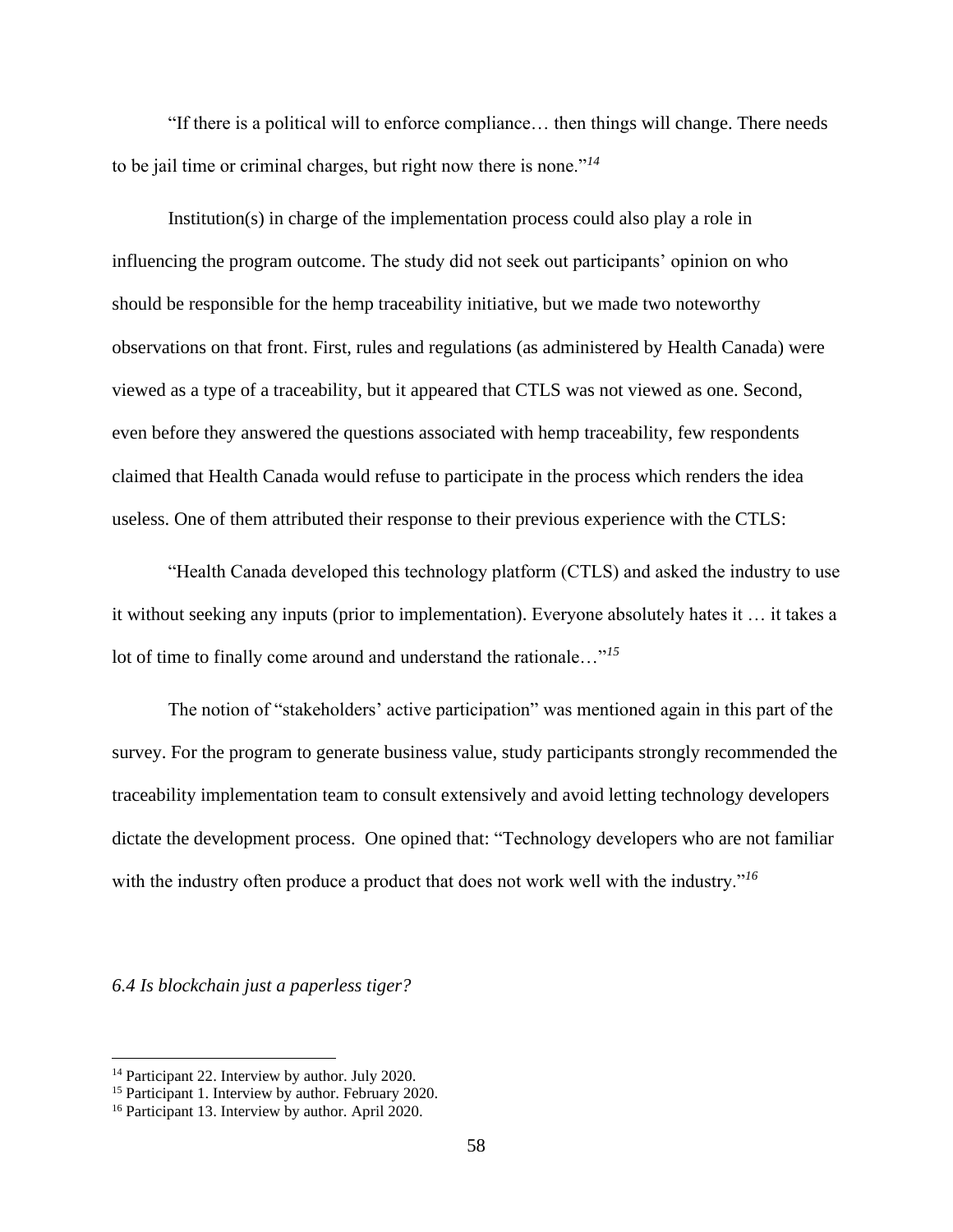"If there is a political will to enforce compliance… then things will change. There needs to be jail time or criminal charges, but right now there is none."[14]

Institution(s) in charge of the implementation process could also play a role in influencing the program outcome. The study did not seek out participants' opinion on who should be responsible for the hemp traceability initiative, but we made two noteworthy observations on that front. First, rules and regulations (as administered by Health Canada) were viewed as a type of a traceability, but it appeared that CTLS was not viewed as one. Second, even before they answered the questions associated with hemp traceability, few respondents claimed that Health Canada would refuse to participate in the process which renders the idea useless. One of them attributed their response to their previous experience with the CTLS:

"Health Canada developed this technology platform (CTLS) and asked the industry to use it without seeking any inputs (prior to implementation). Everyone absolutely hates it … it takes a lot of time to finally come around and understand the rationale…"[15]

The notion of "stakeholders' active participation" was mentioned again in this part of the survey. For the program to generate business value, study participants strongly recommended the traceability implementation team to consult extensively and avoid letting technology developers dictate the development process. One opined that: "Technology developers who are not familiar with the industry often produce a product that does not work well with the industry."[16]

### *6.4 Is blockchain just a paperless tiger?*

[14] Participant 22. Interview by author. July 2020.
[15] Participant 1. Interview by author. February 2020.
[16] Participant 13. Interview by author. April 2020.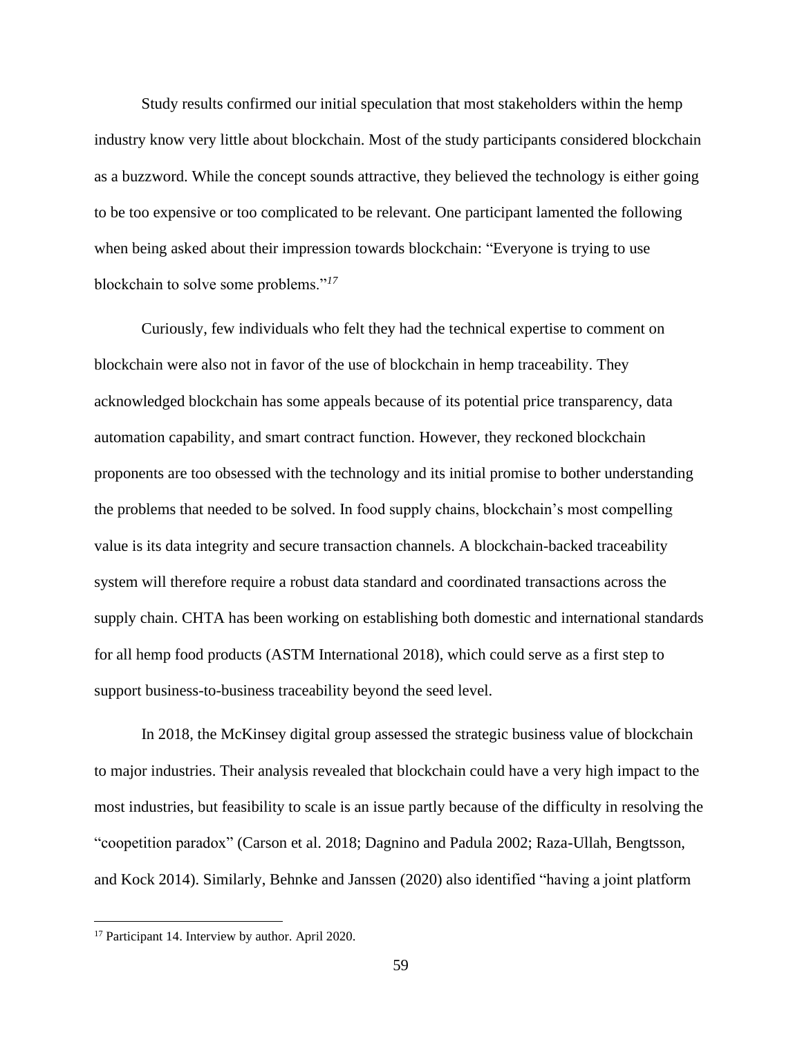Study results confirmed our initial speculation that most stakeholders within the hemp industry know very little about blockchain. Most of the study participants considered blockchain as a buzzword. While the concept sounds attractive, they believed the technology is either going to be too expensive or too complicated to be relevant. One participant lamented the following when being asked about their impression towards blockchain: "Everyone is trying to use blockchain to solve some problems."[17]

Curiously, few individuals who felt they had the technical expertise to comment on blockchain were also not in favor of the use of blockchain in hemp traceability. They acknowledged blockchain has some appeals because of its potential price transparency, data automation capability, and smart contract function. However, they reckoned blockchain proponents are too obsessed with the technology and its initial promise to bother understanding the problems that needed to be solved. In food supply chains, blockchain's most compelling value is its data integrity and secure transaction channels. A blockchain-backed traceability system will therefore require a robust data standard and coordinated transactions across the supply chain. CHTA has been working on establishing both domestic and international standards for all hemp food products (ASTM International 2018), which could serve as a first step to support business-to-business traceability beyond the seed level.

In 2018, the McKinsey digital group assessed the strategic business value of blockchain to major industries. Their analysis revealed that blockchain could have a very high impact to the most industries, but feasibility to scale is an issue partly because of the difficulty in resolving the "coopetition paradox" (Carson et al. 2018; Dagnino and Padula 2002; Raza-Ullah, Bengtsson, and Kock 2014). Similarly, Behnke and Janssen (2020) also identified "having a joint platform

---

[17] Participant 14. Interview by author. April 2020.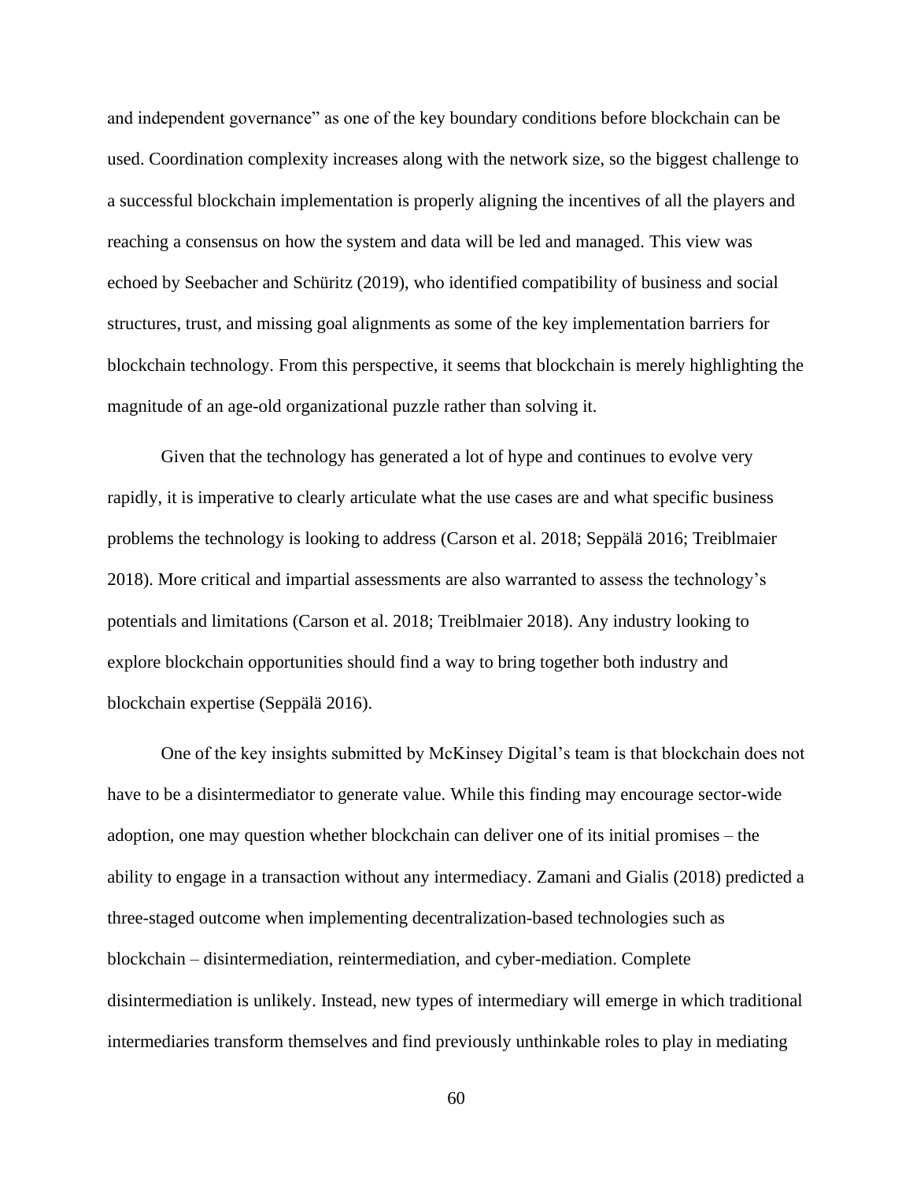and independent governance" as one of the key boundary conditions before blockchain can be used. Coordination complexity increases along with the network size, so the biggest challenge to a successful blockchain implementation is properly aligning the incentives of all the players and reaching a consensus on how the system and data will be led and managed. This view was echoed by Seebacher and Schüritz (2019), who identified compatibility of business and social structures, trust, and missing goal alignments as some of the key implementation barriers for blockchain technology. From this perspective, it seems that blockchain is merely highlighting the magnitude of an age-old organizational puzzle rather than solving it.

Given that the technology has generated a lot of hype and continues to evolve very rapidly, it is imperative to clearly articulate what the use cases are and what specific business problems the technology is looking to address (Carson et al. 2018; Seppälä 2016; Treiblmaier 2018). More critical and impartial assessments are also warranted to assess the technology's potentials and limitations (Carson et al. 2018; Treiblmaier 2018). Any industry looking to explore blockchain opportunities should find a way to bring together both industry and blockchain expertise (Seppälä 2016).

One of the key insights submitted by McKinsey Digital's team is that blockchain does not have to be a disintermediator to generate value. While this finding may encourage sector-wide adoption, one may question whether blockchain can deliver one of its initial promises – the ability to engage in a transaction without any intermediacy. Zamani and Gialis (2018) predicted a three-staged outcome when implementing decentralization-based technologies such as blockchain – disintermediation, reintermediation, and cyber-mediation. Complete disintermediation is unlikely. Instead, new types of intermediary will emerge in which traditional intermediaries transform themselves and find previously unthinkable roles to play in mediating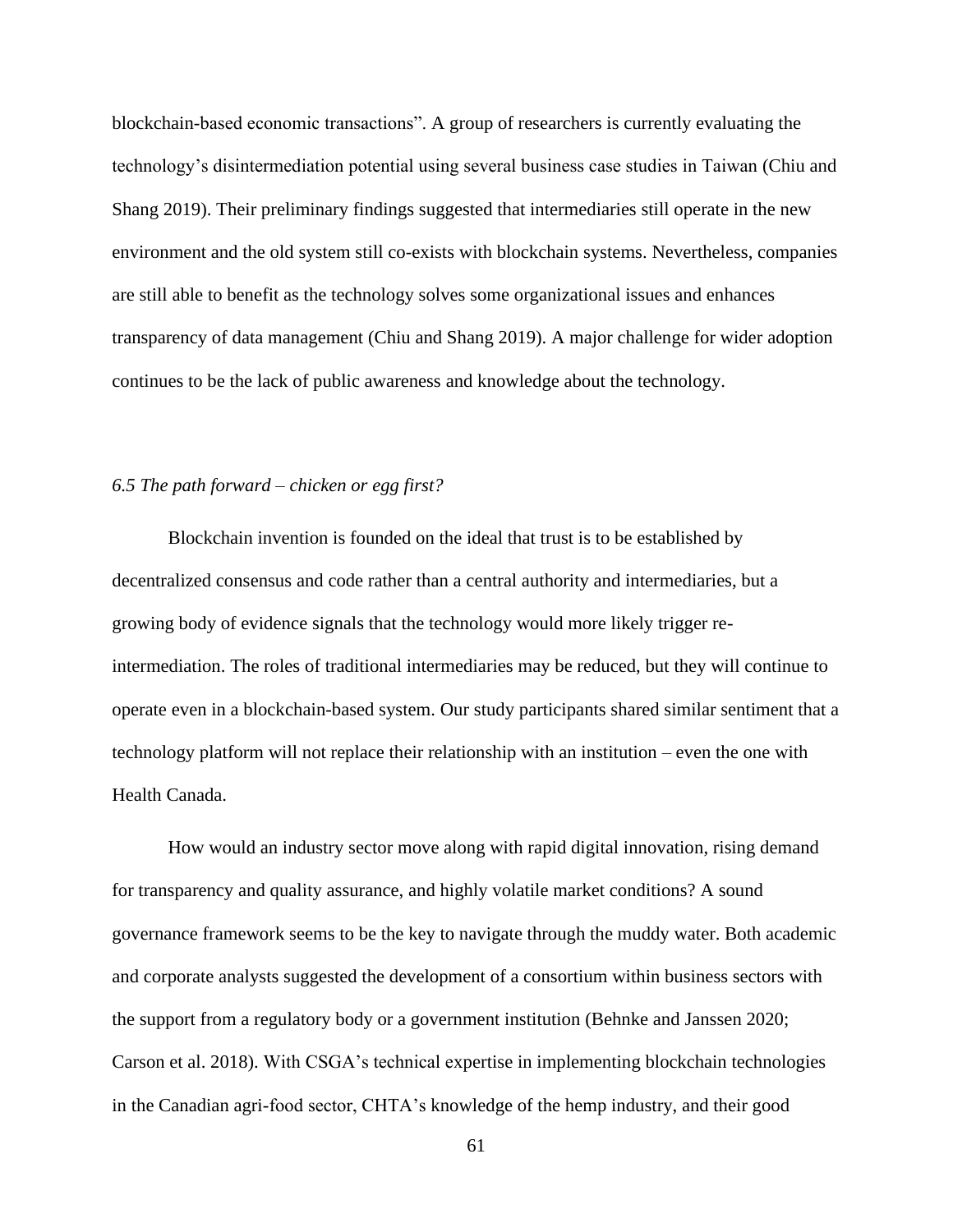blockchain-based economic transactions". A group of researchers is currently evaluating the technology's disintermediation potential using several business case studies in Taiwan (Chiu and Shang 2019). Their preliminary findings suggested that intermediaries still operate in the new environment and the old system still co-exists with blockchain systems. Nevertheless, companies are still able to benefit as the technology solves some organizational issues and enhances transparency of data management (Chiu and Shang 2019). A major challenge for wider adoption continues to be the lack of public awareness and knowledge about the technology.

### *6.5 The path forward – chicken or egg first?*

Blockchain invention is founded on the ideal that trust is to be established by decentralized consensus and code rather than a central authority and intermediaries, but a growing body of evidence signals that the technology would more likely trigger re-intermediation. The roles of traditional intermediaries may be reduced, but they will continue to operate even in a blockchain-based system. Our study participants shared similar sentiment that a technology platform will not replace their relationship with an institution – even the one with Health Canada.

How would an industry sector move along with rapid digital innovation, rising demand for transparency and quality assurance, and highly volatile market conditions? A sound governance framework seems to be the key to navigate through the muddy water. Both academic and corporate analysts suggested the development of a consortium within business sectors with the support from a regulatory body or a government institution (Behnke and Janssen 2020; Carson et al. 2018). With CSGA's technical expertise in implementing blockchain technologies in the Canadian agri-food sector, CHTA's knowledge of the hemp industry, and their good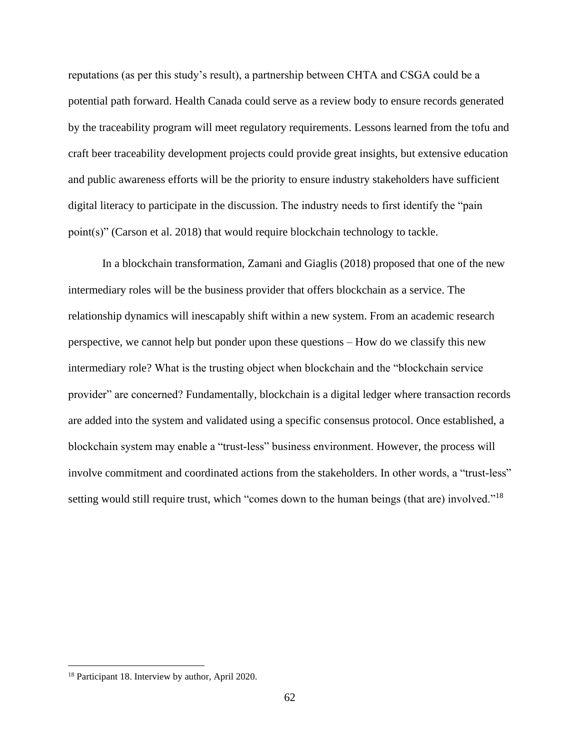reputations (as per this study's result), a partnership between CHTA and CSGA could be a potential path forward. Health Canada could serve as a review body to ensure records generated by the traceability program will meet regulatory requirements. Lessons learned from the tofu and craft beer traceability development projects could provide great insights, but extensive education and public awareness efforts will be the priority to ensure industry stakeholders have sufficient digital literacy to participate in the discussion. The industry needs to first identify the "pain point(s)" (Carson et al. 2018) that would require blockchain technology to tackle.

In a blockchain transformation, Zamani and Giaglis (2018) proposed that one of the new intermediary roles will be the business provider that offers blockchain as a service. The relationship dynamics will inescapably shift within a new system. From an academic research perspective, we cannot help but ponder upon these questions – How do we classify this new intermediary role? What is the trusting object when blockchain and the "blockchain service provider" are concerned? Fundamentally, blockchain is a digital ledger where transaction records are added into the system and validated using a specific consensus protocol. Once established, a blockchain system may enable a "trust-less" business environment. However, the process will involve commitment and coordinated actions from the stakeholders. In other words, a "trust-less" setting would still require trust, which "comes down to the human beings (that are) involved."[18]

---

[18] Participant 18. Interview by author, April 2020.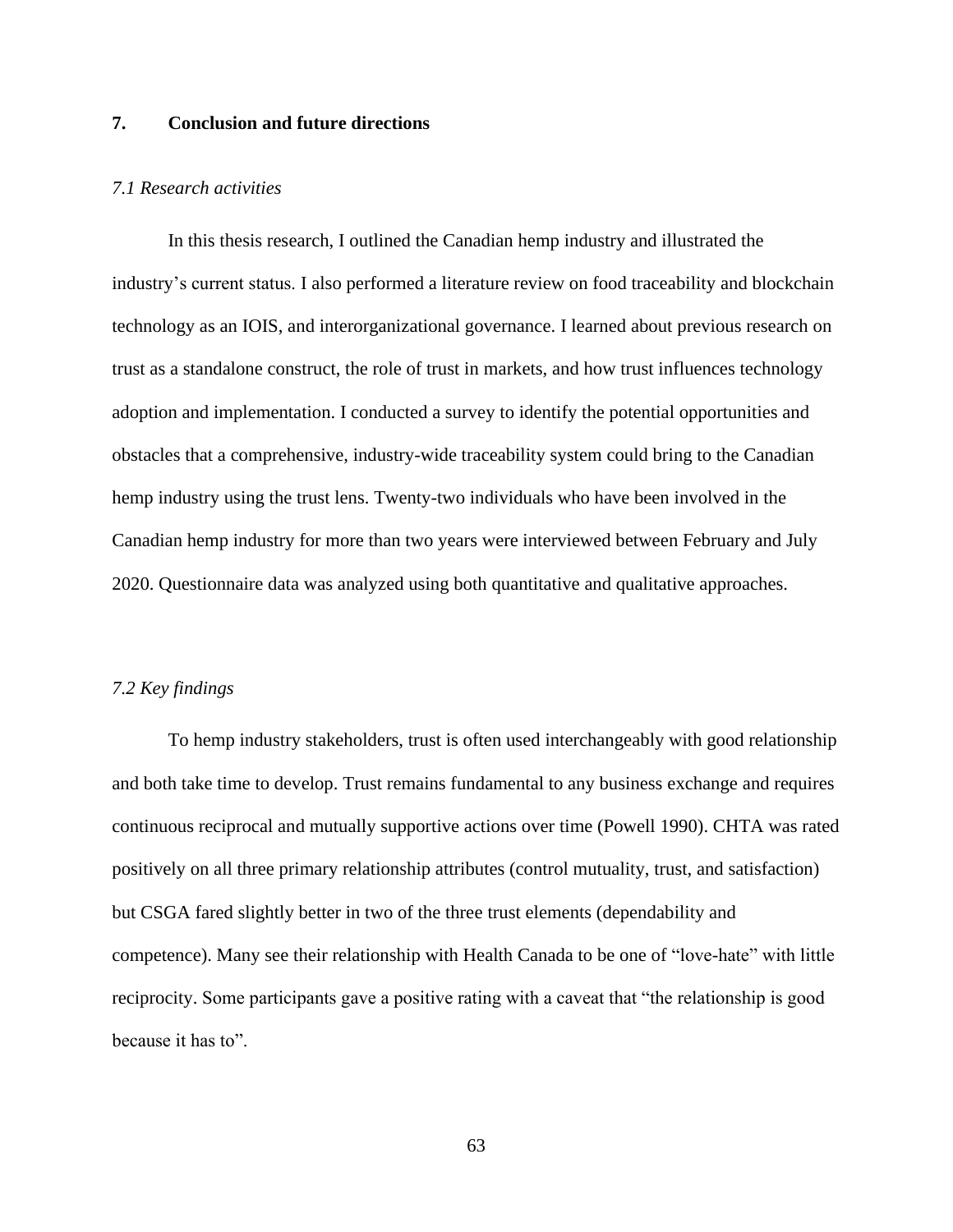## 7. Conclusion and future directions

### *7.1 Research activities*

In this thesis research, I outlined the Canadian hemp industry and illustrated the industry's current status. I also performed a literature review on food traceability and blockchain technology as an IOIS, and interorganizational governance. I learned about previous research on trust as a standalone construct, the role of trust in markets, and how trust influences technology adoption and implementation. I conducted a survey to identify the potential opportunities and obstacles that a comprehensive, industry-wide traceability system could bring to the Canadian hemp industry using the trust lens. Twenty-two individuals who have been involved in the Canadian hemp industry for more than two years were interviewed between February and July 2020. Questionnaire data was analyzed using both quantitative and qualitative approaches.

### *7.2 Key findings*

To hemp industry stakeholders, trust is often used interchangeably with good relationship and both take time to develop. Trust remains fundamental to any business exchange and requires continuous reciprocal and mutually supportive actions over time (Powell 1990). CHTA was rated positively on all three primary relationship attributes (control mutuality, trust, and satisfaction) but CSGA fared slightly better in two of the three trust elements (dependability and competence). Many see their relationship with Health Canada to be one of "love-hate" with little reciprocity. Some participants gave a positive rating with a caveat that "the relationship is good because it has to".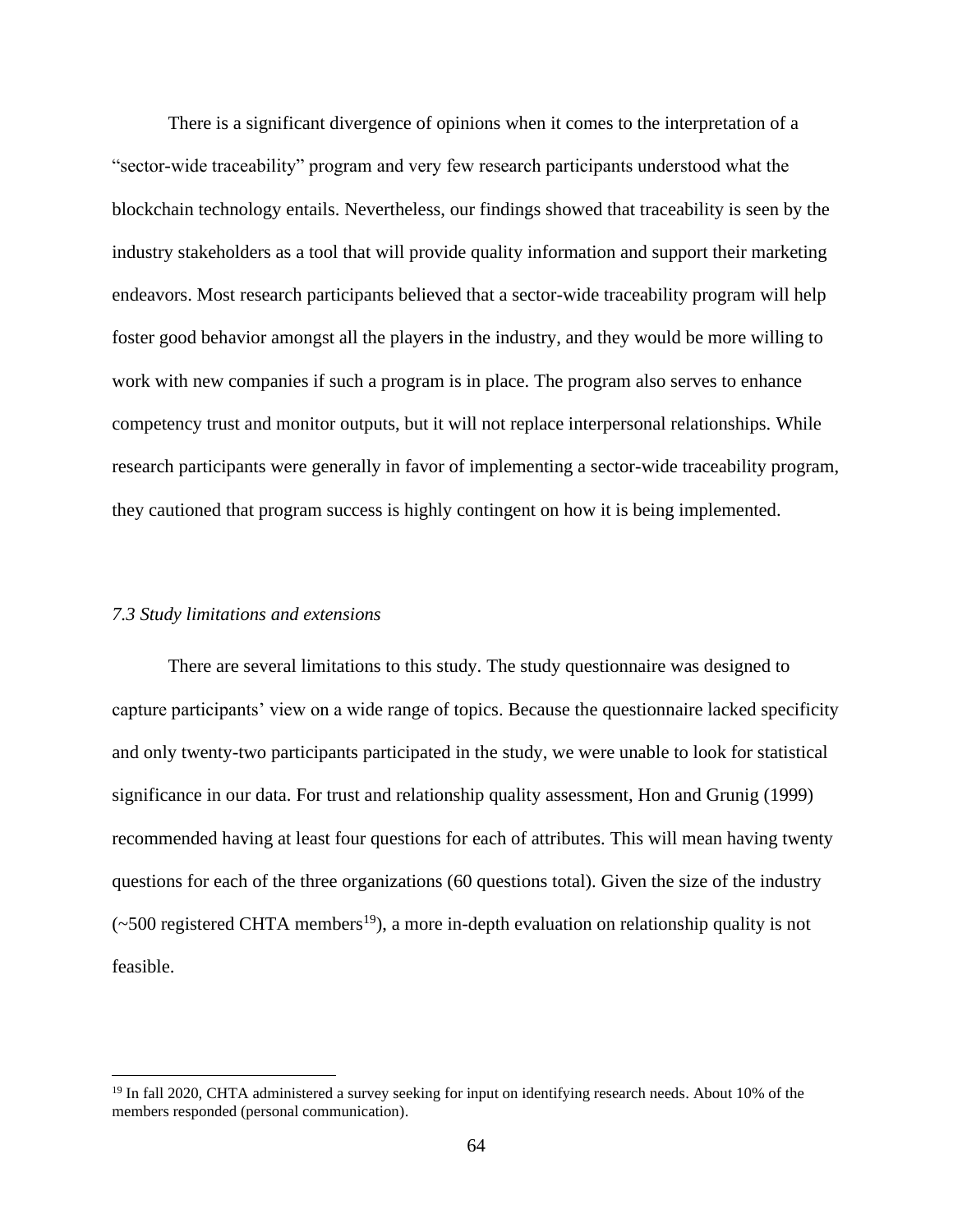There is a significant divergence of opinions when it comes to the interpretation of a "sector-wide traceability" program and very few research participants understood what the blockchain technology entails. Nevertheless, our findings showed that traceability is seen by the industry stakeholders as a tool that will provide quality information and support their marketing endeavors. Most research participants believed that a sector-wide traceability program will help foster good behavior amongst all the players in the industry, and they would be more willing to work with new companies if such a program is in place. The program also serves to enhance competency trust and monitor outputs, but it will not replace interpersonal relationships. While research participants were generally in favor of implementing a sector-wide traceability program, they cautioned that program success is highly contingent on how it is being implemented.

### *7.3 Study limitations and extensions*

There are several limitations to this study. The study questionnaire was designed to capture participants' view on a wide range of topics. Because the questionnaire lacked specificity and only twenty-two participants participated in the study, we were unable to look for statistical significance in our data. For trust and relationship quality assessment, Hon and Grunig (1999) recommended having at least four questions for each of attributes. This will mean having twenty questions for each of the three organizations (60 questions total). Given the size of the industry (~500 registered CHTA members[19]), a more in-depth evaluation on relationship quality is not feasible.

---

[19] In fall 2020, CHTA administered a survey seeking for input on identifying research needs. About 10% of the members responded (personal communication).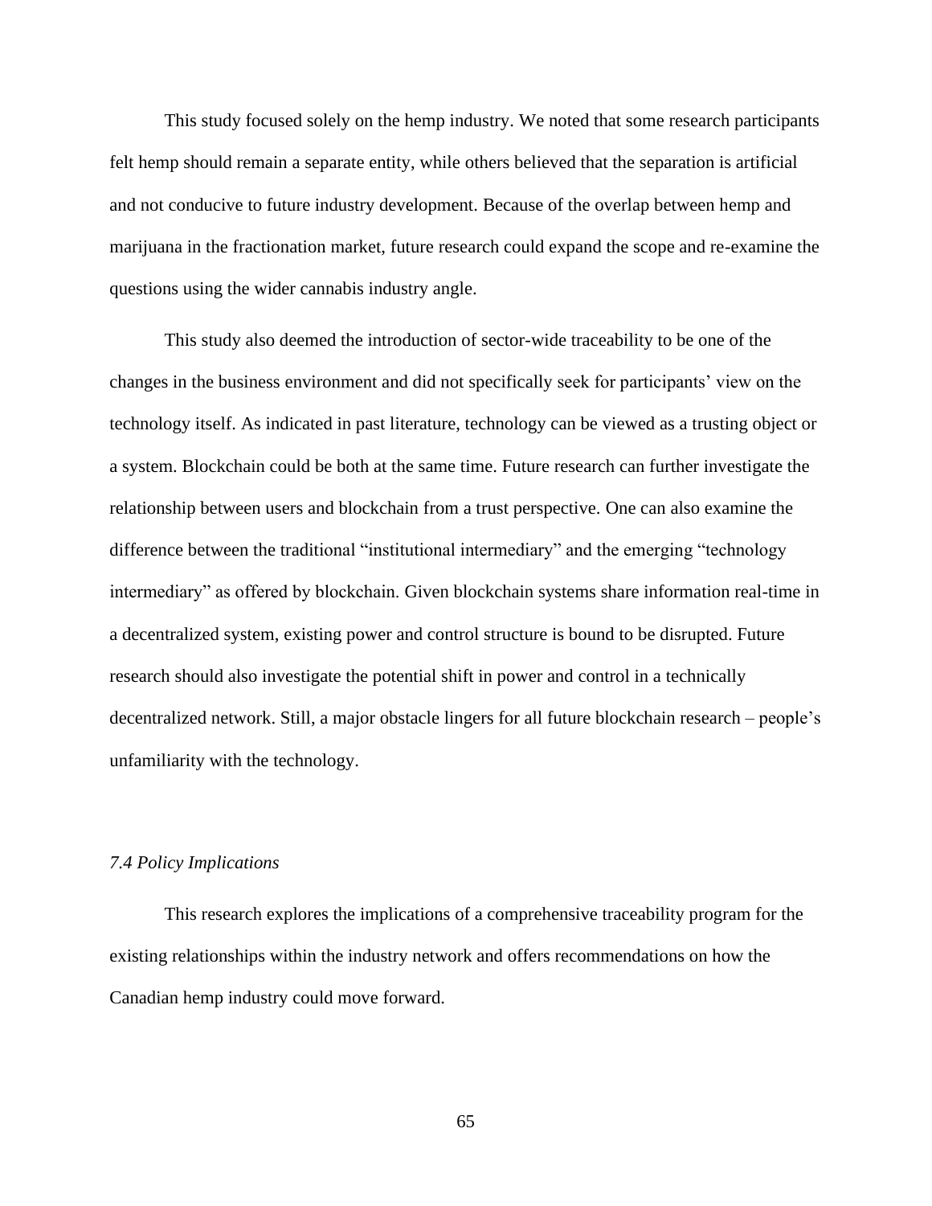This study focused solely on the hemp industry. We noted that some research participants felt hemp should remain a separate entity, while others believed that the separation is artificial and not conducive to future industry development. Because of the overlap between hemp and marijuana in the fractionation market, future research could expand the scope and re-examine the questions using the wider cannabis industry angle.

This study also deemed the introduction of sector-wide traceability to be one of the changes in the business environment and did not specifically seek for participants' view on the technology itself. As indicated in past literature, technology can be viewed as a trusting object or a system. Blockchain could be both at the same time. Future research can further investigate the relationship between users and blockchain from a trust perspective. One can also examine the difference between the traditional "institutional intermediary" and the emerging "technology intermediary" as offered by blockchain. Given blockchain systems share information real-time in a decentralized system, existing power and control structure is bound to be disrupted. Future research should also investigate the potential shift in power and control in a technically decentralized network. Still, a major obstacle lingers for all future blockchain research – people's unfamiliarity with the technology.

### *7.4 Policy Implications*

This research explores the implications of a comprehensive traceability program for the existing relationships within the industry network and offers recommendations on how the Canadian hemp industry could move forward.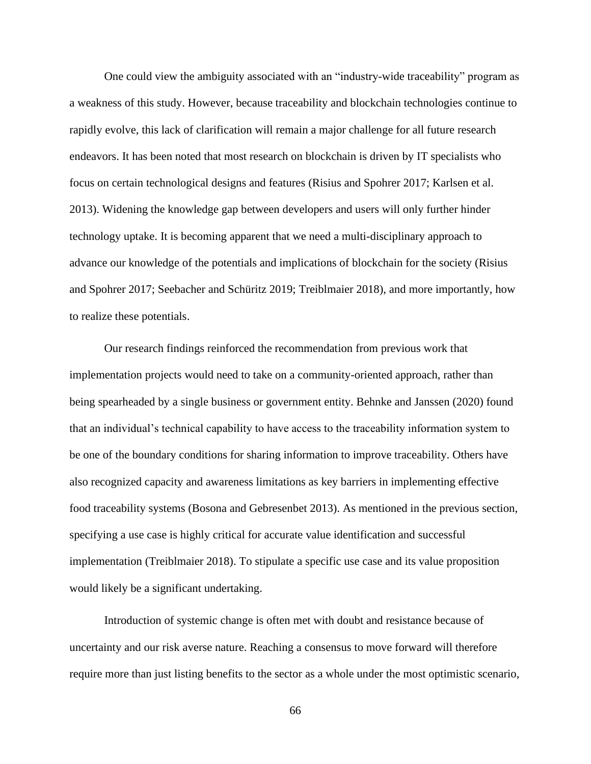One could view the ambiguity associated with an "industry-wide traceability" program as a weakness of this study. However, because traceability and blockchain technologies continue to rapidly evolve, this lack of clarification will remain a major challenge for all future research endeavors. It has been noted that most research on blockchain is driven by IT specialists who focus on certain technological designs and features (Risius and Spohrer 2017; Karlsen et al. 2013). Widening the knowledge gap between developers and users will only further hinder technology uptake. It is becoming apparent that we need a multi-disciplinary approach to advance our knowledge of the potentials and implications of blockchain for the society (Risius and Spohrer 2017; Seebacher and Schüritz 2019; Treiblmaier 2018), and more importantly, how to realize these potentials.

Our research findings reinforced the recommendation from previous work that implementation projects would need to take on a community-oriented approach, rather than being spearheaded by a single business or government entity. Behnke and Janssen (2020) found that an individual's technical capability to have access to the traceability information system to be one of the boundary conditions for sharing information to improve traceability. Others have also recognized capacity and awareness limitations as key barriers in implementing effective food traceability systems (Bosona and Gebresenbet 2013). As mentioned in the previous section, specifying a use case is highly critical for accurate value identification and successful implementation (Treiblmaier 2018). To stipulate a specific use case and its value proposition would likely be a significant undertaking.

Introduction of systemic change is often met with doubt and resistance because of uncertainty and our risk averse nature. Reaching a consensus to move forward will therefore require more than just listing benefits to the sector as a whole under the most optimistic scenario,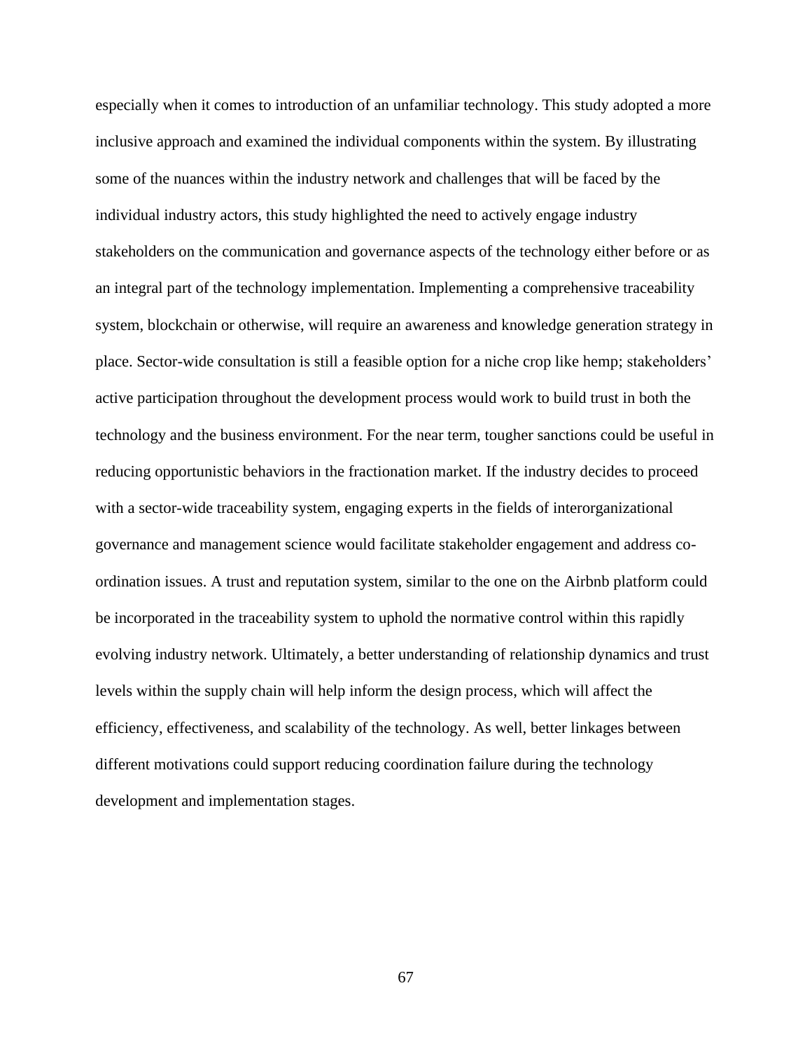especially when it comes to introduction of an unfamiliar technology. This study adopted a more inclusive approach and examined the individual components within the system. By illustrating some of the nuances within the industry network and challenges that will be faced by the individual industry actors, this study highlighted the need to actively engage industry stakeholders on the communication and governance aspects of the technology either before or as an integral part of the technology implementation. Implementing a comprehensive traceability system, blockchain or otherwise, will require an awareness and knowledge generation strategy in place. Sector-wide consultation is still a feasible option for a niche crop like hemp; stakeholders' active participation throughout the development process would work to build trust in both the technology and the business environment. For the near term, tougher sanctions could be useful in reducing opportunistic behaviors in the fractionation market. If the industry decides to proceed with a sector-wide traceability system, engaging experts in the fields of interorganizational governance and management science would facilitate stakeholder engagement and address co-ordination issues. A trust and reputation system, similar to the one on the Airbnb platform could be incorporated in the traceability system to uphold the normative control within this rapidly evolving industry network. Ultimately, a better understanding of relationship dynamics and trust levels within the supply chain will help inform the design process, which will affect the efficiency, effectiveness, and scalability of the technology. As well, better linkages between different motivations could support reducing coordination failure during the technology development and implementation stages.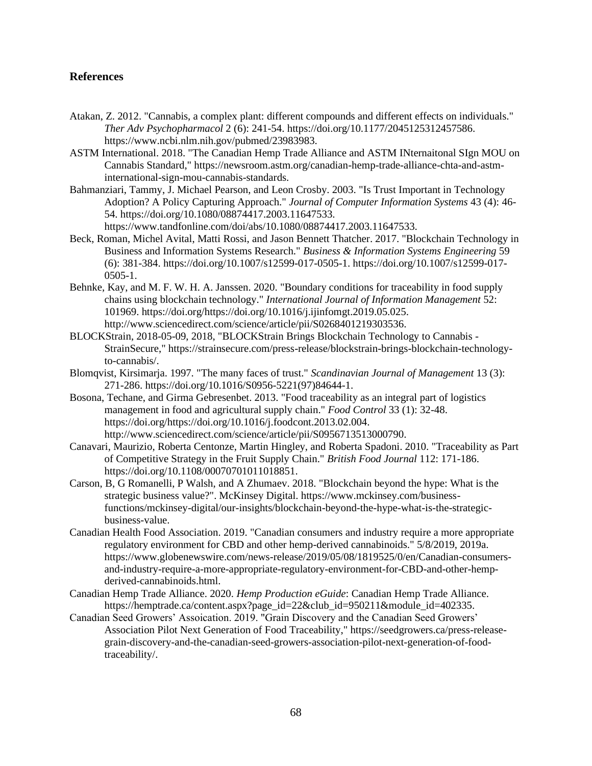## References

Atakan, Z. 2012. "Cannabis, a complex plant: different compounds and different effects on individuals." *Ther Adv Psychopharmacol* 2 (6): 241-54. https://doi.org/10.1177/2045125312457586. https://www.ncbi.nlm.nih.gov/pubmed/23983983.

ASTM International. 2018. "The Canadian Hemp Trade Alliance and ASTM INternaitonal SIgn MOU on Cannabis Standard," https://newsroom.astm.org/canadian-hemp-trade-alliance-chta-and-astm-international-sign-mou-cannabis-standards.

Bahmanziari, Tammy, J. Michael Pearson, and Leon Crosby. 2003. "Is Trust Important in Technology Adoption? A Policy Capturing Approach." *Journal of Computer Information Systems* 43 (4): 46-54. https://doi.org/10.1080/08874417.2003.11647533. https://www.tandfonline.com/doi/abs/10.1080/08874417.2003.11647533.

Beck, Roman, Michel Avital, Matti Rossi, and Jason Bennett Thatcher. 2017. "Blockchain Technology in Business and Information Systems Research." *Business & Information Systems Engineering* 59 (6): 381-384. https://doi.org/10.1007/s12599-017-0505-1. https://doi.org/10.1007/s12599-017-0505-1.

Behnke, Kay, and M. F. W. H. A. Janssen. 2020. "Boundary conditions for traceability in food supply chains using blockchain technology." *International Journal of Information Management* 52: 101969. https://doi.org/https://doi.org/10.1016/j.ijinfomgt.2019.05.025. http://www.sciencedirect.com/science/article/pii/S0268401219303536.

BLOCKStrain, 2018-05-09, 2018, "BLOCKStrain Brings Blockchain Technology to Cannabis - StrainSecure," https://strainsecure.com/press-release/blockstrain-brings-blockchain-technology-to-cannabis/.

Blomqvist, Kirsimarja. 1997. "The many faces of trust." *Scandinavian Journal of Management* 13 (3): 271-286. https://doi.org/10.1016/S0956-5221(97)84644-1.

Bosona, Techane, and Girma Gebresenbet. 2013. "Food traceability as an integral part of logistics management in food and agricultural supply chain." *Food Control* 33 (1): 32-48. https://doi.org/https://doi.org/10.1016/j.foodcont.2013.02.004. http://www.sciencedirect.com/science/article/pii/S0956713513000790.

Canavari, Maurizio, Roberta Centonze, Martin Hingley, and Roberta Spadoni. 2010. "Traceability as Part of Competitive Strategy in the Fruit Supply Chain." *British Food Journal* 112: 171-186. https://doi.org/10.1108/00070701011018851.

Carson, B, G Romanelli, P Walsh, and A Zhumaev. 2018. "Blockchain beyond the hype: What is the strategic business value?". McKinsey Digital. https://www.mckinsey.com/business-functions/mckinsey-digital/our-insights/blockchain-beyond-the-hype-what-is-the-strategic-business-value.

Canadian Health Food Association. 2019. "Canadian consumers and industry require a more appropriate regulatory environment for CBD and other hemp-derived cannabinoids." 5/8/2019, 2019a. https://www.globenewswire.com/news-release/2019/05/08/1819525/0/en/Canadian-consumers-and-industry-require-a-more-appropriate-regulatory-environment-for-CBD-and-other-hemp-derived-cannabinoids.html.

Canadian Hemp Trade Alliance. 2020. *Hemp Production eGuide*: Canadian Hemp Trade Alliance. https://hemptrade.ca/content.aspx?page_id=22&club_id=950211&module_id=402335.

Canadian Seed Growers' Assoication. 2019. "Grain Discovery and the Canadian Seed Growers' Association Pilot Next Generation of Food Traceability," https://seedgrowers.ca/press-release-grain-discovery-and-the-canadian-seed-growers-association-pilot-next-generation-of-food-traceability/.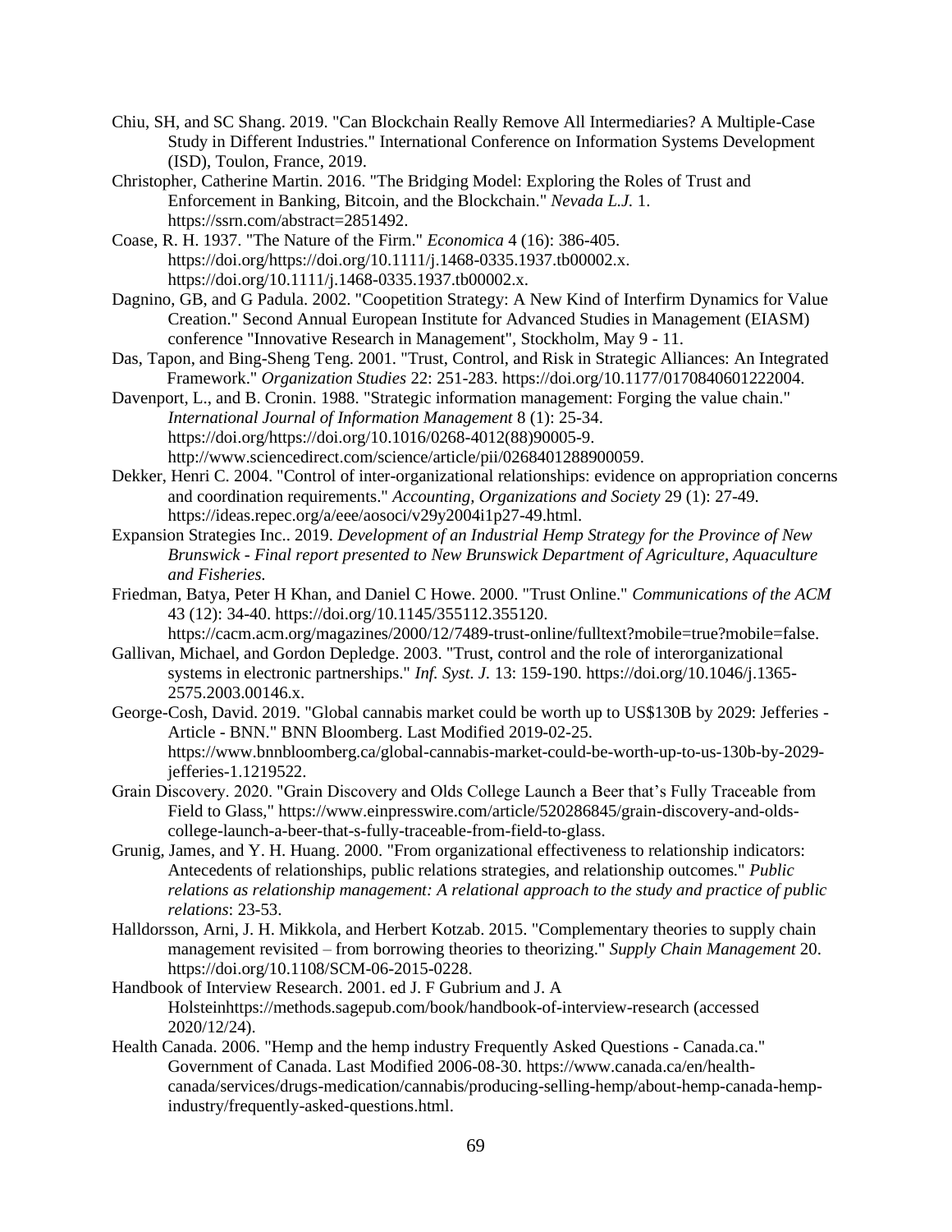Chiu, SH, and SC Shang. 2019. "Can Blockchain Really Remove All Intermediaries? A Multiple-Case Study in Different Industries." International Conference on Information Systems Development (ISD), Toulon, France, 2019.

Christopher, Catherine Martin. 2016. "The Bridging Model: Exploring the Roles of Trust and Enforcement in Banking, Bitcoin, and the Blockchain." *Nevada L.J.* 1. https://ssrn.com/abstract=2851492.

Coase, R. H. 1937. "The Nature of the Firm." *Economica* 4 (16): 386-405. https://doi.org/https://doi.org/10.1111/j.1468-0335.1937.tb00002.x. https://doi.org/10.1111/j.1468-0335.1937.tb00002.x.

Dagnino, GB, and G Padula. 2002. "Coopetition Strategy: A New Kind of Interfirm Dynamics for Value Creation." Second Annual European Institute for Advanced Studies in Management (EIASM) conference "Innovative Research in Management", Stockholm, May 9 - 11.

Das, Tapon, and Bing-Sheng Teng. 2001. "Trust, Control, and Risk in Strategic Alliances: An Integrated Framework." *Organization Studies* 22: 251-283. https://doi.org/10.1177/0170840601222004.

Davenport, L., and B. Cronin. 1988. "Strategic information management: Forging the value chain." *International Journal of Information Management* 8 (1): 25-34. https://doi.org/https://doi.org/10.1016/0268-4012(88)90005-9. http://www.sciencedirect.com/science/article/pii/0268401288900059.

Dekker, Henri C. 2004. "Control of inter-organizational relationships: evidence on appropriation concerns and coordination requirements." *Accounting, Organizations and Society* 29 (1): 27-49. https://ideas.repec.org/a/eee/aosoci/v29y2004i1p27-49.html.

Expansion Strategies Inc.. 2019. *Development of an Industrial Hemp Strategy for the Province of New Brunswick - Final report presented to New Brunswick Department of Agriculture, Aquaculture and Fisheries.*

Friedman, Batya, Peter H Khan, and Daniel C Howe. 2000. "Trust Online." *Communications of the ACM* 43 (12): 34-40. https://doi.org/10.1145/355112.355120. https://cacm.acm.org/magazines/2000/12/7489-trust-online/fulltext?mobile=true?mobile=false.

Gallivan, Michael, and Gordon Depledge. 2003. "Trust, control and the role of interorganizational systems in electronic partnerships." *Inf. Syst. J.* 13: 159-190. https://doi.org/10.1046/j.1365-2575.2003.00146.x.

George-Cosh, David. 2019. "Global cannabis market could be worth up to US$130B by 2029: Jefferies - Article - BNN." BNN Bloomberg. Last Modified 2019-02-25. https://www.bnnbloomberg.ca/global-cannabis-market-could-be-worth-up-to-us-130b-by-2029-jefferies-1.1219522.

Grain Discovery. 2020. "Grain Discovery and Olds College Launch a Beer that's Fully Traceable from Field to Glass," https://www.einpresswire.com/article/520286845/grain-discovery-and-olds-college-launch-a-beer-that-s-fully-traceable-from-field-to-glass.

Grunig, James, and Y. H. Huang. 2000. "From organizational effectiveness to relationship indicators: Antecedents of relationships, public relations strategies, and relationship outcomes." *Public relations as relationship management: A relational approach to the study and practice of public relations*: 23-53.

Halldorsson, Arni, J. H. Mikkola, and Herbert Kotzab. 2015. "Complementary theories to supply chain management revisited – from borrowing theories to theorizing." *Supply Chain Management* 20. https://doi.org/10.1108/SCM-06-2015-0228.

Handbook of Interview Research. 2001. ed J. F Gubrium and J. A Holsteinhttps://methods.sagepub.com/book/handbook-of-interview-research (accessed 2020/12/24).

Health Canada. 2006. "Hemp and the hemp industry Frequently Asked Questions - Canada.ca." Government of Canada. Last Modified 2006-08-30. https://www.canada.ca/en/health-canada/services/drugs-medication/cannabis/producing-selling-hemp/about-hemp-canada-hemp-industry/frequently-asked-questions.html.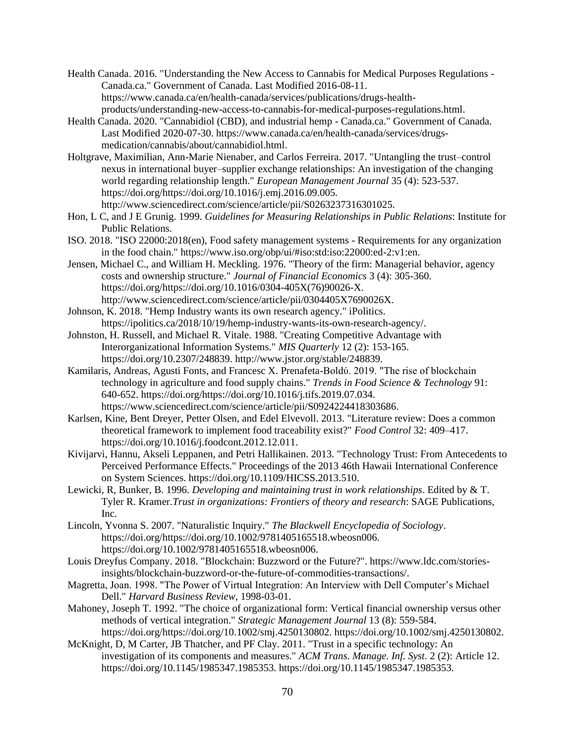Health Canada. 2016. "Understanding the New Access to Cannabis for Medical Purposes Regulations - Canada.ca." Government of Canada. Last Modified 2016-08-11. https://www.canada.ca/en/health-canada/services/publications/drugs-health-products/understanding-new-access-to-cannabis-for-medical-purposes-regulations.html.

Health Canada. 2020. "Cannabidiol (CBD), and industrial hemp - Canada.ca." Government of Canada. Last Modified 2020-07-30. https://www.canada.ca/en/health-canada/services/drugs-medication/cannabis/about/cannabidiol.html.

Holtgrave, Maximilian, Ann-Marie Nienaber, and Carlos Ferreira. 2017. "Untangling the trust–control nexus in international buyer–supplier exchange relationships: An investigation of the changing world regarding relationship length." *European Management Journal* 35 (4): 523-537. https://doi.org/https://doi.org/10.1016/j.emj.2016.09.005. http://www.sciencedirect.com/science/article/pii/S0263237316301025.

Hon, L C, and J E Grunig. 1999. *Guidelines for Measuring Relationships in Public Relations*: Institute for Public Relations.

ISO. 2018. "ISO 22000:2018(en), Food safety management systems - Requirements for any organization in the food chain." https://www.iso.org/obp/ui/#iso:std:iso:22000:ed-2:v1:en.

Jensen, Michael C., and William H. Meckling. 1976. "Theory of the firm: Managerial behavior, agency costs and ownership structure." *Journal of Financial Economics* 3 (4): 305-360. https://doi.org/https://doi.org/10.1016/0304-405X(76)90026-X. http://www.sciencedirect.com/science/article/pii/0304405X7690026X.

Johnson, K. 2018. "Hemp Industry wants its own research agency." iPolitics. https://ipolitics.ca/2018/10/19/hemp-industry-wants-its-own-research-agency/.

Johnston, H. Russell, and Michael R. Vitale. 1988. "Creating Competitive Advantage with Interorganizational Information Systems." *MIS Quarterly* 12 (2): 153-165. https://doi.org/10.2307/248839. http://www.jstor.org/stable/248839.

Kamilaris, Andreas, Agusti Fonts, and Francesc X. Prenafeta-Boldύ. 2019. "The rise of blockchain technology in agriculture and food supply chains." *Trends in Food Science & Technology* 91: 640-652. https://doi.org/https://doi.org/10.1016/j.tifs.2019.07.034. https://www.sciencedirect.com/science/article/pii/S0924224418303686.

Karlsen, Kine, Bent Dreyer, Petter Olsen, and Edel Elvevoll. 2013. "Literature review: Does a common theoretical framework to implement food traceability exist?" *Food Control* 32: 409–417. https://doi.org/10.1016/j.foodcont.2012.12.011.

Kivijarvi, Hannu, Akseli Leppanen, and Petri Hallikainen. 2013. "Technology Trust: From Antecedents to Perceived Performance Effects." Proceedings of the 2013 46th Hawaii International Conference on System Sciences. https://doi.org/10.1109/HICSS.2013.510.

Lewicki, R, Bunker, B. 1996. *Developing and maintaining trust in work relationships*. Edited by & T. Tyler R. Kramer.*Trust in organizations: Frontiers of theory and research*: SAGE Publications, Inc.

Lincoln, Yvonna S. 2007. "Naturalistic Inquiry." *The Blackwell Encyclopedia of Sociology*. https://doi.org/https://doi.org/10.1002/9781405165518.wbeosn006. https://doi.org/10.1002/9781405165518.wbeosn006.

Louis Dreyfus Company. 2018. "Blockchain: Buzzword or the Future?". https://www.ldc.com/stories-insights/blockchain-buzzword-or-the-future-of-commodities-transactions/.

Magretta, Joan. 1998. "The Power of Virtual Integration: An Interview with Dell Computer's Michael Dell." *Harvard Business Review*, 1998-03-01.

Mahoney, Joseph T. 1992. "The choice of organizational form: Vertical financial ownership versus other methods of vertical integration." *Strategic Management Journal* 13 (8): 559-584. https://doi.org/https://doi.org/10.1002/smj.4250130802. https://doi.org/10.1002/smj.4250130802.

McKnight, D, M Carter, JB Thatcher, and PF Clay. 2011. "Trust in a specific technology: An investigation of its components and measures." *ACM Trans. Manage. Inf. Syst.* 2 (2): Article 12. https://doi.org/10.1145/1985347.1985353. https://doi.org/10.1145/1985347.1985353.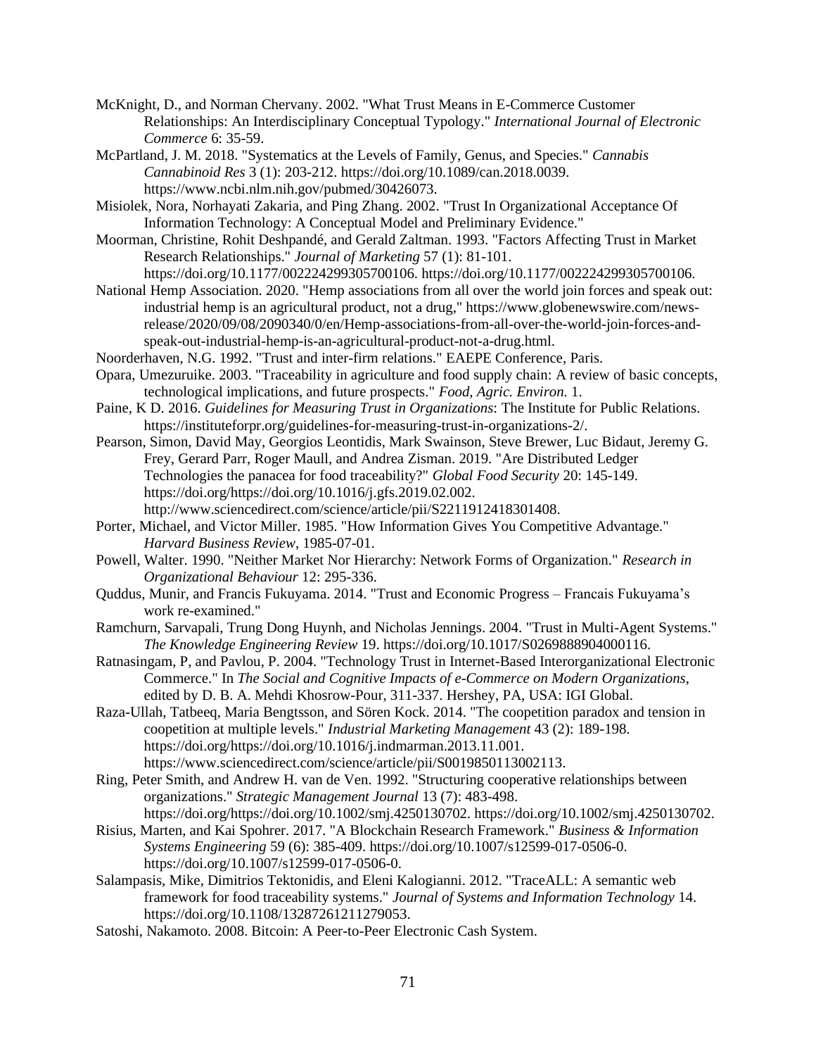McKnight, D., and Norman Chervany. 2002. "What Trust Means in E-Commerce Customer Relationships: An Interdisciplinary Conceptual Typology." *International Journal of Electronic Commerce* 6: 35-59.

McPartland, J. M. 2018. "Systematics at the Levels of Family, Genus, and Species." *Cannabis Cannabinoid Res* 3 (1): 203-212. https://doi.org/10.1089/can.2018.0039. https://www.ncbi.nlm.nih.gov/pubmed/30426073.

Misiolek, Nora, Norhayati Zakaria, and Ping Zhang. 2002. "Trust In Organizational Acceptance Of Information Technology: A Conceptual Model and Preliminary Evidence."

Moorman, Christine, Rohit Deshpandé, and Gerald Zaltman. 1993. "Factors Affecting Trust in Market Research Relationships." *Journal of Marketing* 57 (1): 81-101. https://doi.org/10.1177/002224299305700106. https://doi.org/10.1177/002224299305700106.

National Hemp Association. 2020. "Hemp associations from all over the world join forces and speak out: industrial hemp is an agricultural product, not a drug," https://www.globenewswire.com/news-release/2020/09/08/2090340/0/en/Hemp-associations-from-all-over-the-world-join-forces-and-speak-out-industrial-hemp-is-an-agricultural-product-not-a-drug.html.

Noorderhaven, N.G. 1992. "Trust and inter-firm relations." EAEPE Conference, Paris.

Opara, Umezuruike. 2003. "Traceability in agriculture and food supply chain: A review of basic concepts, technological implications, and future prospects." *Food, Agric. Environ.* 1.

Paine, K D. 2016. *Guidelines for Measuring Trust in Organizations*: The Institute for Public Relations. https://instituteforpr.org/guidelines-for-measuring-trust-in-organizations-2/.

Pearson, Simon, David May, Georgios Leontidis, Mark Swainson, Steve Brewer, Luc Bidaut, Jeremy G. Frey, Gerard Parr, Roger Maull, and Andrea Zisman. 2019. "Are Distributed Ledger Technologies the panacea for food traceability?" *Global Food Security* 20: 145-149. https://doi.org/https://doi.org/10.1016/j.gfs.2019.02.002. http://www.sciencedirect.com/science/article/pii/S2211912418301408.

Porter, Michael, and Victor Miller. 1985. "How Information Gives You Competitive Advantage." *Harvard Business Review*, 1985-07-01.

Powell, Walter. 1990. "Neither Market Nor Hierarchy: Network Forms of Organization." *Research in Organizational Behaviour* 12: 295-336.

Quddus, Munir, and Francis Fukuyama. 2014. "Trust and Economic Progress – Francais Fukuyama's work re-examined."

Ramchurn, Sarvapali, Trung Dong Huynh, and Nicholas Jennings. 2004. "Trust in Multi-Agent Systems." *The Knowledge Engineering Review* 19. https://doi.org/10.1017/S0269888904000116.

Ratnasingam, P, and Pavlou, P. 2004. "Technology Trust in Internet-Based Interorganizational Electronic Commerce." In *The Social and Cognitive Impacts of e-Commerce on Modern Organizations*, edited by D. B. A. Mehdi Khosrow-Pour, 311-337. Hershey, PA, USA: IGI Global.

Raza-Ullah, Tatbeeq, Maria Bengtsson, and Sören Kock. 2014. "The coopetition paradox and tension in coopetition at multiple levels." *Industrial Marketing Management* 43 (2): 189-198. https://doi.org/https://doi.org/10.1016/j.indmarman.2013.11.001. https://www.sciencedirect.com/science/article/pii/S0019850113002113.

Ring, Peter Smith, and Andrew H. van de Ven. 1992. "Structuring cooperative relationships between organizations." *Strategic Management Journal* 13 (7): 483-498. https://doi.org/https://doi.org/10.1002/smj.4250130702. https://doi.org/10.1002/smj.4250130702.

Risius, Marten, and Kai Spohrer. 2017. "A Blockchain Research Framework." *Business & Information Systems Engineering* 59 (6): 385-409. https://doi.org/10.1007/s12599-017-0506-0. https://doi.org/10.1007/s12599-017-0506-0.

Salampasis, Mike, Dimitrios Tektonidis, and Eleni Kalogianni. 2012. "TraceALL: A semantic web framework for food traceability systems." *Journal of Systems and Information Technology* 14. https://doi.org/10.1108/13287261211279053.

Satoshi, Nakamoto. 2008. Bitcoin: A Peer-to-Peer Electronic Cash System.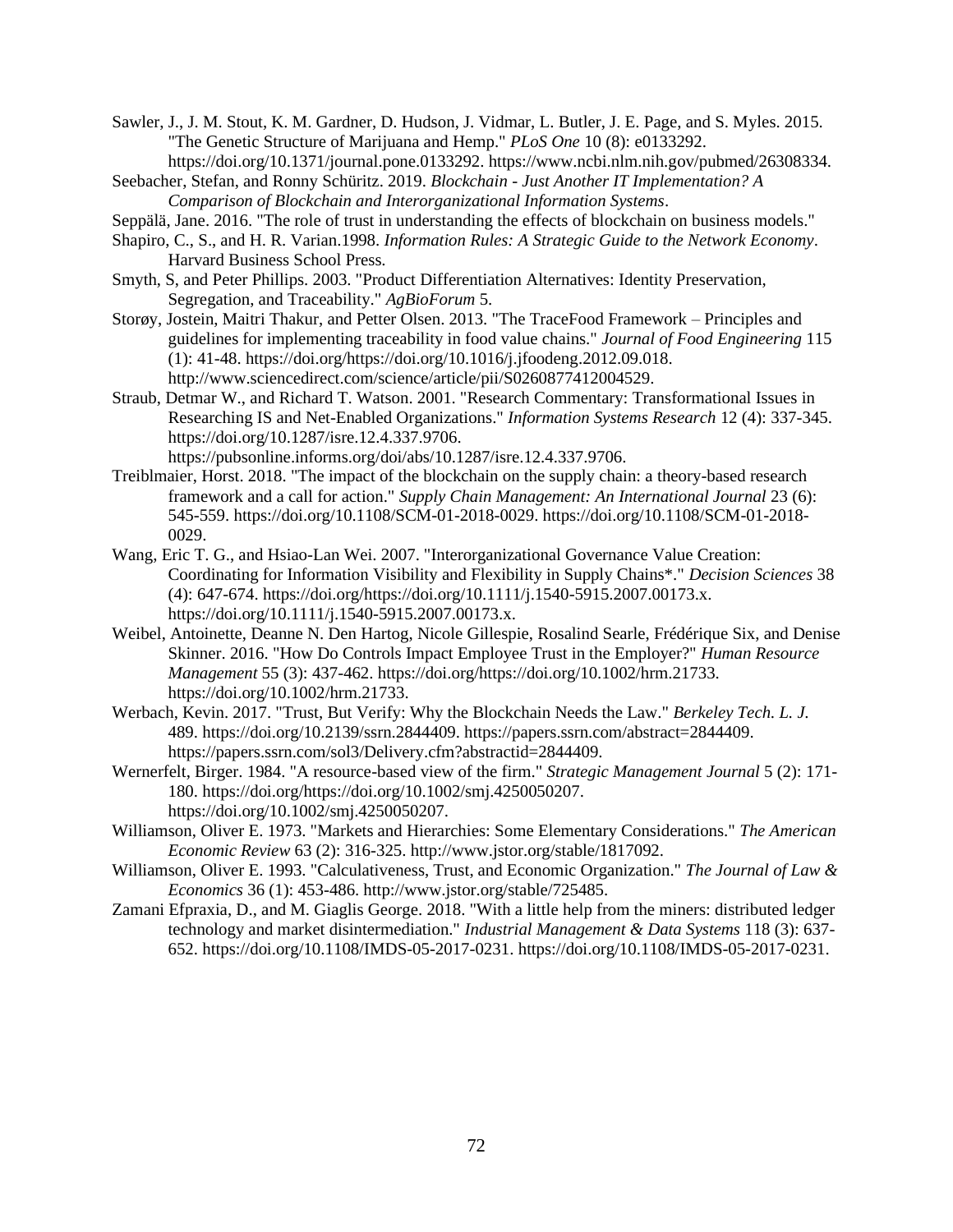Sawler, J., J. M. Stout, K. M. Gardner, D. Hudson, J. Vidmar, L. Butler, J. E. Page, and S. Myles. 2015. "The Genetic Structure of Marijuana and Hemp." *PLoS One* 10 (8): e0133292. https://doi.org/10.1371/journal.pone.0133292. https://www.ncbi.nlm.nih.gov/pubmed/26308334.

Seebacher, Stefan, and Ronny Schüritz. 2019. *Blockchain - Just Another IT Implementation? A Comparison of Blockchain and Interorganizational Information Systems*.

Seppälä, Jane. 2016. "The role of trust in understanding the effects of blockchain on business models."

Shapiro, C., S., and H. R. Varian.1998. *Information Rules: A Strategic Guide to the Network Economy*. Harvard Business School Press.

Smyth, S, and Peter Phillips. 2003. "Product Differentiation Alternatives: Identity Preservation, Segregation, and Traceability." *AgBioForum* 5.

Storøy, Jostein, Maitri Thakur, and Petter Olsen. 2013. "The TraceFood Framework – Principles and guidelines for implementing traceability in food value chains." *Journal of Food Engineering* 115 (1): 41-48. https://doi.org/https://doi.org/10.1016/j.jfoodeng.2012.09.018. http://www.sciencedirect.com/science/article/pii/S0260877412004529.

Straub, Detmar W., and Richard T. Watson. 2001. "Research Commentary: Transformational Issues in Researching IS and Net-Enabled Organizations." *Information Systems Research* 12 (4): 337-345. https://doi.org/10.1287/isre.12.4.337.9706. https://pubsonline.informs.org/doi/abs/10.1287/isre.12.4.337.9706.

Treiblmaier, Horst. 2018. "The impact of the blockchain on the supply chain: a theory-based research framework and a call for action." *Supply Chain Management: An International Journal* 23 (6): 545-559. https://doi.org/10.1108/SCM-01-2018-0029. https://doi.org/10.1108/SCM-01-2018-0029.

Wang, Eric T. G., and Hsiao-Lan Wei. 2007. "Interorganizational Governance Value Creation: Coordinating for Information Visibility and Flexibility in Supply Chains*." *Decision Sciences* 38 (4): 647-674. https://doi.org/https://doi.org/10.1111/j.1540-5915.2007.00173.x. https://doi.org/10.1111/j.1540-5915.2007.00173.x.

Weibel, Antoinette, Deanne N. Den Hartog, Nicole Gillespie, Rosalind Searle, Frédérique Six, and Denise Skinner. 2016. "How Do Controls Impact Employee Trust in the Employer?" *Human Resource Management* 55 (3): 437-462. https://doi.org/https://doi.org/10.1002/hrm.21733. https://doi.org/10.1002/hrm.21733.

Werbach, Kevin. 2017. "Trust, But Verify: Why the Blockchain Needs the Law." *Berkeley Tech. L. J.* 489. https://doi.org/10.2139/ssrn.2844409. https://papers.ssrn.com/abstract=2844409. https://papers.ssrn.com/sol3/Delivery.cfm?abstractid=2844409.

Wernerfelt, Birger. 1984. "A resource-based view of the firm." *Strategic Management Journal* 5 (2): 171-180. https://doi.org/https://doi.org/10.1002/smj.4250050207. https://doi.org/10.1002/smj.4250050207.

Williamson, Oliver E. 1973. "Markets and Hierarchies: Some Elementary Considerations." *The American Economic Review* 63 (2): 316-325. http://www.jstor.org/stable/1817092.

Williamson, Oliver E. 1993. "Calculativeness, Trust, and Economic Organization." *The Journal of Law & Economics* 36 (1): 453-486. http://www.jstor.org/stable/725485.

Zamani Efpraxia, D., and M. Giaglis George. 2018. "With a little help from the miners: distributed ledger technology and market disintermediation." *Industrial Management & Data Systems* 118 (3): 637-652. https://doi.org/10.1108/IMDS-05-2017-0231. https://doi.org/10.1108/IMDS-05-2017-0231.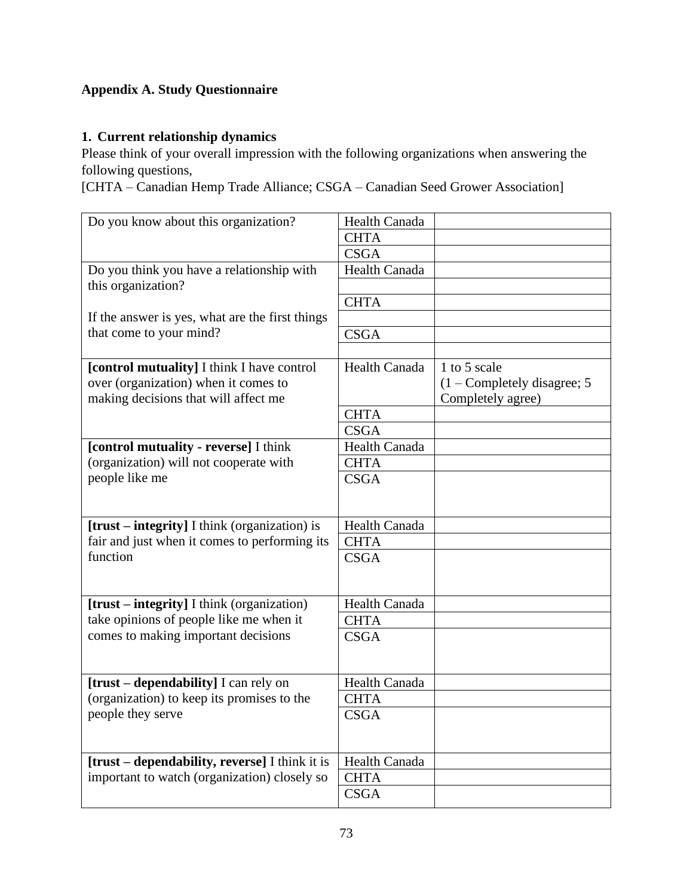**Appendix A. Study Questionnaire**

**1. Current relationship dynamics**

Please think of your overall impression with the following organizations when answering the following questions,

[CHTA – Canadian Hemp Trade Alliance; CSGA – Canadian Seed Grower Association]

| | | |
|---|---|---|
| Do you know about this organization? | Health Canada | |
| | CHTA | |
| | CSGA | |
| Do you think you have a relationship with this organization?<br><br>If the answer is yes, what are the first things that come to your mind? | Health Canada | |
| | | |
| | CHTA | |
| | | |
| | CSGA | |
| | | |
| **[control mutuality]** I think I have control over (organization) when it comes to making decisions that will affect me | Health Canada | 1 to 5 scale<br>(1 – Completely disagree; 5 Completely agree) |
| | CHTA | |
| | CSGA | |
| **[control mutuality - reverse]** I think (organization) will not cooperate with people like me | Health Canada | |
| | CHTA | |
| | CSGA | |
| **[trust – integrity]** I think (organization) is fair and just when it comes to performing its function | Health Canada | |
| | CHTA | |
| | CSGA | |
| **[trust – integrity]** I think (organization) take opinions of people like me when it comes to making important decisions | Health Canada | |
| | CHTA | |
| | CSGA | |
| **[trust – dependability]** I can rely on (organization) to keep its promises to the people they serve | Health Canada | |
| | CHTA | |
| | CSGA | |
| **[trust – dependability, reverse]** I think it is important to watch (organization) closely so | Health Canada | |
| | CHTA | |
| | CSGA | |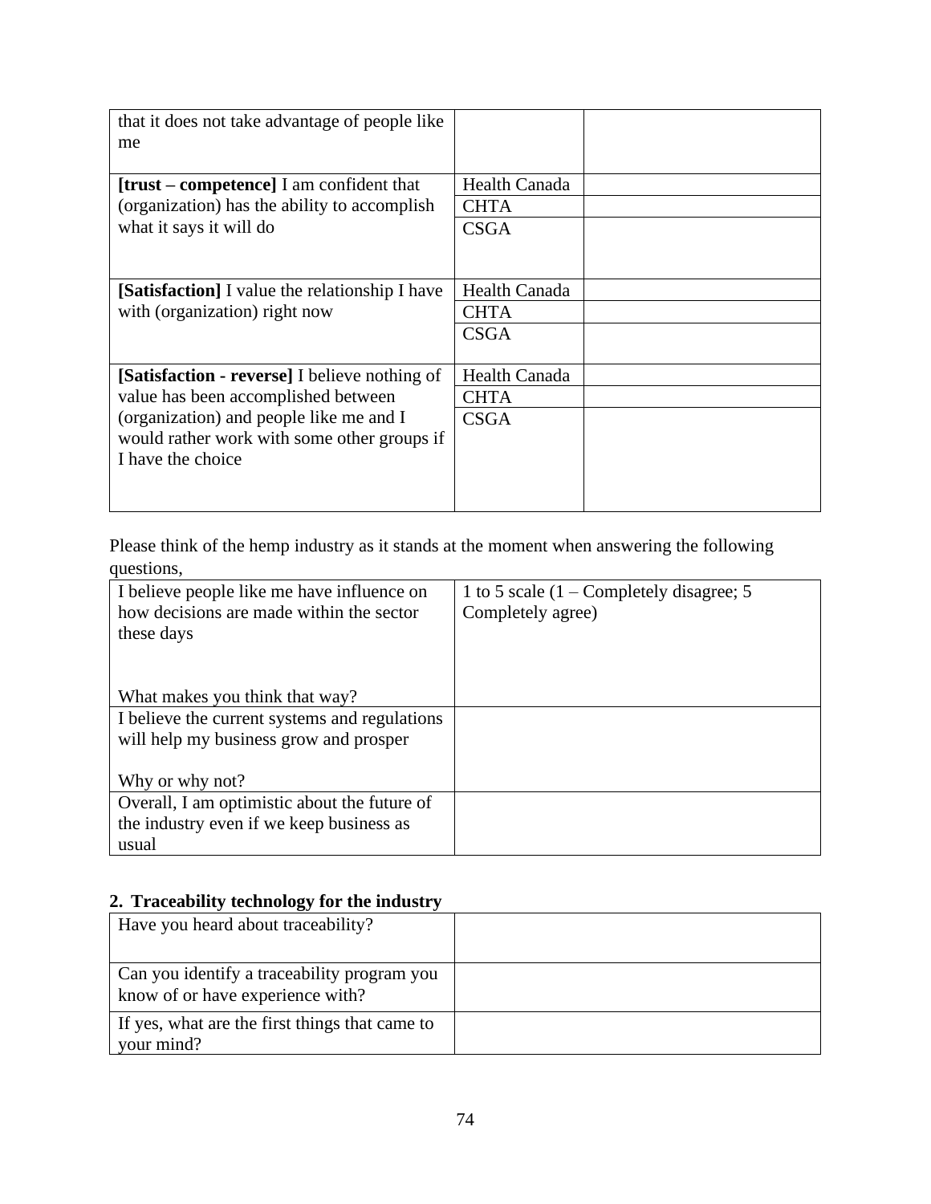| | | |
|---|---|---|
| that it does not take advantage of people like me | | |
| **[trust – competence]** I am confident that (organization) has the ability to accomplish what it says it will do | Health Canada | |
| | CHTA | |
| | CSGA | |
| **[Satisfaction]** I value the relationship I have with (organization) right now | Health Canada | |
| | CHTA | |
| | CSGA | |
| **[Satisfaction - reverse]** I believe nothing of value has been accomplished between (organization) and people like me and I would rather work with some other groups if I have the choice | Health Canada | |
| | CHTA | |
| | CSGA | |

Please think of the hemp industry as it stands at the moment when answering the following questions,

| | |
|---|---|
| I believe people like me have influence on how decisions are made within the sector these days<br><br>What makes you think that way? | 1 to 5 scale (1 – Completely disagree; 5 Completely agree) |
| I believe the current systems and regulations will help my business grow and prosper<br><br>Why or why not? | |
| Overall, I am optimistic about the future of the industry even if we keep business as usual | |

## 2. Traceability technology for the industry

| | |
|---|---|
| Have you heard about traceability? | |
| Can you identify a traceability program you know of or have experience with? | |
| If yes, what are the first things that came to your mind? | |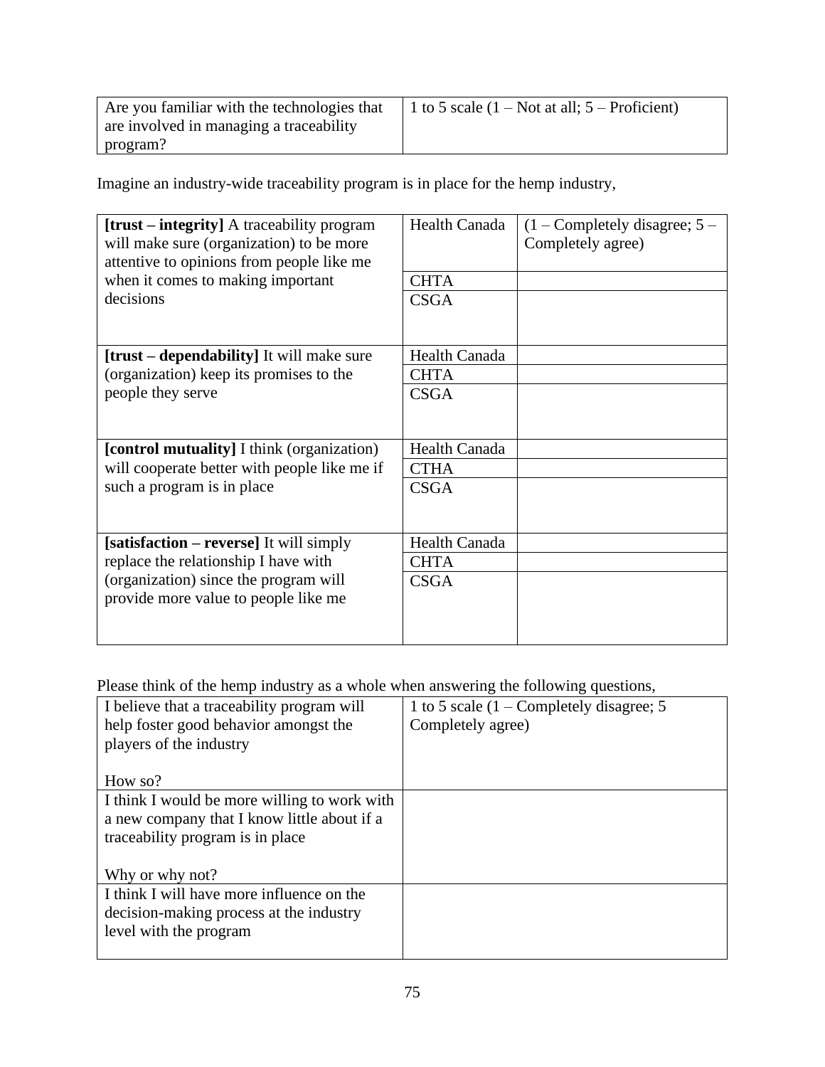| Are you familiar with the technologies that are involved in managing a traceability program? | 1 to 5 scale (1 – Not at all; 5 – Proficient) |
|---|---|

Imagine an industry-wide traceability program is in place for the hemp industry,

| | | |
|---|---|---|
| **[trust – integrity]** A traceability program will make sure (organization) to be more attentive to opinions from people like me when it comes to making important decisions | Health Canada | (1 – Completely disagree; 5 – Completely agree) |
| | CHTA | |
| | CSGA | |
| **[trust – dependability]** It will make sure (organization) keep its promises to the people they serve | Health Canada | |
| | CHTA | |
| | CSGA | |
| **[control mutuality]** I think (organization) will cooperate better with people like me if such a program is in place | Health Canada | |
| | CTHA | |
| | CSGA | |
| **[satisfaction – reverse]** It will simply replace the relationship I have with (organization) since the program will provide more value to people like me | Health Canada | |
| | CHTA | |
| | CSGA | |

Please think of the hemp industry as a whole when answering the following questions,

| | |
|---|---|
| I believe that a traceability program will help foster good behavior amongst the players of the industry<br><br>How so? | 1 to 5 scale (1 – Completely disagree; 5 Completely agree) |
| I think I would be more willing to work with a new company that I know little about if a traceability program is in place<br><br>Why or why not? | |
| I think I will have more influence on the decision-making process at the industry level with the program | |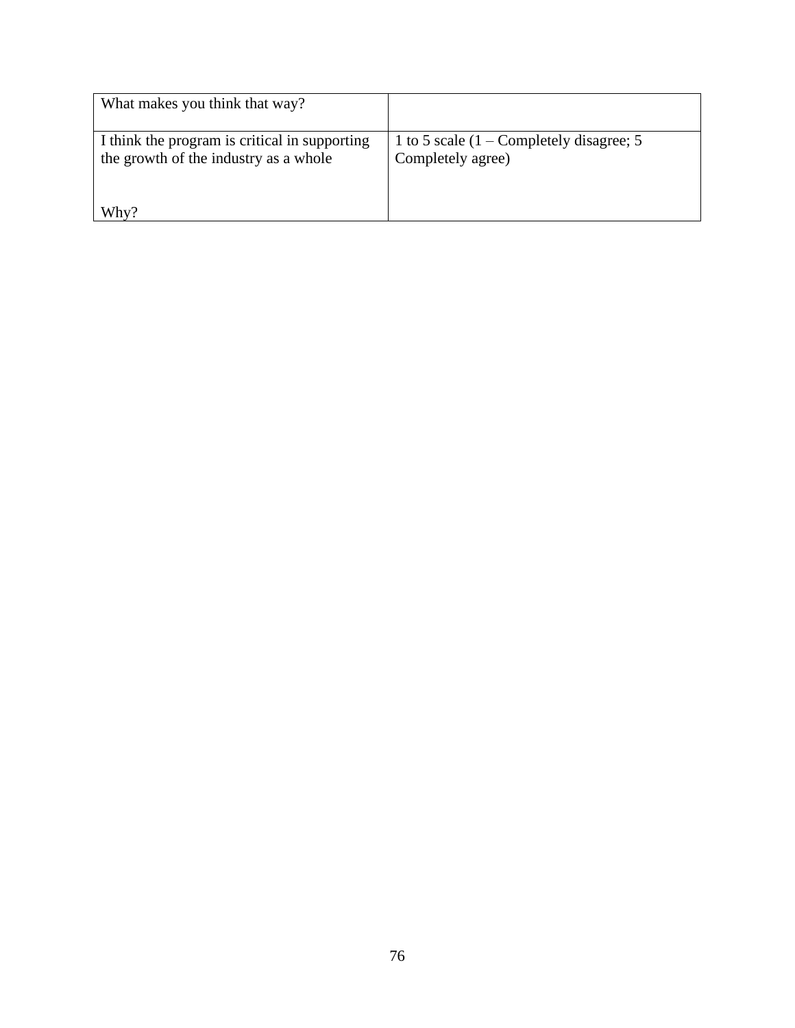| What makes you think that way? | |
| --- | --- |
| I think the program is critical in supporting the growth of the industry as a whole<br><br>Why? | 1 to 5 scale (1 – Completely disagree; 5 Completely agree) |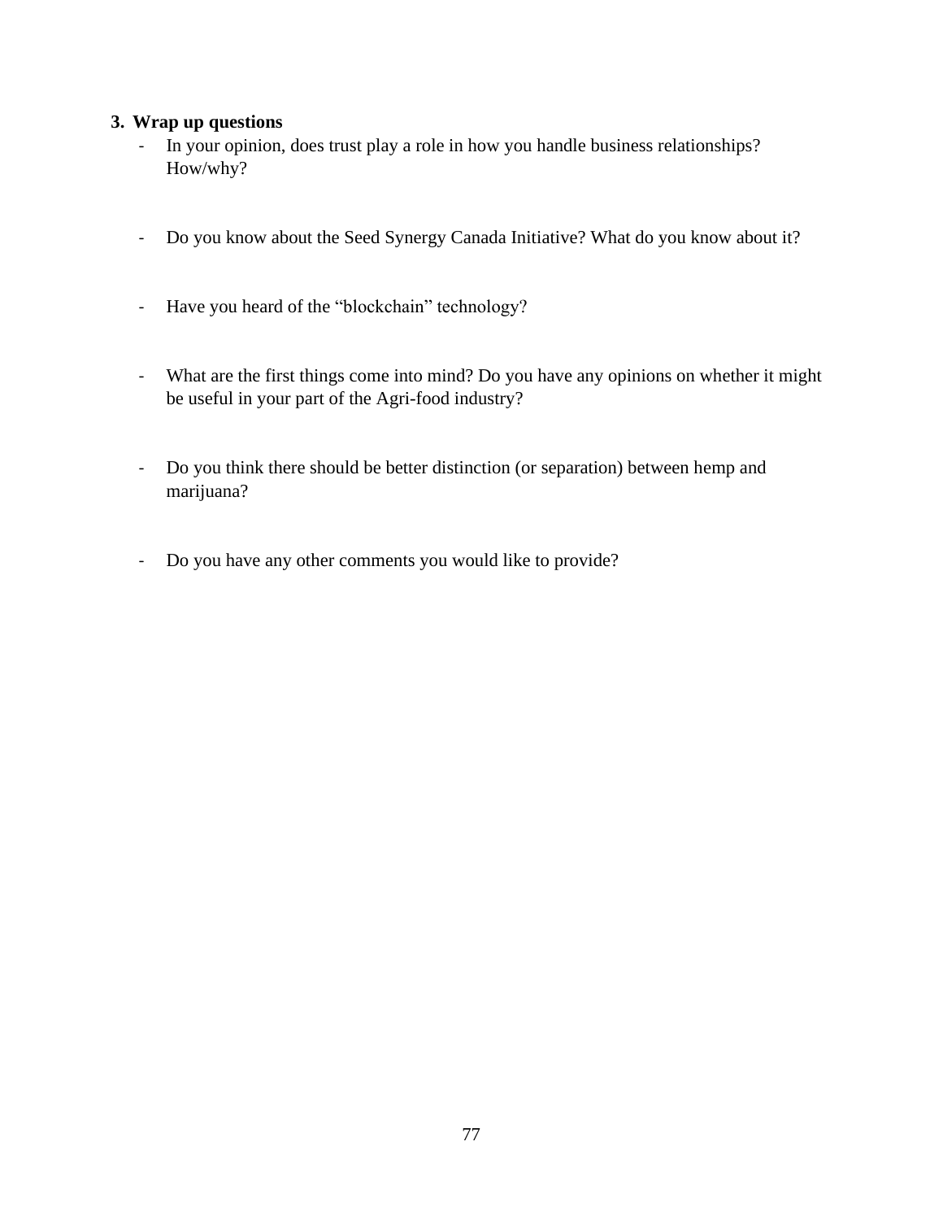### 3. Wrap up questions

- In your opinion, does trust play a role in how you handle business relationships? How/why?
- Do you know about the Seed Synergy Canada Initiative? What do you know about it?
- Have you heard of the “blockchain” technology?
- What are the first things come into mind? Do you have any opinions on whether it might be useful in your part of the Agri-food industry?
- Do you think there should be better distinction (or separation) between hemp and marijuana?
- Do you have any other comments you would like to provide?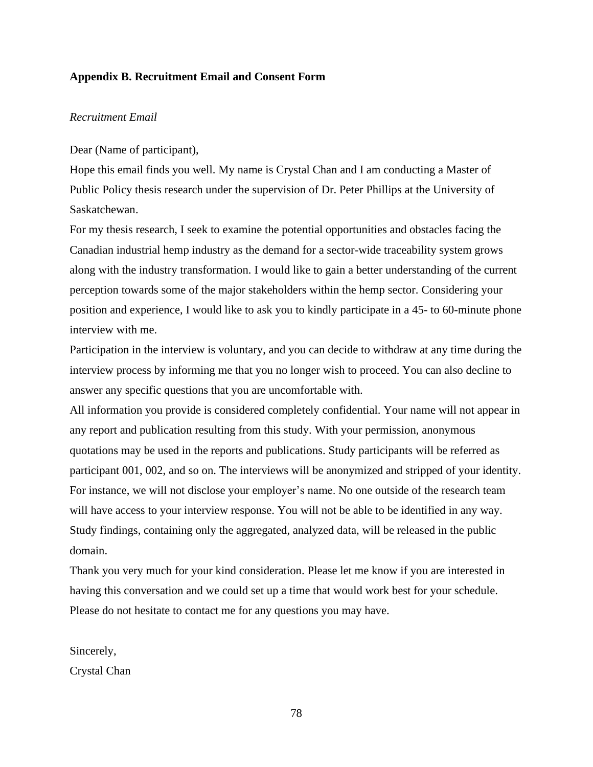**Appendix B. Recruitment Email and Consent Form**

*Recruitment Email*

Dear (Name of participant),

Hope this email finds you well. My name is Crystal Chan and I am conducting a Master of Public Policy thesis research under the supervision of Dr. Peter Phillips at the University of Saskatchewan.

For my thesis research, I seek to examine the potential opportunities and obstacles facing the Canadian industrial hemp industry as the demand for a sector-wide traceability system grows along with the industry transformation. I would like to gain a better understanding of the current perception towards some of the major stakeholders within the hemp sector. Considering your position and experience, I would like to ask you to kindly participate in a 45- to 60-minute phone interview with me.

Participation in the interview is voluntary, and you can decide to withdraw at any time during the interview process by informing me that you no longer wish to proceed. You can also decline to answer any specific questions that you are uncomfortable with.

All information you provide is considered completely confidential. Your name will not appear in any report and publication resulting from this study. With your permission, anonymous quotations may be used in the reports and publications. Study participants will be referred as participant 001, 002, and so on. The interviews will be anonymized and stripped of your identity. For instance, we will not disclose your employer's name. No one outside of the research team will have access to your interview response. You will not be able to be identified in any way. Study findings, containing only the aggregated, analyzed data, will be released in the public domain.

Thank you very much for your kind consideration. Please let me know if you are interested in having this conversation and we could set up a time that would work best for your schedule. Please do not hesitate to contact me for any questions you may have.

Sincerely,
Crystal Chan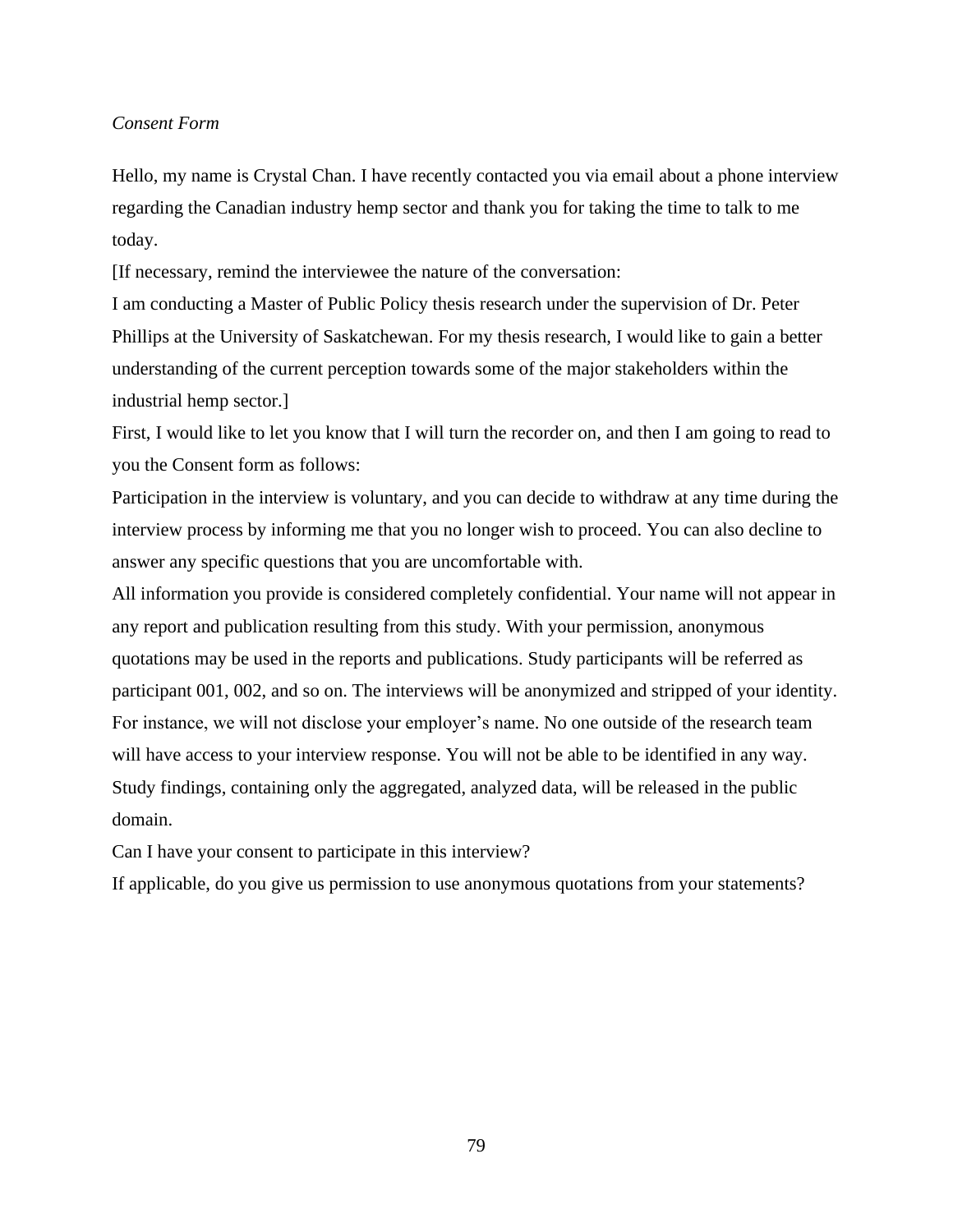*Consent Form*

Hello, my name is Crystal Chan. I have recently contacted you via email about a phone interview regarding the Canadian industry hemp sector and thank you for taking the time to talk to me today.

[If necessary, remind the interviewee the nature of the conversation:

I am conducting a Master of Public Policy thesis research under the supervision of Dr. Peter Phillips at the University of Saskatchewan. For my thesis research, I would like to gain a better understanding of the current perception towards some of the major stakeholders within the industrial hemp sector.]

First, I would like to let you know that I will turn the recorder on, and then I am going to read to you the Consent form as follows:

Participation in the interview is voluntary, and you can decide to withdraw at any time during the interview process by informing me that you no longer wish to proceed. You can also decline to answer any specific questions that you are uncomfortable with.

All information you provide is considered completely confidential. Your name will not appear in any report and publication resulting from this study. With your permission, anonymous quotations may be used in the reports and publications. Study participants will be referred as participant 001, 002, and so on. The interviews will be anonymized and stripped of your identity. For instance, we will not disclose your employer's name. No one outside of the research team will have access to your interview response. You will not be able to be identified in any way. Study findings, containing only the aggregated, analyzed data, will be released in the public domain.

Can I have your consent to participate in this interview?

If applicable, do you give us permission to use anonymous quotations from your statements?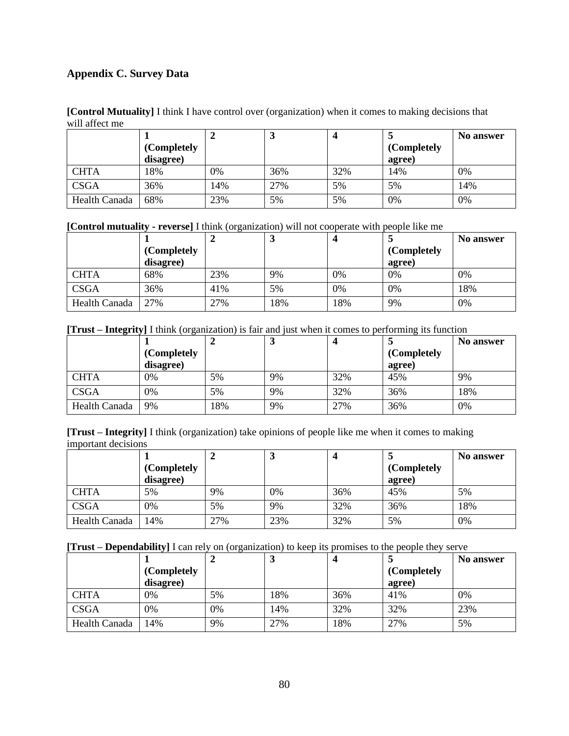## Appendix C. Survey Data

**[Control Mutuality]** I think I have control over (organization) when it comes to making decisions that will affect me

| | **1 (Completely disagree)** | **2** | **3** | **4** | **5 (Completely agree)** | **No answer** |
|---|---|---|---|---|---|---|
| CHTA | 18% | 0% | 36% | 32% | 14% | 0% |
| CSGA | 36% | 14% | 27% | 5% | 5% | 14% |
| Health Canada | 68% | 23% | 5% | 5% | 0% | 0% |

**[Control mutuality - reverse]** I think (organization) will not cooperate with people like me

| | **1 (Completely disagree)** | **2** | **3** | **4** | **5 (Completely agree)** | **No answer** |
|---|---|---|---|---|---|---|
| CHTA | 68% | 23% | 9% | 0% | 0% | 0% |
| CSGA | 36% | 41% | 5% | 0% | 0% | 18% |
| Health Canada | 27% | 27% | 18% | 18% | 9% | 0% |

**[Trust – Integrity]** I think (organization) is fair and just when it comes to performing its function

| | **1 (Completely disagree)** | **2** | **3** | **4** | **5 (Completely agree)** | **No answer** |
|---|---|---|---|---|---|---|
| CHTA | 0% | 5% | 9% | 32% | 45% | 9% |
| CSGA | 0% | 5% | 9% | 32% | 36% | 18% |
| Health Canada | 9% | 18% | 9% | 27% | 36% | 0% |

**[Trust – Integrity]** I think (organization) take opinions of people like me when it comes to making important decisions

| | **1 (Completely disagree)** | **2** | **3** | **4** | **5 (Completely agree)** | **No answer** |
|---|---|---|---|---|---|---|
| CHTA | 5% | 9% | 0% | 36% | 45% | 5% |
| CSGA | 0% | 5% | 9% | 32% | 36% | 18% |
| Health Canada | 14% | 27% | 23% | 32% | 5% | 0% |

**[Trust – Dependability]** I can rely on (organization) to keep its promises to the people they serve

| | **1 (Completely disagree)** | **2** | **3** | **4** | **5 (Completely agree)** | **No answer** |
|---|---|---|---|---|---|---|
| CHTA | 0% | 5% | 18% | 36% | 41% | 0% |
| CSGA | 0% | 0% | 14% | 32% | 32% | 23% |
| Health Canada | 14% | 9% | 27% | 18% | 27% | 5% |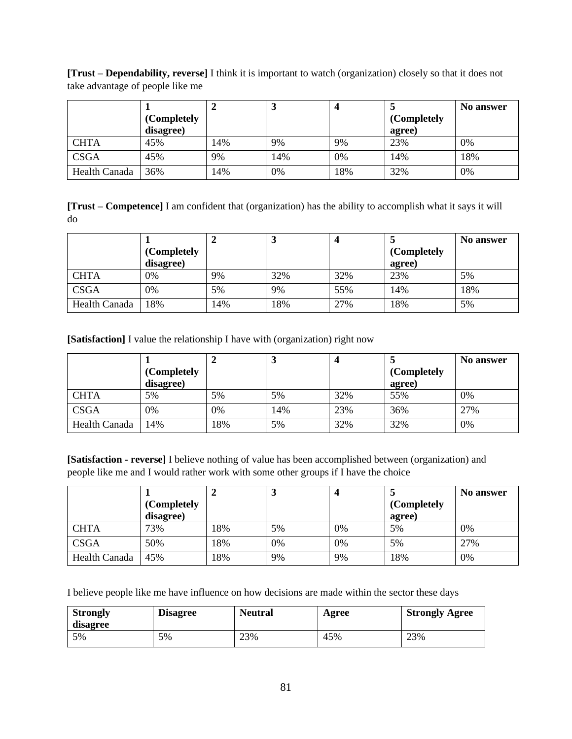**[Trust – Dependability, reverse]** I think it is important to watch (organization) closely so that it does not take advantage of people like me

| | 1 (Completely disagree) | 2 | 3 | 4 | 5 (Completely agree) | No answer |
|---|---|---|---|---|---|---|
| CHTA | 45% | 14% | 9% | 9% | 23% | 0% |
| CSGA | 45% | 9% | 14% | 0% | 14% | 18% |
| Health Canada | 36% | 14% | 0% | 18% | 32% | 0% |

**[Trust – Competence]** I am confident that (organization) has the ability to accomplish what it says it will do

| | 1 (Completely disagree) | 2 | 3 | 4 | 5 (Completely agree) | No answer |
|---|---|---|---|---|---|---|
| CHTA | 0% | 9% | 32% | 32% | 23% | 5% |
| CSGA | 0% | 5% | 9% | 55% | 14% | 18% |
| Health Canada | 18% | 14% | 18% | 27% | 18% | 5% |

**[Satisfaction]** I value the relationship I have with (organization) right now

| | 1 (Completely disagree) | 2 | 3 | 4 | 5 (Completely agree) | No answer |
|---|---|---|---|---|---|---|
| CHTA | 5% | 5% | 5% | 32% | 55% | 0% |
| CSGA | 0% | 0% | 14% | 23% | 36% | 27% |
| Health Canada | 14% | 18% | 5% | 32% | 32% | 0% |

**[Satisfaction - reverse]** I believe nothing of value has been accomplished between (organization) and people like me and I would rather work with some other groups if I have the choice

| | 1 (Completely disagree) | 2 | 3 | 4 | 5 (Completely agree) | No answer |
|---|---|---|---|---|---|---|
| CHTA | 73% | 18% | 5% | 0% | 5% | 0% |
| CSGA | 50% | 18% | 0% | 0% | 5% | 27% |
| Health Canada | 45% | 18% | 9% | 9% | 18% | 0% |

I believe people like me have influence on how decisions are made within the sector these days

| Strongly disagree | Disagree | Neutral | Agree | Strongly Agree |
|---|---|---|---|---|
| 5% | 5% | 23% | 45% | 23% |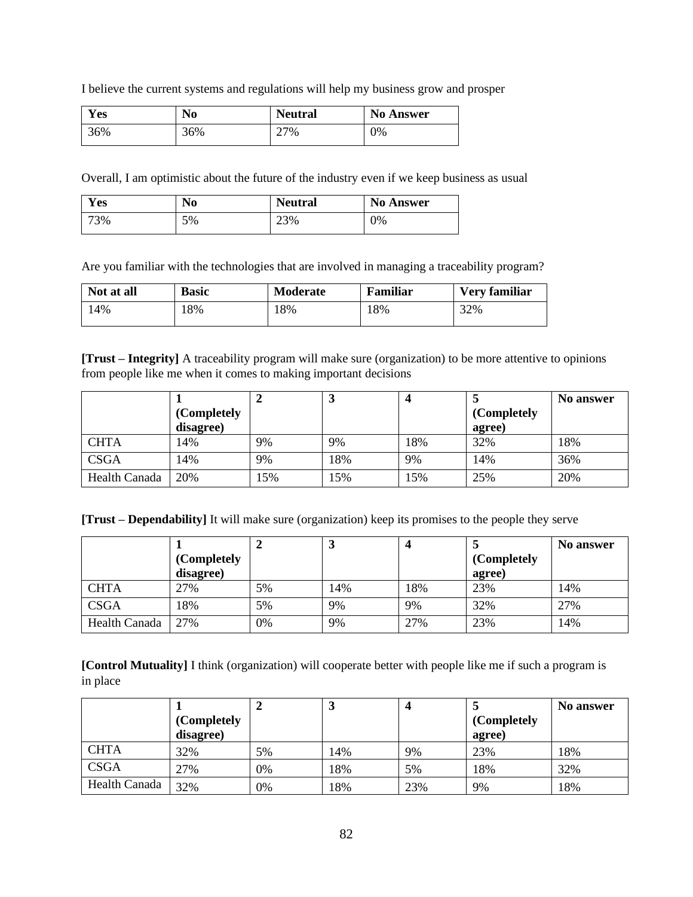I believe the current systems and regulations will help my business grow and prosper

| Yes | No | Neutral | No Answer |
|---|---|---|---|
| 36% | 36% | 27% | 0% |

Overall, I am optimistic about the future of the industry even if we keep business as usual

| Yes | No | Neutral | No Answer |
|---|---|---|---|
| 73% | 5% | 23% | 0% |

Are you familiar with the technologies that are involved in managing a traceability program?

| Not at all | Basic | Moderate | Familiar | Very familiar |
|---|---|---|---|---|
| 14% | 18% | 18% | 18% | 32% |

**[Trust – Integrity]** A traceability program will make sure (organization) to be more attentive to opinions from people like me when it comes to making important decisions

| | 1 (Completely disagree) | 2 | 3 | 4 | 5 (Completely agree) | No answer |
|---|---|---|---|---|---|---|
| CHTA | 14% | 9% | 9% | 18% | 32% | 18% |
| CSGA | 14% | 9% | 18% | 9% | 14% | 36% |
| Health Canada | 20% | 15% | 15% | 15% | 25% | 20% |

**[Trust – Dependability]** It will make sure (organization) keep its promises to the people they serve

| | 1 (Completely disagree) | 2 | 3 | 4 | 5 (Completely agree) | No answer |
|---|---|---|---|---|---|---|
| CHTA | 27% | 5% | 14% | 18% | 23% | 14% |
| CSGA | 18% | 5% | 9% | 9% | 32% | 27% |
| Health Canada | 27% | 0% | 9% | 27% | 23% | 14% |

**[Control Mutuality]** I think (organization) will cooperate better with people like me if such a program is in place

| | 1 (Completely disagree) | 2 | 3 | 4 | 5 (Completely agree) | No answer |
|---|---|---|---|---|---|---|
| CHTA | 32% | 5% | 14% | 9% | 23% | 18% |
| CSGA | 27% | 0% | 18% | 5% | 18% | 32% |
| Health Canada | 32% | 0% | 18% | 23% | 9% | 18% |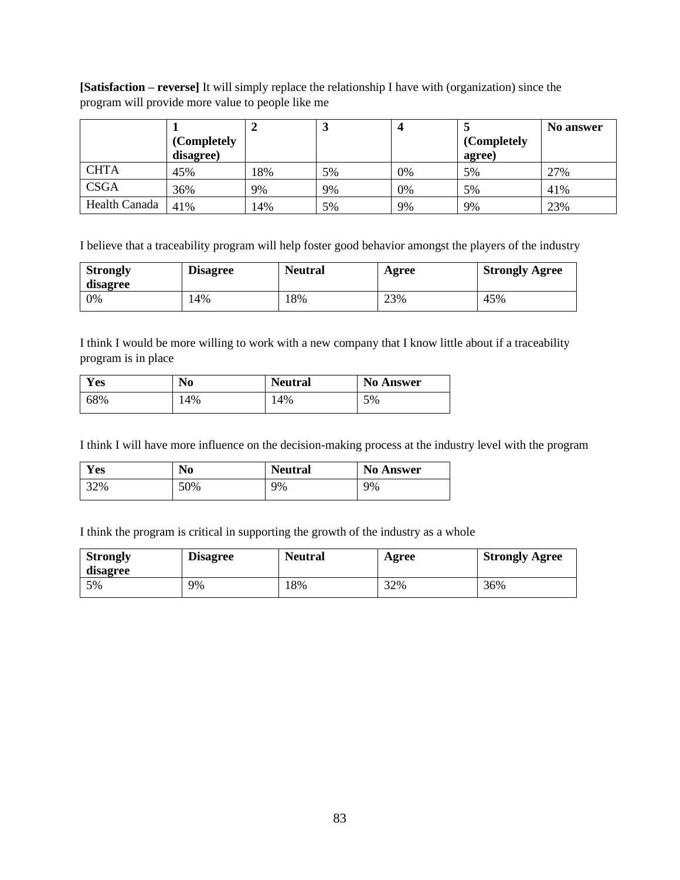**[Satisfaction – reverse]** It will simply replace the relationship I have with (organization) since the program will provide more value to people like me

| | 1 (Completely disagree) | 2 | 3 | 4 | 5 (Completely agree) | No answer |
|---|---|---|---|---|---|---|
| CHTA | 45% | 18% | 5% | 0% | 5% | 27% |
| CSGA | 36% | 9% | 9% | 0% | 5% | 41% |
| Health Canada | 41% | 14% | 5% | 9% | 9% | 23% |

I believe that a traceability program will help foster good behavior amongst the players of the industry

| Strongly disagree | Disagree | Neutral | Agree | Strongly Agree |
|---|---|---|---|---|
| 0% | 14% | 18% | 23% | 45% |

I think I would be more willing to work with a new company that I know little about if a traceability program is in place

| Yes | No | Neutral | No Answer |
|---|---|---|---|
| 68% | 14% | 14% | 5% |

I think I will have more influence on the decision-making process at the industry level with the program

| Yes | No | Neutral | No Answer |
|---|---|---|---|
| 32% | 50% | 9% | 9% |

I think the program is critical in supporting the growth of the industry as a whole

| Strongly disagree | Disagree | Neutral | Agree | Strongly Agree |
|---|---|---|---|---|
| 5% | 9% | 18% | 32% | 36% |